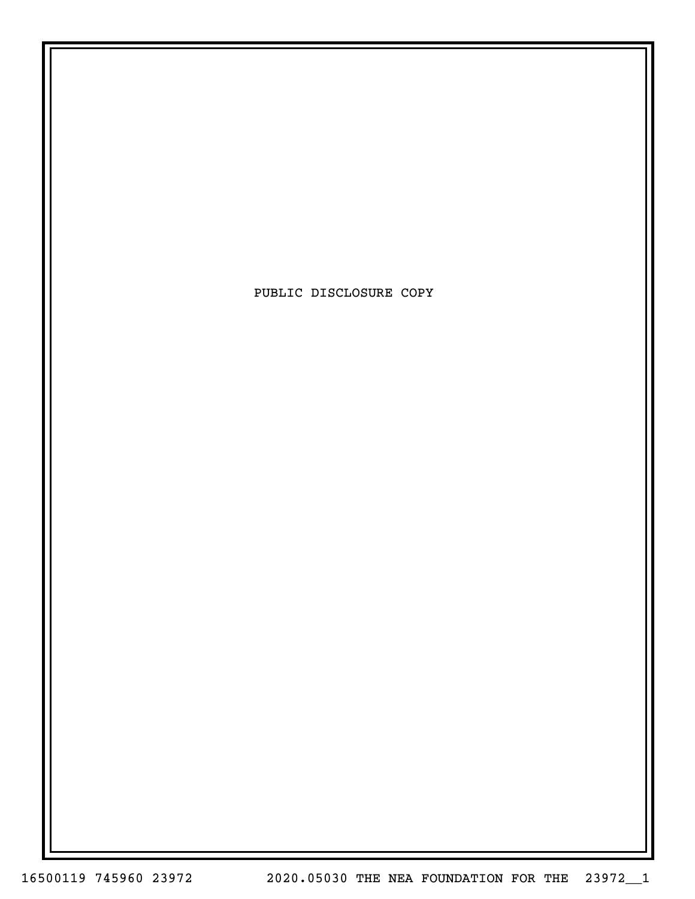PUBLIC DISCLOSURE COPY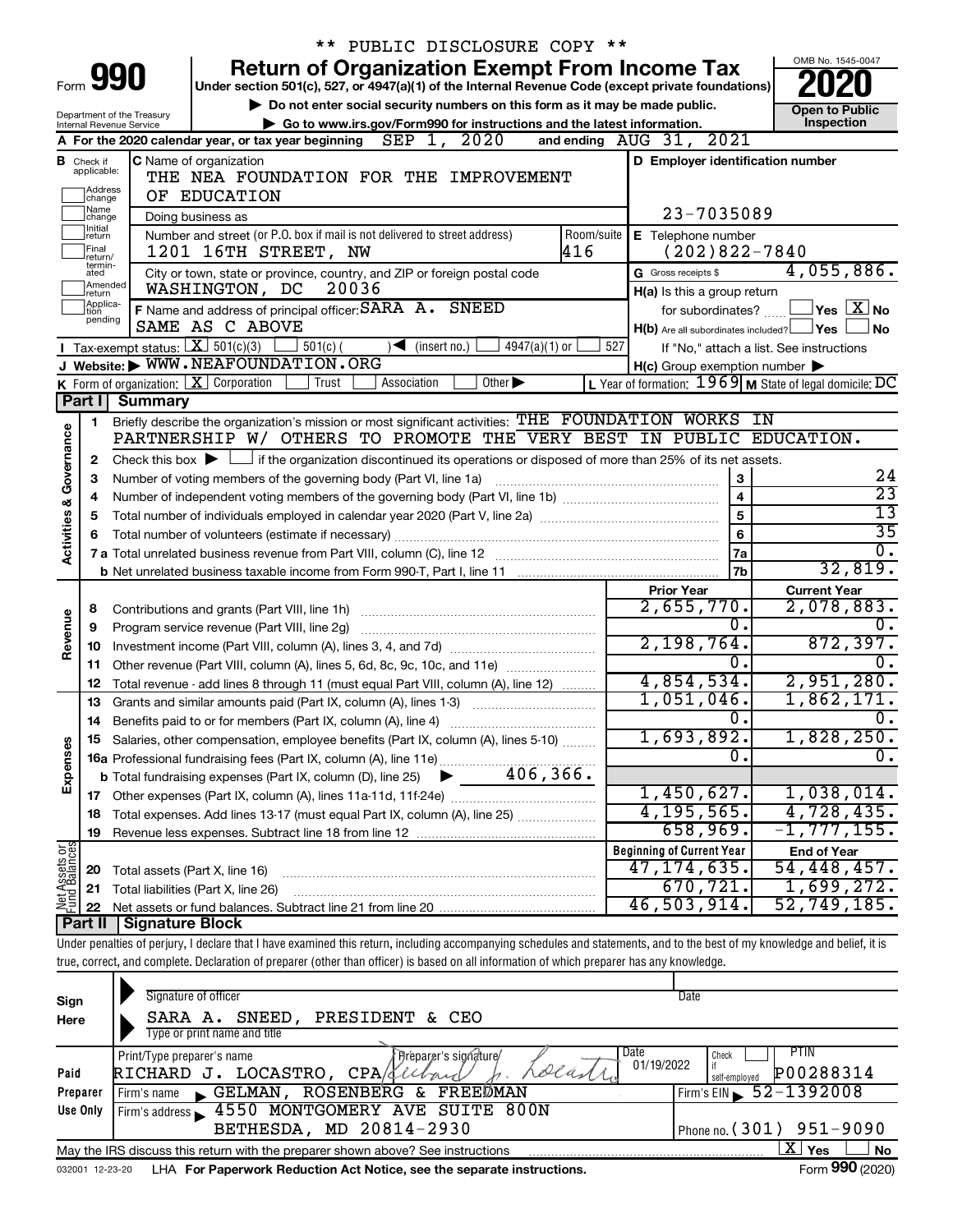** PUBLIC DISCLOSURE COPY **

# Form 990 — Return of Organization Exempt From Income Tax

Under section 501(c), 527, or 4947(a)(1) of the Internal Revenue Code (except private foundations)

▶ Do not enter social security numbers on this form as it may be made public.

▶ Go to www.irs.gov/Form990 for instructions and the latest information.

Department of the Treasury
Internal Revenue Service

OMB No. 1545-0047

**2020**

**Open to Public Inspection**

**A** For the 2020 calendar year, or tax year beginning SEP 1, 2020 and ending AUG 31, 2021

**B** Check if applicable: Address change / Name change / Initial return / Final return/terminated / Amended return / Application pending

**C** Name of organization: THE NEA FOUNDATION FOR THE IMPROVEMENT OF EDUCATION

Doing business as

Number and street (or P.O. box if mail is not delivered to street address): 1201 16TH STREET, NW — Room/suite: 416

City or town, state or province, country, and ZIP or foreign postal code: WASHINGTON, DC 20036

**D** Employer identification number: 23-7035089

**E** Telephone number: (202)822-7840

**G** Gross receipts $ 4,055,886.

**F** Name and address of principal officer: SARA A. SNEED, SAME AS C ABOVE

**H(a)** Is this a group return for subordinates? ☐ Yes ☒ No

**H(b)** Are all subordinates included? ☐ Yes ☐ No — If "No," attach a list. See instructions

**H(c)** Group exemption number ▶

**I** Tax-exempt status: ☒ 501(c)(3) ☐ 501(c) ( ) ◀ (insert no.) ☐ 4947(a)(1) or ☐ 527

**J** Website: ▶ WWW.NEAFOUNDATION.ORG

**K** Form of organization: ☒ Corporation ☐ Trust ☐ Association ☐ Other ▶

**L** Year of formation: 1969 **M** State of legal domicile: DC

## Part I Summary

**Activities & Governance**

1 Briefly describe the organization's mission or most significant activities: THE FOUNDATION WORKS IN PARTNERSHIP W/ OTHERS TO PROMOTE THE VERY BEST IN PUBLIC EDUCATION.

2 Check this box ▶ ☐ if the organization discontinued its operations or disposed of more than 25% of its net assets.

| Line | Description | No. | Value |
|---|---|---|---|
| 3 | Number of voting members of the governing body (Part VI, line 1a) | 3 | 24 |
| 4 | Number of independent voting members of the governing body (Part VI, line 1b) | 4 | 23 |
| 5 | Total number of individuals employed in calendar year 2020 (Part V, line 2a) | 5 | 13 |
| 6 | Total number of volunteers (estimate if necessary) | 6 | 35 |
| 7a | Total unrelated business revenue from Part VIII, column (C), line 12 | 7a | 0. |
| 7b | Net unrelated business taxable income from Form 990-T, Part I, line 11 | 7b | 32,819. |

| Section | Line | Description | Prior Year | Current Year |
|---|---|---|---|---|
| Revenue | 8 | Contributions and grants (Part VIII, line 1h) | 2,655,770. | 2,078,883. |
| | 9 | Program service revenue (Part VIII, line 2g) | 0. | 0. |
| | 10 | Investment income (Part VIII, column (A), lines 3, 4, and 7d) | 2,198,764. | 872,397. |
| | 11 | Other revenue (Part VIII, column (A), lines 5, 6d, 8c, 9c, 10c, and 11e) | 0. | 0. |
| | 12 | Total revenue - add lines 8 through 11 (must equal Part VIII, column (A), line 12) | 4,854,534. | 2,951,280. |
| Expenses | 13 | Grants and similar amounts paid (Part IX, column (A), lines 1-3) | 1,051,046. | 1,862,171. |
| | 14 | Benefits paid to or for members (Part IX, column (A), line 4) | 0. | 0. |
| | 15 | Salaries, other compensation, employee benefits (Part IX, column (A), lines 5-10) | 1,693,892. | 1,828,250. |
| | 16a | Professional fundraising fees (Part IX, column (A), line 11e) | 0. | 0. |
| | b | Total fundraising expenses (Part IX, column (D), line 25) ▶ 406,366. | | |
| | 17 | Other expenses (Part IX, column (A), lines 11a-11d, 11f-24e) | 1,450,627. | 1,038,014. |
| | 18 | Total expenses. Add lines 13-17 (must equal Part IX, column (A), line 25) | 4,195,565. | 4,728,435. |
| | 19 | Revenue less expenses. Subtract line 18 from line 12 | 658,969. | -1,777,155. |

| Section | Line | Description | Beginning of Current Year | End of Year |
|---|---|---|---|---|
| Net Assets or Fund Balances | 20 | Total assets (Part X, line 16) | 47,174,635. | 54,448,457. |
| | 21 | Total liabilities (Part X, line 26) | 670,721. | 1,699,272. |
| | 22 | Net assets or fund balances. Subtract line 21 from line 20 | 46,503,914. | 52,749,185. |

## Part II Signature Block

Under penalties of perjury, I declare that I have examined this return, including accompanying schedules and statements, and to the best of my knowledge and belief, it is true, correct, and complete. Declaration of preparer (other than officer) is based on all information of which preparer has any knowledge.

**Sign Here**

Signature of officer — Date

SARA A. SNEED, PRESIDENT & CEO

Type or print name and title

**Paid Preparer Use Only**

Print/Type preparer's name: RICHARD J. LOCASTRO, CPA — Preparer's signature: Richard J. Locastro — Date: 01/19/2022 — Check ☐ if self-employed — PTIN: P00288314

Firm's name ▶ GELMAN, ROSENBERG & FREEDMAN — Firm's EIN ▶ 52-1392008

Firm's address ▶ 4550 MONTGOMERY AVE SUITE 800N, BETHESDA, MD 20814-2930 — Phone no. (301) 951-9090

May the IRS discuss this return with the preparer shown above? See instructions ☒ Yes ☐ No

032001 12-23-20 LHA For Paperwork Reduction Act Notice, see the separate instructions. Form **990** (2020)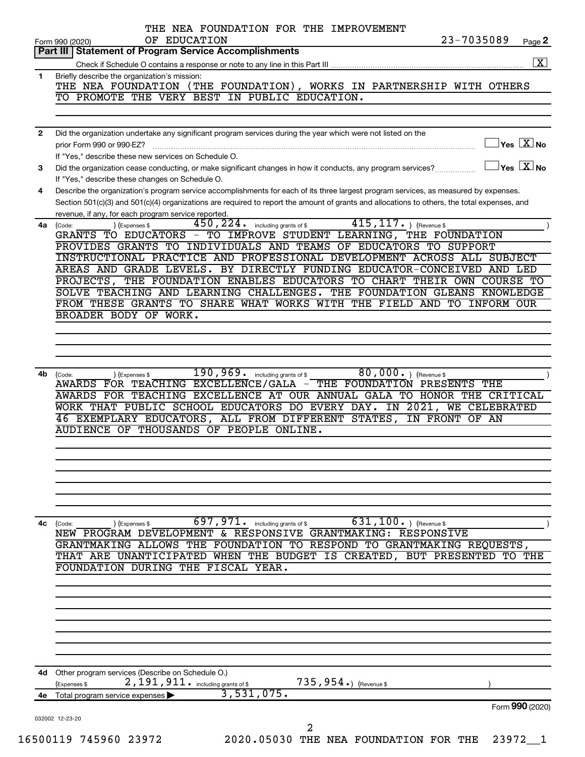THE NEA FOUNDATION FOR THE IMPROVEMENT OF EDUCATION

Form 990 (2020) 23-7035089 Page **2**

## Part III Statement of Program Service Accomplishments

Check if Schedule O contains a response or note to any line in this Part III ..... [X]

**1** Briefly describe the organization's mission:

THE NEA FOUNDATION (THE FOUNDATION), WORKS IN PARTNERSHIP WITH OTHERS TO PROMOTE THE VERY BEST IN PUBLIC EDUCATION.

**2** Did the organization undertake any significant program services during the year which were not listed on the prior Form 990 or 990-EZ? ..... [ ] Yes [X] No

If "Yes," describe these new services on Schedule O.

**3** Did the organization cease conducting, or make significant changes in how it conducts, any program services? ..... [ ] Yes [X] No

If "Yes," describe these changes on Schedule O.

**4** Describe the organization's program service accomplishments for each of its three largest program services, as measured by expenses. Section 501(c)(3) and 501(c)(4) organizations are required to report the amount of grants and allocations to others, the total expenses, and revenue, if any, for each program service reported.

**4a** (Code: ) (Expenses $ 450,224. including grants of $ 415,117. ) (Revenue $ )

GRANTS TO EDUCATORS - TO IMPROVE STUDENT LEARNING, THE FOUNDATION PROVIDES GRANTS TO INDIVIDUALS AND TEAMS OF EDUCATORS TO SUPPORT INSTRUCTIONAL PRACTICE AND PROFESSIONAL DEVELOPMENT ACROSS ALL SUBJECT AREAS AND GRADE LEVELS. BY DIRECTLY FUNDING EDUCATOR-CONCEIVED AND LED PROJECTS, THE FOUNDATION ENABLES EDUCATORS TO CHART THEIR OWN COURSE TO SOLVE TEACHING AND LEARNING CHALLENGES. THE FOUNDATION GLEANS KNOWLEDGE FROM THESE GRANTS TO SHARE WHAT WORKS WITH THE FIELD AND TO INFORM OUR BROADER BODY OF WORK.

**4b** (Code: ) (Expenses $ 190,969. including grants of $ 80,000. ) (Revenue $ )

AWARDS FOR TEACHING EXCELLENCE/GALA - THE FOUNDATION PRESENTS THE AWARDS FOR TEACHING EXCELLENCE AT OUR ANNUAL GALA TO HONOR THE CRITICAL WORK THAT PUBLIC SCHOOL EDUCATORS DO EVERY DAY. IN 2021, WE CELEBRATED 46 EXEMPLARY EDUCATORS, ALL FROM DIFFERENT STATES, IN FRONT OF AN AUDIENCE OF THOUSANDS OF PEOPLE ONLINE.

**4c** (Code: ) (Expenses $ 697,971. including grants of $ 631,100. ) (Revenue $ )

NEW PROGRAM DEVELOPMENT & RESPONSIVE GRANTMAKING: RESPONSIVE GRANTMAKING ALLOWS THE FOUNDATION TO RESPOND TO GRANTMAKING REQUESTS, THAT ARE UNANTICIPATED WHEN THE BUDGET IS CREATED, BUT PRESENTED TO THE FOUNDATION DURING THE FISCAL YEAR.

**4d** Other program services (Describe on Schedule O.)

(Expenses $ 2,191,911. including grants of $ 735,954.) (Revenue $ )

**4e** Total program service expenses ▶ 3,531,075.

Form **990** (2020)

032002 12-23-20

16500119 745960 23972 2020.05030 THE NEA FOUNDATION FOR THE 23972__1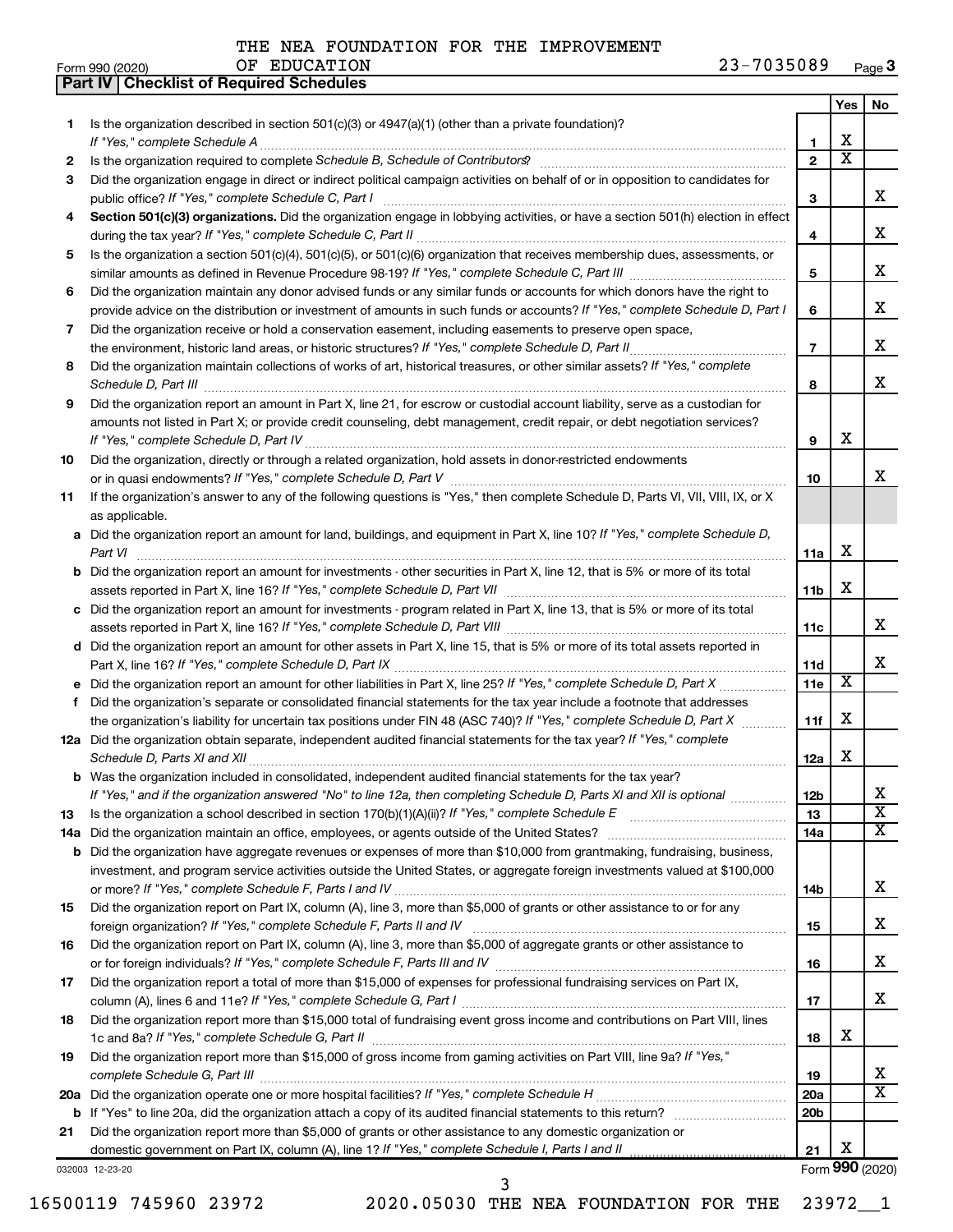THE NEA FOUNDATION FOR THE IMPROVEMENT OF EDUCATION 23-7035089

Form 990 (2020) Page 3

**Part IV | Checklist of Required Schedules**

| | | | Yes | No |
|---|---|---|---|---|
| 1 | Is the organization described in section 501(c)(3) or 4947(a)(1) (other than a private foundation)? *If "Yes," complete Schedule A* | 1 | X | |
| 2 | Is the organization required to complete *Schedule B, Schedule of Contributors*? | 2 | X | |
| 3 | Did the organization engage in direct or indirect political campaign activities on behalf of or in opposition to candidates for public office? *If "Yes," complete Schedule C, Part I* | 3 | | X |
| 4 | **Section 501(c)(3) organizations.** Did the organization engage in lobbying activities, or have a section 501(h) election in effect during the tax year? *If "Yes," complete Schedule C, Part II* | 4 | | X |
| 5 | Is the organization a section 501(c)(4), 501(c)(5), or 501(c)(6) organization that receives membership dues, assessments, or similar amounts as defined in Revenue Procedure 98-19? *If "Yes," complete Schedule C, Part III* | 5 | | X |
| 6 | Did the organization maintain any donor advised funds or any similar funds or accounts for which donors have the right to provide advice on the distribution or investment of amounts in such funds or accounts? *If "Yes," complete Schedule D, Part I* | 6 | | X |
| 7 | Did the organization receive or hold a conservation easement, including easements to preserve open space, the environment, historic land areas, or historic structures? *If "Yes," complete Schedule D, Part II* | 7 | | X |
| 8 | Did the organization maintain collections of works of art, historical treasures, or other similar assets? *If "Yes," complete Schedule D, Part III* | 8 | | X |
| 9 | Did the organization report an amount in Part X, line 21, for escrow or custodial account liability, serve as a custodian for amounts not listed in Part X; or provide credit counseling, debt management, credit repair, or debt negotiation services? *If "Yes," complete Schedule D, Part IV* | 9 | X | |
| 10 | Did the organization, directly or through a related organization, hold assets in donor-restricted endowments or in quasi endowments? *If "Yes," complete Schedule D, Part V* | 10 | | X |
| 11 | If the organization's answer to any of the following questions is "Yes," then complete Schedule D, Parts VI, VII, VIII, IX, or X as applicable. | | | |
| a | Did the organization report an amount for land, buildings, and equipment in Part X, line 10? *If "Yes," complete Schedule D, Part VI* | 11a | X | |
| b | Did the organization report an amount for investments - other securities in Part X, line 12, that is 5% or more of its total assets reported in Part X, line 16? *If "Yes," complete Schedule D, Part VII* | 11b | X | |
| c | Did the organization report an amount for investments - program related in Part X, line 13, that is 5% or more of its total assets reported in Part X, line 16? *If "Yes," complete Schedule D, Part VIII* | 11c | | X |
| d | Did the organization report an amount for other assets in Part X, line 15, that is 5% or more of its total assets reported in Part X, line 16? *If "Yes," complete Schedule D, Part IX* | 11d | | X |
| e | Did the organization report an amount for other liabilities in Part X, line 25? *If "Yes," complete Schedule D, Part X* | 11e | X | |
| f | Did the organization's separate or consolidated financial statements for the tax year include a footnote that addresses the organization's liability for uncertain tax positions under FIN 48 (ASC 740)? *If "Yes," complete Schedule D, Part X* | 11f | X | |
| 12a | Did the organization obtain separate, independent audited financial statements for the tax year? *If "Yes," complete Schedule D, Parts XI and XII* | 12a | X | |
| b | Was the organization included in consolidated, independent audited financial statements for the tax year? *If "Yes," and if the organization answered "No" to line 12a, then completing Schedule D, Parts XI and XII is optional* | 12b | | X |
| 13 | Is the organization a school described in section 170(b)(1)(A)(ii)? *If "Yes," complete Schedule E* | 13 | | X |
| 14a | Did the organization maintain an office, employees, or agents outside of the United States? | 14a | | X |
| b | Did the organization have aggregate revenues or expenses of more than $10,000 from grantmaking, fundraising, business, investment, and program service activities outside the United States, or aggregate foreign investments valued at $100,000 or more? *If "Yes," complete Schedule F, Parts I and IV* | 14b | | X |
| 15 | Did the organization report on Part IX, column (A), line 3, more than $5,000 of grants or other assistance to or for any foreign organization? *If "Yes," complete Schedule F, Parts II and IV* | 15 | | X |
| 16 | Did the organization report on Part IX, column (A), line 3, more than $5,000 of aggregate grants or other assistance to or for foreign individuals? *If "Yes," complete Schedule F, Parts III and IV* | 16 | | X |
| 17 | Did the organization report a total of more than $15,000 of expenses for professional fundraising services on Part IX, column (A), lines 6 and 11e? *If "Yes," complete Schedule G, Part I* | 17 | | X |
| 18 | Did the organization report more than $15,000 total of fundraising event gross income and contributions on Part VIII, lines 1c and 8a? *If "Yes," complete Schedule G, Part II* | 18 | X | |
| 19 | Did the organization report more than $15,000 of gross income from gaming activities on Part VIII, line 9a? *If "Yes," complete Schedule G, Part III* | 19 | | X |
| 20a | Did the organization operate one or more hospital facilities? *If "Yes," complete Schedule H* | 20a | | X |
| b | If "Yes" to line 20a, did the organization attach a copy of its audited financial statements to this return? | 20b | | |
| 21 | Did the organization report more than $5,000 of grants or other assistance to any domestic organization or domestic government on Part IX, column (A), line 1? *If "Yes," complete Schedule I, Parts I and II* | 21 | X | |

032003 12-23-20 Form **990** (2020)

16500119 745960 23972 2020.05030 THE NEA FOUNDATION FOR THE 23972__1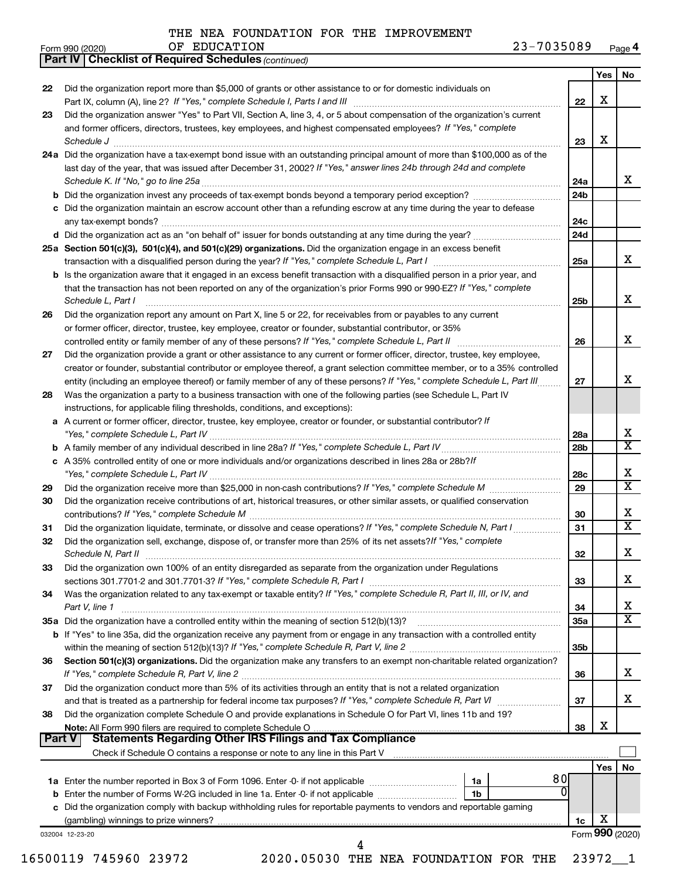THE NEA FOUNDATION FOR THE IMPROVEMENT OF EDUCATION 23-7035089

**Part IV | Checklist of Required Schedules** *(continued)*

| | | | Yes | No |
|---|---|---|---|---|
| 22 | Did the organization report more than $5,000 of grants or other assistance to or for domestic individuals on Part IX, column (A), line 2? *If "Yes," complete Schedule I, Parts I and III* | 22 | X | |
| 23 | Did the organization answer "Yes" to Part VII, Section A, line 3, 4, or 5 about compensation of the organization's current and former officers, directors, trustees, key employees, and highest compensated employees? *If "Yes," complete Schedule J* | 23 | X | |
| 24a | Did the organization have a tax-exempt bond issue with an outstanding principal amount of more than $100,000 as of the last day of the year, that was issued after December 31, 2002? *If "Yes," answer lines 24b through 24d and complete Schedule K. If "No," go to line 25a* | 24a | | X |
| b | Did the organization invest any proceeds of tax-exempt bonds beyond a temporary period exception? | 24b | | |
| c | Did the organization maintain an escrow account other than a refunding escrow at any time during the year to defease any tax-exempt bonds? | 24c | | |
| d | Did the organization act as an "on behalf of" issuer for bonds outstanding at any time during the year? | 24d | | |
| 25a | **Section 501(c)(3), 501(c)(4), and 501(c)(29) organizations.** Did the organization engage in an excess benefit transaction with a disqualified person during the year? *If "Yes," complete Schedule L, Part I* | 25a | | X |
| b | Is the organization aware that it engaged in an excess benefit transaction with a disqualified person in a prior year, and that the transaction has not been reported on any of the organization's prior Forms 990 or 990-EZ? *If "Yes," complete Schedule L, Part I* | 25b | | X |
| 26 | Did the organization report any amount on Part X, line 5 or 22, for receivables from or payables to any current or former officer, director, trustee, key employee, creator or founder, substantial contributor, or 35% controlled entity or family member of any of these persons? *If "Yes," complete Schedule L, Part II* | 26 | | X |
| 27 | Did the organization provide a grant or other assistance to any current or former officer, director, trustee, key employee, creator or founder, substantial contributor or employee thereof, a grant selection committee member, or to a 35% controlled entity (including an employee thereof) or family member of any of these persons? *If "Yes," complete Schedule L, Part III* | 27 | | X |
| 28 | Was the organization a party to a business transaction with one of the following parties (see Schedule L, Part IV instructions, for applicable filing thresholds, conditions, and exceptions): | | | |
| a | A current or former officer, director, trustee, key employee, creator or founder, or substantial contributor? *If "Yes," complete Schedule L, Part IV* | 28a | | X |
| b | A family member of any individual described in line 28a? *If "Yes," complete Schedule L, Part IV* | 28b | | X |
| c | A 35% controlled entity of one or more individuals and/or organizations described in lines 28a or 28b? *If "Yes," complete Schedule L, Part IV* | 28c | | X |
| 29 | Did the organization receive more than $25,000 in non-cash contributions? *If "Yes," complete Schedule M* | 29 | | X |
| 30 | Did the organization receive contributions of art, historical treasures, or other similar assets, or qualified conservation contributions? *If "Yes," complete Schedule M* | 30 | | X |
| 31 | Did the organization liquidate, terminate, or dissolve and cease operations? *If "Yes," complete Schedule N, Part I* | 31 | | X |
| 32 | Did the organization sell, exchange, dispose of, or transfer more than 25% of its net assets? *If "Yes," complete Schedule N, Part II* | 32 | | X |
| 33 | Did the organization own 100% of an entity disregarded as separate from the organization under Regulations sections 301.7701-2 and 301.7701-3? *If "Yes," complete Schedule R, Part I* | 33 | | X |
| 34 | Was the organization related to any tax-exempt or taxable entity? *If "Yes," complete Schedule R, Part II, III, or IV, and Part V, line 1* | 34 | | X |
| 35a | Did the organization have a controlled entity within the meaning of section 512(b)(13)? | 35a | | X |
| b | If "Yes" to line 35a, did the organization receive any payment from or engage in any transaction with a controlled entity within the meaning of section 512(b)(13)? *If "Yes," complete Schedule R, Part V, line 2* | 35b | | |
| 36 | **Section 501(c)(3) organizations.** Did the organization make any transfers to an exempt non-charitable related organization? *If "Yes," complete Schedule R, Part V, line 2* | 36 | | X |
| 37 | Did the organization conduct more than 5% of its activities through an entity that is not a related organization and that is treated as a partnership for federal income tax purposes? *If "Yes," complete Schedule R, Part VI* | 37 | | X |
| 38 | Did the organization complete Schedule O and provide explanations in Schedule O for Part VI, lines 11b and 19? **Note:** All Form 990 filers are required to complete Schedule O | 38 | X | |

**Part V | Statements Regarding Other IRS Filings and Tax Compliance**

Check if Schedule O contains a response or note to any line in this Part V ☐

| | | | | | Yes | No |
|---|---|---|---|---|---|---|
| 1a | Enter the number reported in Box 3 of Form 1096. Enter -0- if not applicable | 1a | 80 | | | |
| b | Enter the number of Forms W-2G included in line 1a. Enter -0- if not applicable | 1b | 0 | | | |
| c | Did the organization comply with backup withholding rules for reportable payments to vendors and reportable gaming (gambling) winnings to prize winners? | | | 1c | X | |

Form **990** (2020)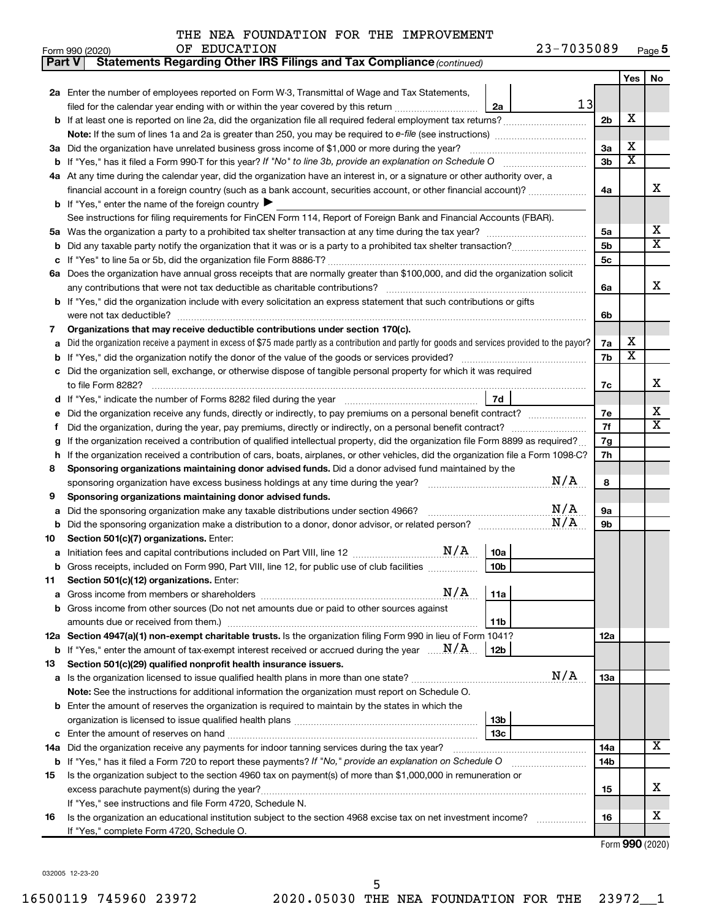THE NEA FOUNDATION FOR THE IMPROVEMENT OF EDUCATION 23-7035089

Form 990 (2020) Page 5

**Part V Statements Regarding Other IRS Filings and Tax Compliance** *(continued)*

| | | | | Yes | No |
|---|---|---|---|---|---|
| **2a** | Enter the number of employees reported on Form W-3, Transmittal of Wage and Tax Statements, filed for the calendar year ending with or within the year covered by this return | 2a | 13 | | |
| **b** | If at least one is reported on line 2a, did the organization file all required federal employment tax returns? | | 2b | X | |
| | **Note:** If the sum of lines 1a and 2a is greater than 250, you may be required to *e-file* (see instructions) | | | | |
| **3a** | Did the organization have unrelated business gross income of $1,000 or more during the year? | | 3a | X | |
| **b** | If "Yes," has it filed a Form 990-T for this year? *If "No" to line 3b, provide an explanation on Schedule O* | | 3b | X | |
| **4a** | At any time during the calendar year, did the organization have an interest in, or a signature or other authority over, a financial account in a foreign country (such as a bank account, securities account, or other financial account)? | | 4a | | X |
| **b** | If "Yes," enter the name of the foreign country ▶ | | | | |
| | See instructions for filing requirements for FinCEN Form 114, Report of Foreign Bank and Financial Accounts (FBAR). | | | | |
| **5a** | Was the organization a party to a prohibited tax shelter transaction at any time during the tax year? | | 5a | | X |
| **b** | Did any taxable party notify the organization that it was or is a party to a prohibited tax shelter transaction? | | 5b | | X |
| **c** | If "Yes" to line 5a or 5b, did the organization file Form 8886-T? | | 5c | | |
| **6a** | Does the organization have annual gross receipts that are normally greater than $100,000, and did the organization solicit any contributions that were not tax deductible as charitable contributions? | | 6a | | X |
| **b** | If "Yes," did the organization include with every solicitation an express statement that such contributions or gifts were not tax deductible? | | 6b | | |
| **7** | **Organizations that may receive deductible contributions under section 170(c).** | | | | |
| **a** | Did the organization receive a payment in excess of $75 made partly as a contribution and partly for goods and services provided to the payor? | | 7a | X | |
| **b** | If "Yes," did the organization notify the donor of the value of the goods or services provided? | | 7b | X | |
| **c** | Did the organization sell, exchange, or otherwise dispose of tangible personal property for which it was required to file Form 8282? | | 7c | | X |
| **d** | If "Yes," indicate the number of Forms 8282 filed during the year | 7d | | | |
| **e** | Did the organization receive any funds, directly or indirectly, to pay premiums on a personal benefit contract? | | 7e | | X |
| **f** | Did the organization, during the year, pay premiums, directly or indirectly, on a personal benefit contract? | | 7f | | X |
| **g** | If the organization received a contribution of qualified intellectual property, did the organization file Form 8899 as required? | | 7g | | |
| **h** | If the organization received a contribution of cars, boats, airplanes, or other vehicles, did the organization file a Form 1098-C? | | 7h | | |
| **8** | **Sponsoring organizations maintaining donor advised funds.** Did a donor advised fund maintained by the sponsoring organization have excess business holdings at any time during the year? N/A | | 8 | | |
| **9** | **Sponsoring organizations maintaining donor advised funds.** | | | | |
| **a** | Did the sponsoring organization make any taxable distributions under section 4966? N/A | | 9a | | |
| **b** | Did the sponsoring organization make a distribution to a donor, donor advisor, or related person? N/A | | 9b | | |
| **10** | **Section 501(c)(7) organizations.** Enter: | | | | |
| **a** | Initiation fees and capital contributions included on Part VIII, line 12 N/A | 10a | | | |
| **b** | Gross receipts, included on Form 990, Part VIII, line 12, for public use of club facilities | 10b | | | |
| **11** | **Section 501(c)(12) organizations.** Enter: | | | | |
| **a** | Gross income from members or shareholders N/A | 11a | | | |
| **b** | Gross income from other sources (Do not net amounts due or paid to other sources against amounts due or received from them.) | 11b | | | |
| **12a** | **Section 4947(a)(1) non-exempt charitable trusts.** Is the organization filing Form 990 in lieu of Form 1041? | | 12a | | |
| **b** | If "Yes," enter the amount of tax-exempt interest received or accrued during the year N/A | 12b | | | |
| **13** | **Section 501(c)(29) qualified nonprofit health insurance issuers.** | | | | |
| **a** | Is the organization licensed to issue qualified health plans in more than one state? N/A | | 13a | | |
| | **Note:** See the instructions for additional information the organization must report on Schedule O. | | | | |
| **b** | Enter the amount of reserves the organization is required to maintain by the states in which the organization is licensed to issue qualified health plans | 13b | | | |
| **c** | Enter the amount of reserves on hand | 13c | | | |
| **14a** | Did the organization receive any payments for indoor tanning services during the tax year? | | 14a | | X |
| **b** | If "Yes," has it filed a Form 720 to report these payments? *If "No," provide an explanation on Schedule O* | | 14b | | |
| **15** | Is the organization subject to the section 4960 tax on payment(s) of more than $1,000,000 in remuneration or excess parachute payment(s) during the year? | | 15 | | X |
| | If "Yes," see instructions and file Form 4720, Schedule N. | | | | |
| **16** | Is the organization an educational institution subject to the section 4968 excise tax on net investment income? | | 16 | | X |
| | If "Yes," complete Form 4720, Schedule O. | | | | |

Form **990** (2020)

032005 12-23-20

16500119 745960 23972 2020.05030 THE NEA FOUNDATION FOR THE 23972__1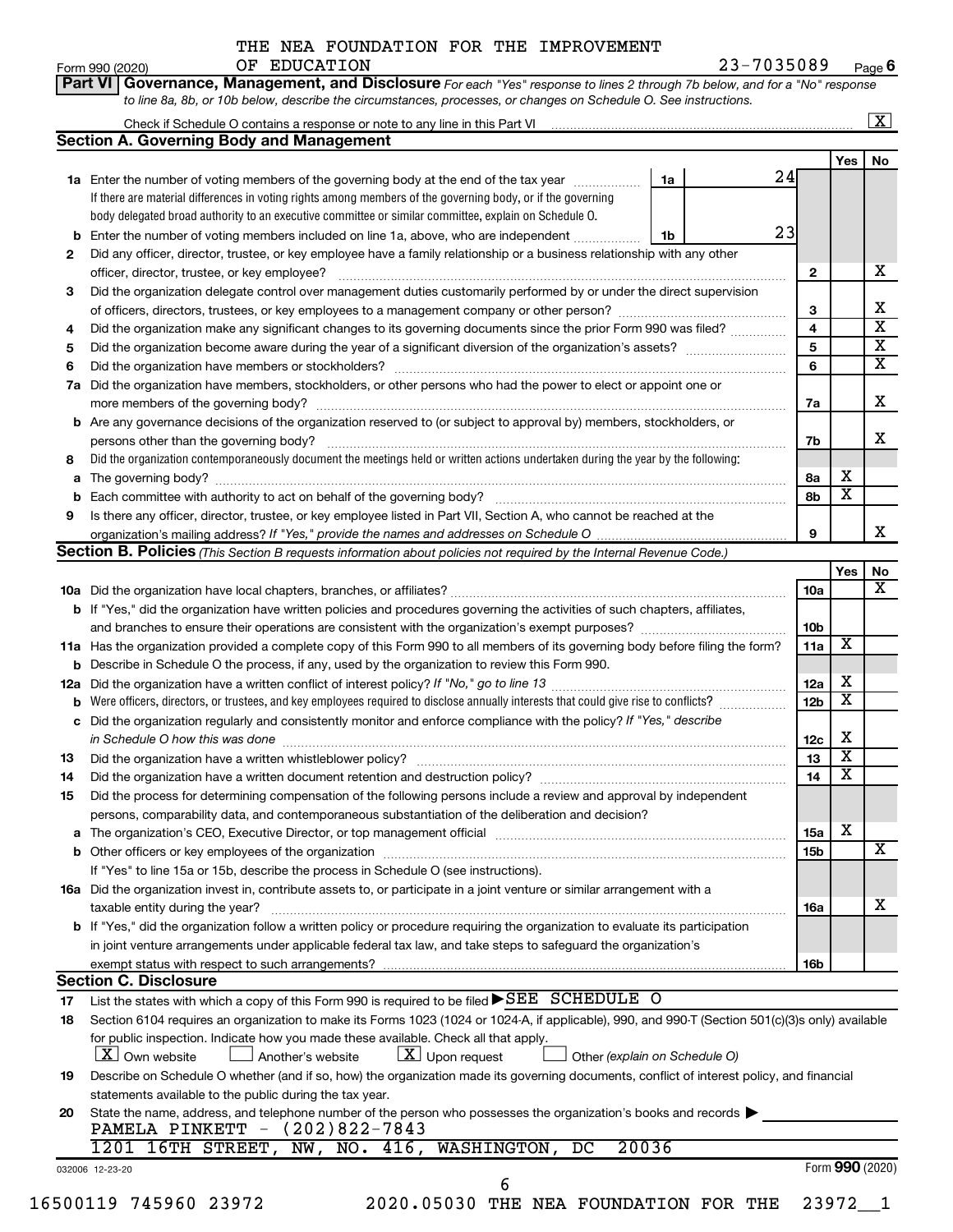THE NEA FOUNDATION FOR THE IMPROVEMENT OF EDUCATION 23-7035089

Form 990 (2020) Page 6

**Part VI Governance, Management, and Disclosure** *For each "Yes" response to lines 2 through 7b below, and for a "No" response to line 8a, 8b, or 10b below, describe the circumstances, processes, or changes on Schedule O. See instructions.*

Check if Schedule O contains a response or note to any line in this Part VI [X]

**Section A. Governing Body and Management**

| | | | | Yes | No |
|---|---|---|---|---|---|
| **1a** | Enter the number of voting members of the governing body at the end of the tax year **1a** 24<br>If there are material differences in voting rights among members of the governing body, or if the governing body delegated broad authority to an executive committee or similar committee, explain on Schedule O. | | | | |
| **b** | Enter the number of voting members included on line 1a, above, who are independent **1b** 23 | | | | |
| **2** | Did any officer, director, trustee, or key employee have a family relationship or a business relationship with any other officer, director, trustee, or key employee? | **2** | | | X |
| **3** | Did the organization delegate control over management duties customarily performed by or under the direct supervision of officers, directors, trustees, or key employees to a management company or other person? | **3** | | | X |
| **4** | Did the organization make any significant changes to its governing documents since the prior Form 990 was filed? | **4** | | | X |
| **5** | Did the organization become aware during the year of a significant diversion of the organization's assets? | **5** | | | X |
| **6** | Did the organization have members or stockholders? | **6** | | | X |
| **7a** | Did the organization have members, stockholders, or other persons who had the power to elect or appoint one or more members of the governing body? | **7a** | | | X |
| **b** | Are any governance decisions of the organization reserved to (or subject to approval by) members, stockholders, or persons other than the governing body? | **7b** | | | X |
| **8** | Did the organization contemporaneously document the meetings held or written actions undertaken during the year by the following: | | | | |
| **a** | The governing body? | **8a** | | X | |
| **b** | Each committee with authority to act on behalf of the governing body? | **8b** | | X | |
| **9** | Is there any officer, director, trustee, or key employee listed in Part VII, Section A, who cannot be reached at the organization's mailing address? *If "Yes," provide the names and addresses on Schedule O* | **9** | | | X |

**Section B. Policies** *(This Section B requests information about policies not required by the Internal Revenue Code.)*

| | | | Yes | No |
|---|---|---|---|---|
| **10a** | Did the organization have local chapters, branches, or affiliates? | **10a** | | X |
| **b** | If "Yes," did the organization have written policies and procedures governing the activities of such chapters, affiliates, and branches to ensure their operations are consistent with the organization's exempt purposes? | **10b** | | |
| **11a** | Has the organization provided a complete copy of this Form 990 to all members of its governing body before filing the form? | **11a** | X | |
| **b** | Describe in Schedule O the process, if any, used by the organization to review this Form 990. | | | |
| **12a** | Did the organization have a written conflict of interest policy? *If "No," go to line 13* | **12a** | X | |
| **b** | Were officers, directors, or trustees, and key employees required to disclose annually interests that could give rise to conflicts? | **12b** | X | |
| **c** | Did the organization regularly and consistently monitor and enforce compliance with the policy? *If "Yes," describe in Schedule O how this was done* | **12c** | X | |
| **13** | Did the organization have a written whistleblower policy? | **13** | X | |
| **14** | Did the organization have a written document retention and destruction policy? | **14** | X | |
| **15** | Did the process for determining compensation of the following persons include a review and approval by independent persons, comparability data, and contemporaneous substantiation of the deliberation and decision? | | | |
| **a** | The organization's CEO, Executive Director, or top management official | **15a** | X | |
| **b** | Other officers or key employees of the organization<br>If "Yes" to line 15a or 15b, describe the process in Schedule O (see instructions). | **15b** | | X |
| **16a** | Did the organization invest in, contribute assets to, or participate in a joint venture or similar arrangement with a taxable entity during the year? | **16a** | | X |
| **b** | If "Yes," did the organization follow a written policy or procedure requiring the organization to evaluate its participation in joint venture arrangements under applicable federal tax law, and take steps to safeguard the organization's exempt status with respect to such arrangements? | **16b** | | |

**Section C. Disclosure**

**17** List the states with which a copy of this Form 990 is required to be filed ▶SEE SCHEDULE O

**18** Section 6104 requires an organization to make its Forms 1023 (1024 or 1024-A, if applicable), 990, and 990-T (Section 501(c)(3)s only) available for public inspection. Indicate how you made these available. Check all that apply.

[X] Own website [ ] Another's website [X] Upon request [ ] Other *(explain on Schedule O)*

**19** Describe on Schedule O whether (and if so, how) the organization made its governing documents, conflict of interest policy, and financial statements available to the public during the tax year.

**20** State the name, address, and telephone number of the person who possesses the organization's books and records ▶

PAMELA PINKETT - (202)822-7843

1201 16TH STREET, NW, NO. 416, WASHINGTON, DC 20036

032006 12-23-20 Form **990** (2020)

16500119 745960 23972 2020.05030 THE NEA FOUNDATION FOR THE 23972__1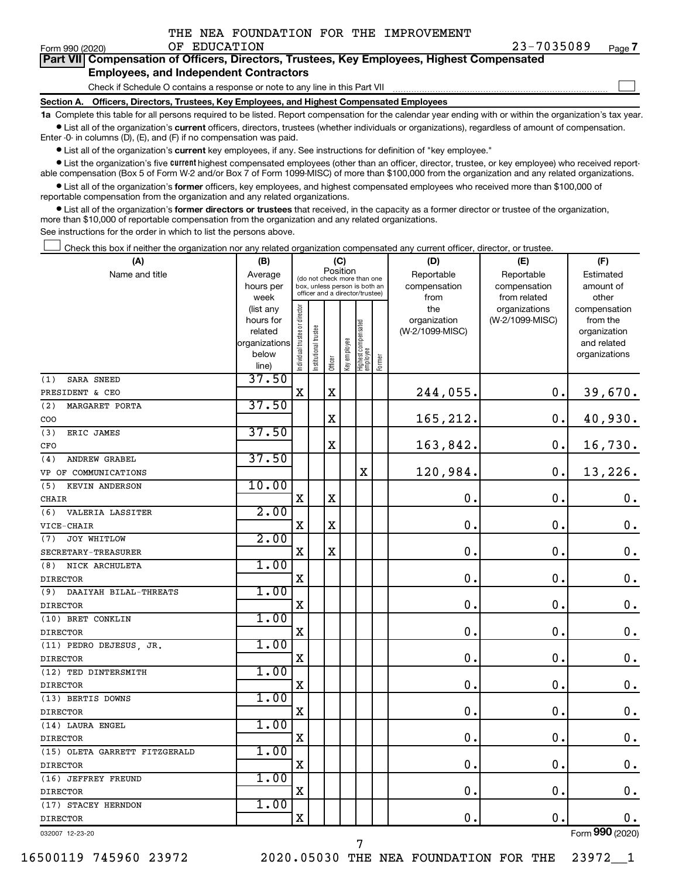THE NEA FOUNDATION FOR THE IMPROVEMENT OF EDUCATION 23-7035089

Form 990 (2020) Page 7

## Part VII Compensation of Officers, Directors, Trustees, Key Employees, Highest Compensated Employees, and Independent Contractors

Check if Schedule O contains a response or note to any line in this Part VII

### Section A. Officers, Directors, Trustees, Key Employees, and Highest Compensated Employees

**1a** Complete this table for all persons required to be listed. Report compensation for the calendar year ending with or within the organization's tax year.

- List all of the organization's **current** officers, directors, trustees (whether individuals or organizations), regardless of amount of compensation. Enter -0- in columns (D), (E), and (F) if no compensation was paid.
- List all of the organization's **current** key employees, if any. See instructions for definition of "key employee."
- List the organization's five **current** highest compensated employees (other than an officer, director, trustee, or key employee) who received reportable compensation (Box 5 of Form W-2 and/or Box 7 of Form 1099-MISC) of more than $100,000 from the organization and any related organizations.
- List all of the organization's **former** officers, key employees, and highest compensated employees who received more than $100,000 of reportable compensation from the organization and any related organizations.
- List all of the organization's **former directors or trustees** that received, in the capacity as a former director or trustee of the organization, more than $10,000 of reportable compensation from the organization and any related organizations.

See instructions for the order in which to list the persons above.

Check this box if neither the organization nor any related organization compensated any current officer, director, or trustee.

| (A) Name and title | (B) Average hours per week (list any hours for related organizations below line) | (C) Position: Individual trustee or director | Institutional trustee | Officer | Key employee | Highest compensated employee | Former | (D) Reportable compensation from the organization (W-2/1099-MISC) | (E) Reportable compensation from related organizations (W-2/1099-MISC) | (F) Estimated amount of other compensation from the organization and related organizations |
|---|---|---|---|---|---|---|---|---|---|---|
| (1) SARA SNEED<br>PRESIDENT & CEO | 37.50 | X | | X | | | | 244,055. | 0. | 39,670. |
| (2) MARGARET PORTA<br>COO | 37.50 | | | X | | | | 165,212. | 0. | 40,930. |
| (3) ERIC JAMES<br>CFO | 37.50 | | | X | | | | 163,842. | 0. | 16,730. |
| (4) ANDREW GRABEL<br>VP OF COMMUNICATIONS | 37.50 | | | | | X | | 120,984. | 0. | 13,226. |
| (5) KEVIN ANDERSON<br>CHAIR | 10.00 | X | | X | | | | 0. | 0. | 0. |
| (6) VALERIA LASSITER<br>VICE-CHAIR | 2.00 | X | | X | | | | 0. | 0. | 0. |
| (7) JOY WHITLOW<br>SECRETARY-TREASURER | 2.00 | X | | X | | | | 0. | 0. | 0. |
| (8) NICK ARCHULETA<br>DIRECTOR | 1.00 | X | | | | | | 0. | 0. | 0. |
| (9) DAAIYAH BILAL-THREATS<br>DIRECTOR | 1.00 | X | | | | | | 0. | 0. | 0. |
| (10) BRET CONKLIN<br>DIRECTOR | 1.00 | X | | | | | | 0. | 0. | 0. |
| (11) PEDRO DEJESUS, JR.<br>DIRECTOR | 1.00 | X | | | | | | 0. | 0. | 0. |
| (12) TED DINTERSMITH<br>DIRECTOR | 1.00 | X | | | | | | 0. | 0. | 0. |
| (13) BERTIS DOWNS<br>DIRECTOR | 1.00 | X | | | | | | 0. | 0. | 0. |
| (14) LAURA ENGEL<br>DIRECTOR | 1.00 | X | | | | | | 0. | 0. | 0. |
| (15) OLETA GARRETT FITZGERALD<br>DIRECTOR | 1.00 | X | | | | | | 0. | 0. | 0. |
| (16) JEFFREY FREUND<br>DIRECTOR | 1.00 | X | | | | | | 0. | 0. | 0. |
| (17) STACEY HERNDON<br>DIRECTOR | 1.00 | X | | | | | | 0. | 0. | 0. |

032007 12-23-20

Form 990 (2020)

16500119 745960 23972 2020.05030 THE NEA FOUNDATION FOR THE 23972__1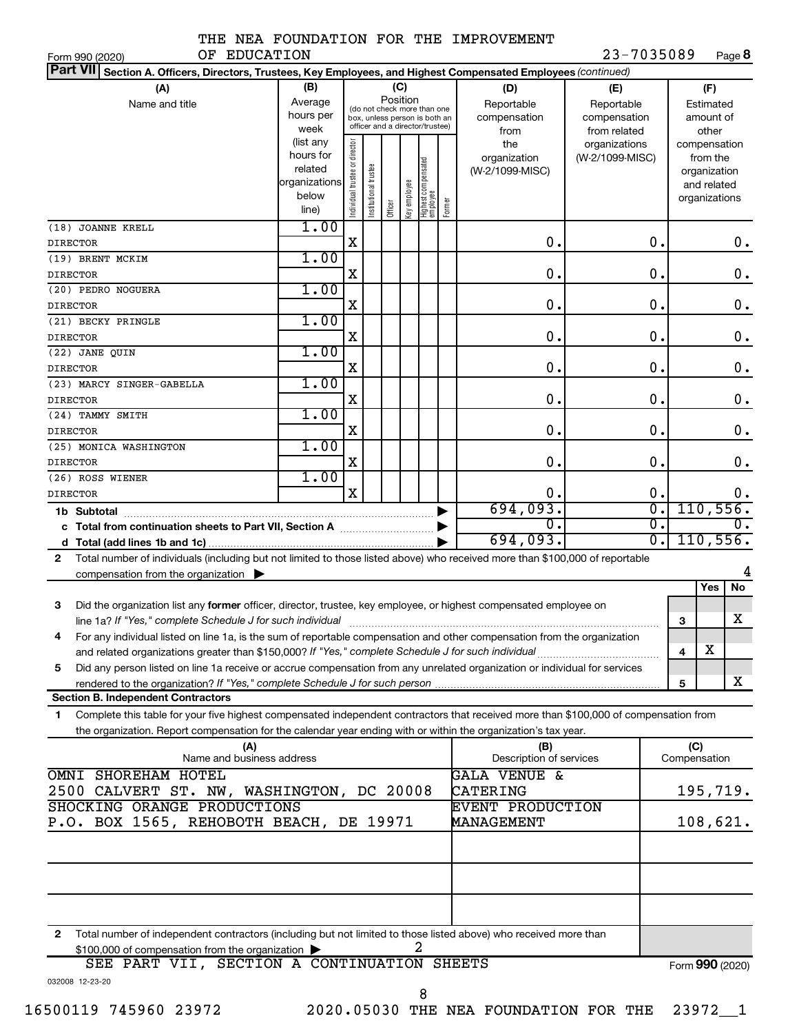THE NEA FOUNDATION FOR THE IMPROVEMENT OF EDUCATION

Form 990 (2020) 23-7035089 Page **8**

**Part VII** **Section A. Officers, Directors, Trustees, Key Employees, and Highest Compensated Employees** *(continued)*

| (A) Name and title | (B) Average hours per week (list any hours for related organizations below line) | (C) Individual trustee or director | Institutional trustee | Officer | Key employee | Highest compensated employee | Former | (D) Reportable compensation from the organization (W-2/1099-MISC) | (E) Reportable compensation from related organizations (W-2/1099-MISC) | (F) Estimated amount of other compensation from the organization and related organizations |
|---|---|---|---|---|---|---|---|---|---|---|
| (18) JOANNE KRELL<br>DIRECTOR | 1.00 | X | | | | | | 0. | 0. | 0. |
| (19) BRENT MCKIM<br>DIRECTOR | 1.00 | X | | | | | | 0. | 0. | 0. |
| (20) PEDRO NOGUERA<br>DIRECTOR | 1.00 | X | | | | | | 0. | 0. | 0. |
| (21) BECKY PRINGLE<br>DIRECTOR | 1.00 | X | | | | | | 0. | 0. | 0. |
| (22) JANE QUIN<br>DIRECTOR | 1.00 | X | | | | | | 0. | 0. | 0. |
| (23) MARCY SINGER-GABELLA<br>DIRECTOR | 1.00 | X | | | | | | 0. | 0. | 0. |
| (24) TAMMY SMITH<br>DIRECTOR | 1.00 | X | | | | | | 0. | 0. | 0. |
| (25) MONICA WASHINGTON<br>DIRECTOR | 1.00 | X | | | | | | 0. | 0. | 0. |
| (26) ROSS WIENER<br>DIRECTOR | 1.00 | X | | | | | | 0. | 0. | 0. |
| **1b Subtotal** | | | | | | | | 694,093. | 0. | 110,556. |
| **c Total from continuation sheets to Part VII, Section A** | | | | | | | | 0. | 0. | 0. |
| **d Total (add lines 1b and 1c)** | | | | | | | | 694,093. | 0. | 110,556. |

**2** Total number of individuals (including but not limited to those listed above) who received more than $100,000 of reportable compensation from the organization ▶ 4

| | | | Yes | No |
|---|---|---|---|---|
| **3** | Did the organization list any **former** officer, director, trustee, key employee, or highest compensated employee on line 1a? *If "Yes," complete Schedule J for such individual* | 3 | | X |
| **4** | For any individual listed on line 1a, is the sum of reportable compensation and other compensation from the organization and related organizations greater than $150,000? *If "Yes," complete Schedule J for such individual* | 4 | X | |
| **5** | Did any person listed on line 1a receive or accrue compensation from any unrelated organization or individual for services rendered to the organization? *If "Yes," complete Schedule J for such person* | 5 | | X |

**Section B. Independent Contractors**

**1** Complete this table for your five highest compensated independent contractors that received more than $100,000 of compensation from the organization. Report compensation for the calendar year ending with or within the organization's tax year.

| (A) Name and business address | (B) Description of services | (C) Compensation |
|---|---|---|
| OMNI SHOREHAM HOTEL<br>2500 CALVERT ST. NW, WASHINGTON, DC 20008 | GALA VENUE & CATERING | 195,719. |
| SHOCKING ORANGE PRODUCTIONS<br>P.O. BOX 1565, REHOBOTH BEACH, DE 19971 | EVENT PRODUCTION MANAGEMENT | 108,621. |
| | | |
| | | |
| | | |

**2** Total number of independent contractors (including but not limited to those listed above) who received more than $100,000 of compensation from the organization ▶ 2

SEE PART VII, SECTION A CONTINUATION SHEETS

Form **990** (2020)

032008 12-23-20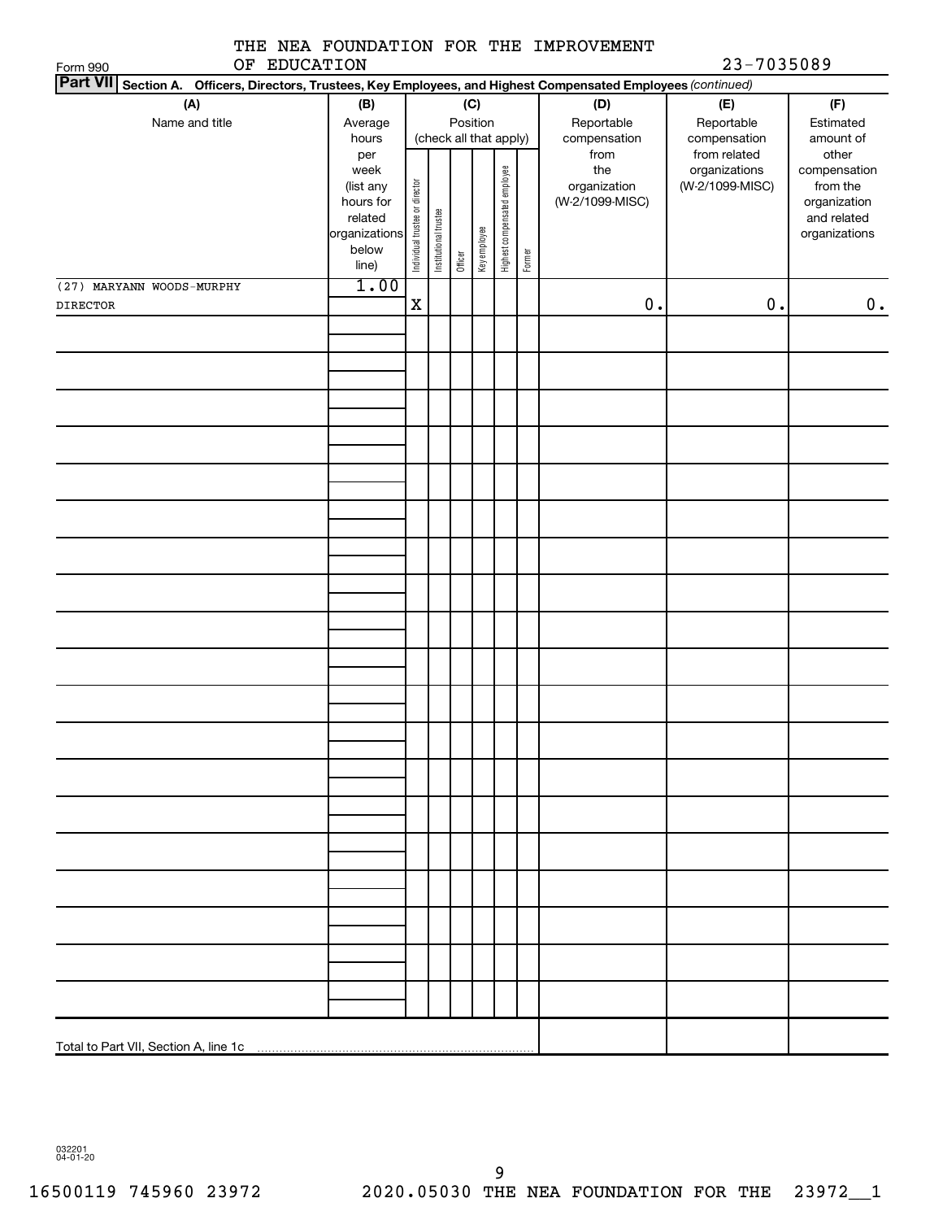THE NEA FOUNDATION FOR THE IMPROVEMENT OF EDUCATION

Form 990 — 23-7035089

**Part VII** Section A. Officers, Directors, Trustees, Key Employees, and Highest Compensated Employees *(continued)*

| (A) Name and title | (B) Average hours per week (list any hours for related organizations below line) | (C) Position (check all that apply): Individual trustee or director | Institutional trustee | Officer | Key employee | Highest compensated employee | Former | (D) Reportable compensation from the organization (W-2/1099-MISC) | (E) Reportable compensation from related organizations (W-2/1099-MISC) | (F) Estimated amount of other compensation from the organization and related organizations |
|---|---|---|---|---|---|---|---|---|---|---|
| (27) MARYANN WOODS-MURPHY<br>DIRECTOR | 1.00 | X | | | | | | 0. | 0. | 0. |
| Total to Part VII, Section A, line 1c | | | | | | | | | | |

032201 04-01-20

16500119 745960 23972 2020.05030 THE NEA FOUNDATION FOR THE 23972__1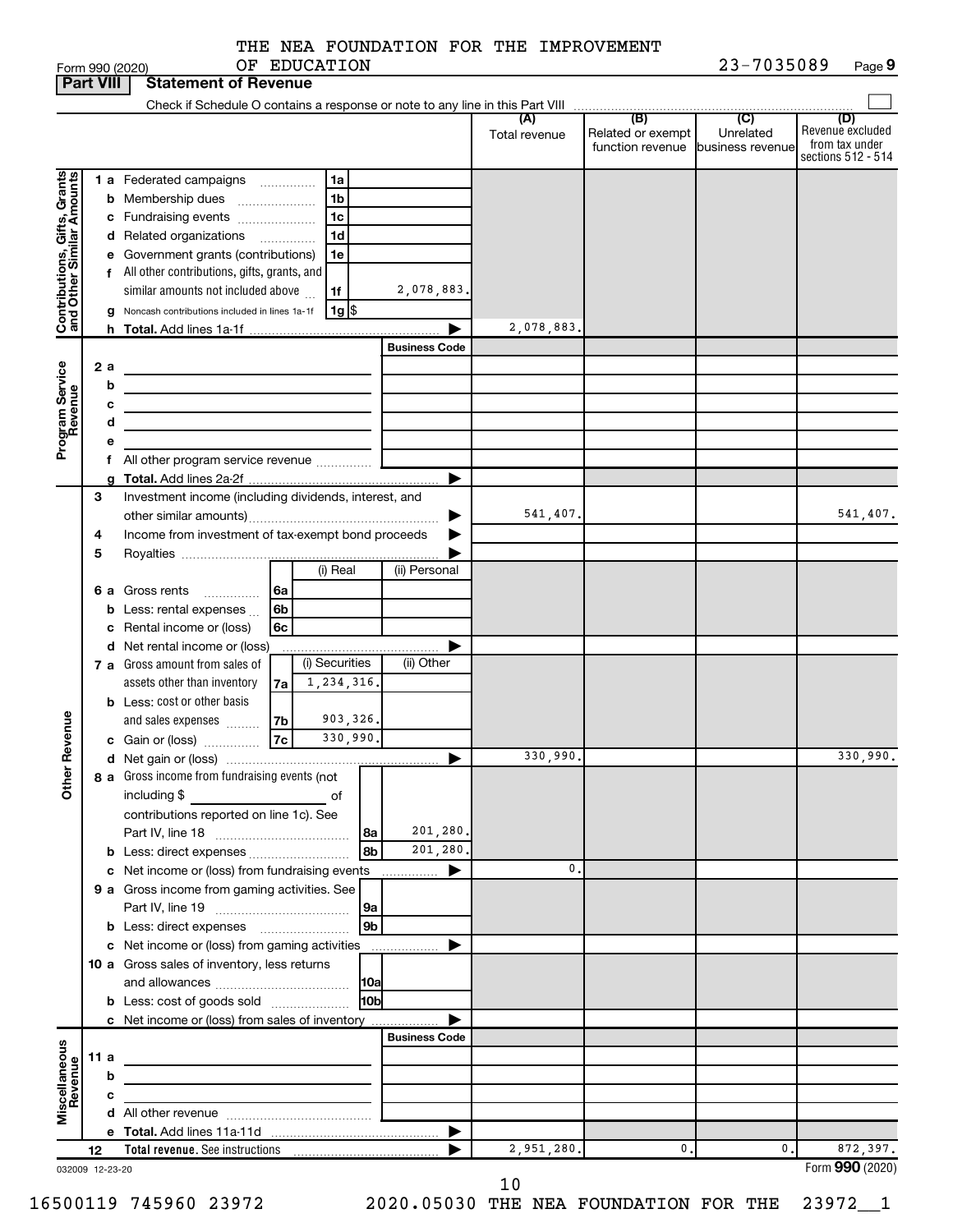THE NEA FOUNDATION FOR THE IMPROVEMENT OF EDUCATION

Form 990 (2020) 23-7035089 Page 9

## Part VIII Statement of Revenue

Check if Schedule O contains a response or note to any line in this Part VIII

| | | | (A) Total revenue | (B) Related or exempt function revenue | (C) Unrelated business revenue | (D) Revenue excluded from tax under sections 512 - 514 |
|---|---|---|---|---|---|---|
| **Contributions, Gifts, Grants and Other Similar Amounts** | 1a Federated campaigns | 1a | | | | |
| | b Membership dues | 1b | | | | |
| | c Fundraising events | 1c | | | | |
| | d Related organizations | 1d | | | | |
| | e Government grants (contributions) | 1e | | | | |
| | f All other contributions, gifts, grants, and similar amounts not included above | 1f 2,078,883. | | | | |
| | g Noncash contributions included in lines 1a-1f | 1g $ | | | | |
| | h Total. Add lines 1a-1f | | 2,078,883. | | | |
| **Program Service Revenue** | | Business Code | | | | |
| | 2a | | | | | |
| | b | | | | | |
| | c | | | | | |
| | d | | | | | |
| | e | | | | | |
| | f All other program service revenue | | | | | |
| | g Total. Add lines 2a-2f | | | | | |
| **Other Revenue** | 3 Investment income (including dividends, interest, and other similar amounts) | | 541,407. | | | 541,407. |
| | 4 Income from investment of tax-exempt bond proceeds | | | | | |
| | 5 Royalties | | | | | |
| | | (i) Real / (ii) Personal | | | | |
| | 6a Gross rents | 6a | | | | |
| | b Less: rental expenses | 6b | | | | |
| | c Rental income or (loss) | 6c | | | | |
| | d Net rental income or (loss) | | | | | |
| | | (i) Securities / (ii) Other | | | | |
| | 7a Gross amount from sales of assets other than inventory | 7a 1,234,316. | | | | |
| | b Less: cost or other basis and sales expenses | 7b 903,326. | | | | |
| | c Gain or (loss) | 7c 330,990. | | | | |
| | d Net gain or (loss) | | 330,990. | | | 330,990. |
| | 8a Gross income from fundraising events (not including $ of contributions reported on line 1c). See Part IV, line 18 | 8a 201,280. | | | | |
| | b Less: direct expenses | 8b 201,280. | | | | |
| | c Net income or (loss) from fundraising events | | 0. | | | |
| | 9a Gross income from gaming activities. See Part IV, line 19 | 9a | | | | |
| | b Less: direct expenses | 9b | | | | |
| | c Net income or (loss) from gaming activities | | | | | |
| | 10a Gross sales of inventory, less returns and allowances | 10a | | | | |
| | b Less: cost of goods sold | 10b | | | | |
| | c Net income or (loss) from sales of inventory | | | | | |
| **Miscellaneous Revenue** | | Business Code | | | | |
| | 11a | | | | | |
| | b | | | | | |
| | c | | | | | |
| | d All other revenue | | | | | |
| | e Total. Add lines 11a-11d | | | | | |
| | 12 Total revenue. See instructions | | 2,951,280. | 0. | 0. | 872,397. |

032009 12-23-20 Form 990 (2020)

16500119 745960 23972 2020.05030 THE NEA FOUNDATION FOR THE 23972__1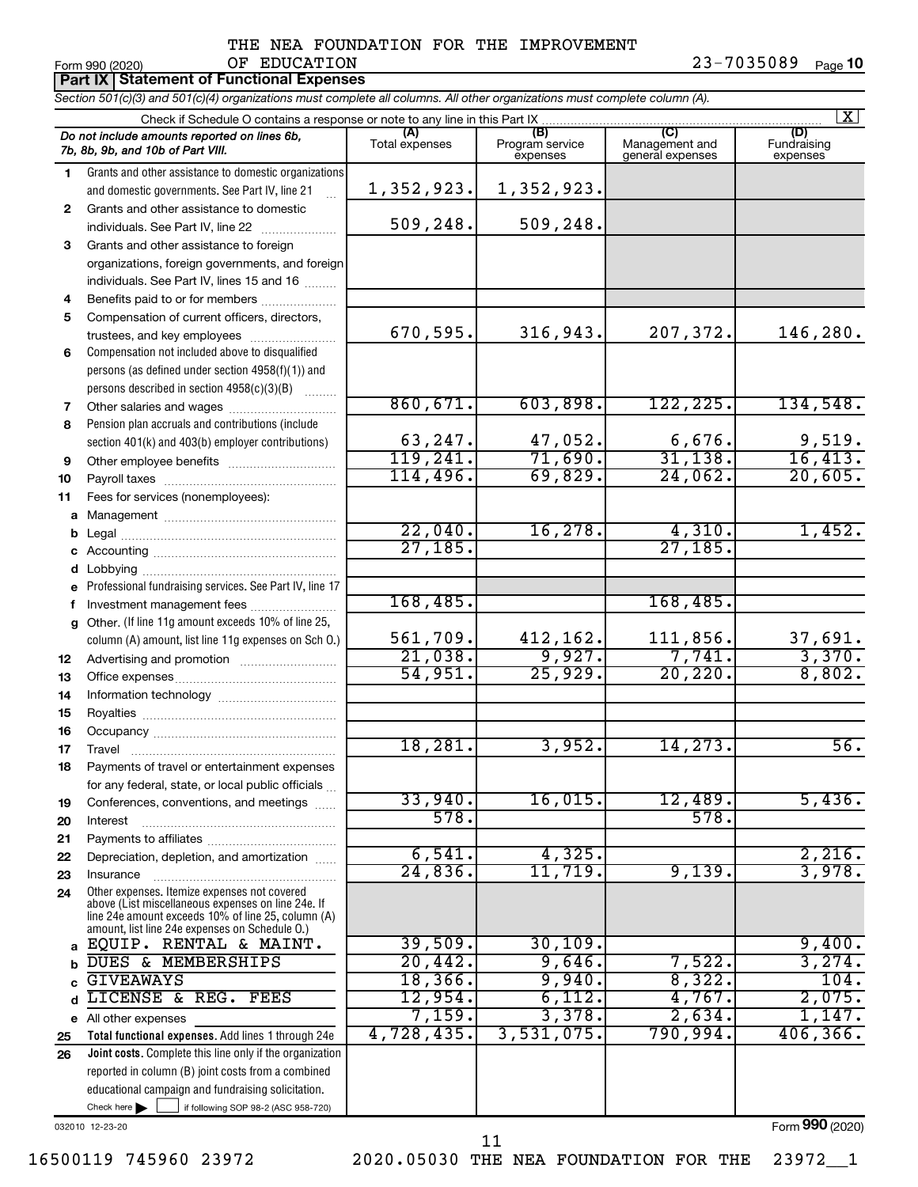THE NEA FOUNDATION FOR THE IMPROVEMENT OF EDUCATION

Form 990 (2020) 23-7035089 Page **10**

## Part IX Statement of Functional Expenses

*Section 501(c)(3) and 501(c)(4) organizations must complete all columns. All other organizations must complete column (A).*

Check if Schedule O contains a response or note to any line in this Part IX [X]

| | *Do not include amounts reported on lines 6b, 7b, 8b, 9b, and 10b of Part VIII.* | (A) Total expenses | (B) Program service expenses | (C) Management and general expenses | (D) Fundraising expenses |
|---|---|---|---|---|---|
| 1 | Grants and other assistance to domestic organizations and domestic governments. See Part IV, line 21 | 1,352,923. | 1,352,923. | | |
| 2 | Grants and other assistance to domestic individuals. See Part IV, line 22 | 509,248. | 509,248. | | |
| 3 | Grants and other assistance to foreign organizations, foreign governments, and foreign individuals. See Part IV, lines 15 and 16 | | | | |
| 4 | Benefits paid to or for members | | | | |
| 5 | Compensation of current officers, directors, trustees, and key employees | 670,595. | 316,943. | 207,372. | 146,280. |
| 6 | Compensation not included above to disqualified persons (as defined under section 4958(f)(1)) and persons described in section 4958(c)(3)(B) | | | | |
| 7 | Other salaries and wages | 860,671. | 603,898. | 122,225. | 134,548. |
| 8 | Pension plan accruals and contributions (include section 401(k) and 403(b) employer contributions) | 63,247. | 47,052. | 6,676. | 9,519. |
| 9 | Other employee benefits | 119,241. | 71,690. | 31,138. | 16,413. |
| 10 | Payroll taxes | 114,496. | 69,829. | 24,062. | 20,605. |
| 11 | Fees for services (nonemployees): | | | | |
| a | Management | | | | |
| b | Legal | 22,040. | 16,278. | 4,310. | 1,452. |
| c | Accounting | 27,185. | | 27,185. | |
| d | Lobbying | | | | |
| e | Professional fundraising services. See Part IV, line 17 | | | | |
| f | Investment management fees | 168,485. | | 168,485. | |
| g | Other. (If line 11g amount exceeds 10% of line 25, column (A) amount, list line 11g expenses on Sch O.) | 561,709. | 412,162. | 111,856. | 37,691. |
| 12 | Advertising and promotion | 21,038. | 9,927. | 7,741. | 3,370. |
| 13 | Office expenses | 54,951. | 25,929. | 20,220. | 8,802. |
| 14 | Information technology | | | | |
| 15 | Royalties | | | | |
| 16 | Occupancy | | | | |
| 17 | Travel | 18,281. | 3,952. | 14,273. | 56. |
| 18 | Payments of travel or entertainment expenses for any federal, state, or local public officials | | | | |
| 19 | Conferences, conventions, and meetings | 33,940. | 16,015. | 12,489. | 5,436. |
| 20 | Interest | 578. | | 578. | |
| 21 | Payments to affiliates | | | | |
| 22 | Depreciation, depletion, and amortization | 6,541. | 4,325. | | 2,216. |
| 23 | Insurance | 24,836. | 11,719. | 9,139. | 3,978. |
| 24 | Other expenses. Itemize expenses not covered above (List miscellaneous expenses on line 24e. If line 24e amount exceeds 10% of line 25, column (A) amount, list line 24e expenses on Schedule O.) | | | | |
| a | EQUIP. RENTAL & MAINT. | 39,509. | 30,109. | | 9,400. |
| b | DUES & MEMBERSHIPS | 20,442. | 9,646. | 7,522. | 3,274. |
| c | GIVEAWAYS | 18,366. | 9,940. | 8,322. | 104. |
| d | LICENSE & REG. FEES | 12,954. | 6,112. | 4,767. | 2,075. |
| e | All other expenses | 7,159. | 3,378. | 2,634. | 1,147. |
| 25 | **Total functional expenses.** Add lines 1 through 24e | 4,728,435. | 3,531,075. | 790,994. | 406,366. |
| 26 | **Joint costs.** Complete this line only if the organization reported in column (B) joint costs from a combined educational campaign and fundraising solicitation. Check here [ ] if following SOP 98-2 (ASC 958-720) | | | | |

032010 12-23-20

Form **990** (2020)

16500119 745960 23972 2020.05030 THE NEA FOUNDATION FOR THE 23972__1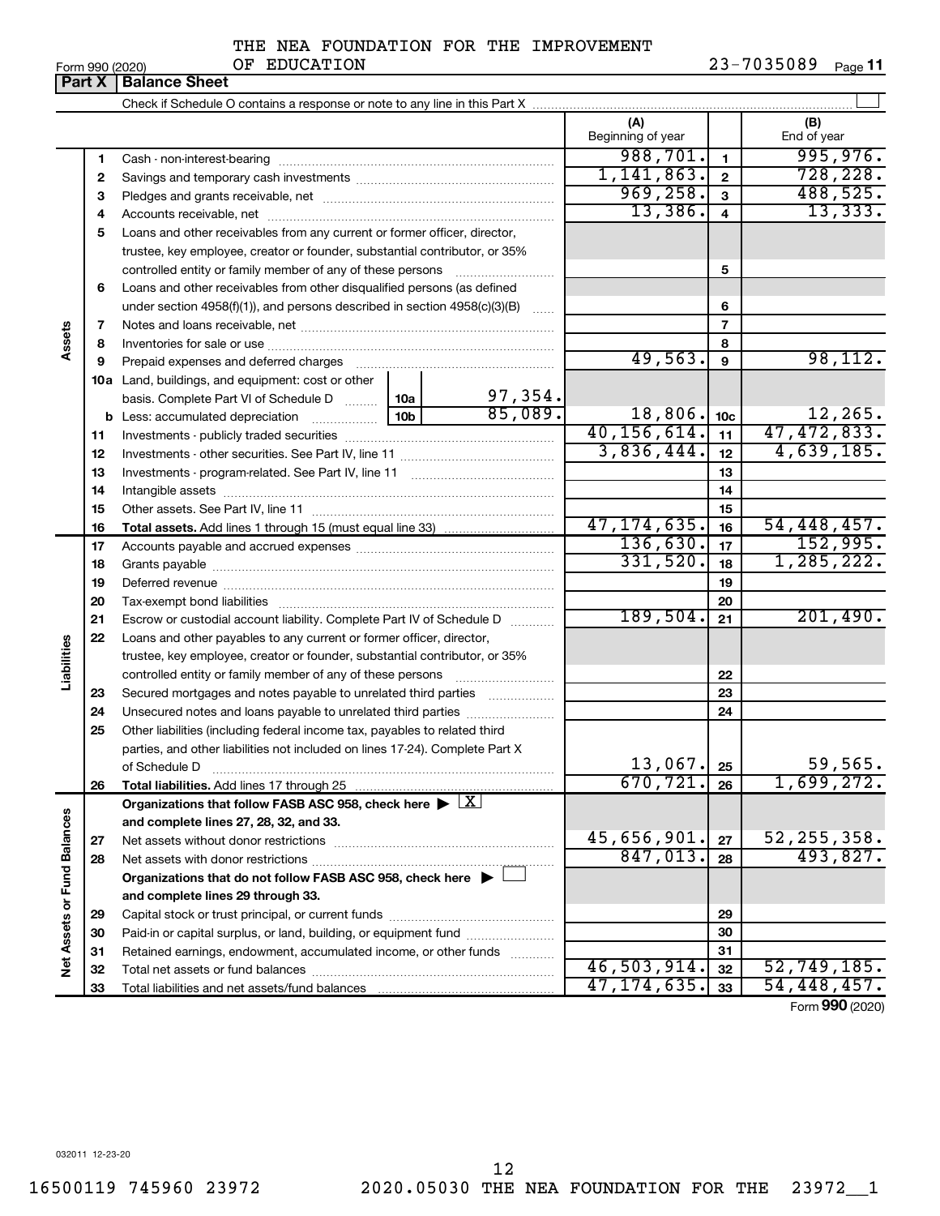THE NEA FOUNDATION FOR THE IMPROVEMENT OF EDUCATION

Form 990 (2020) 23-7035089 Page **11**

## Part X Balance Sheet

Check if Schedule O contains a response or note to any line in this Part X ☐

| | | | (A) Beginning of year | | (B) End of year |
|---|---|---|---|---|---|
| **Assets** | 1 | Cash - non-interest-bearing | 988,701. | 1 | 995,976. |
| | 2 | Savings and temporary cash investments | 1,141,863. | 2 | 728,228. |
| | 3 | Pledges and grants receivable, net | 969,258. | 3 | 488,525. |
| | 4 | Accounts receivable, net | 13,386. | 4 | 13,333. |
| | 5 | Loans and other receivables from any current or former officer, director, trustee, key employee, creator or founder, substantial contributor, or 35% controlled entity or family member of any of these persons | | 5 | |
| | 6 | Loans and other receivables from other disqualified persons (as defined under section 4958(f)(1)), and persons described in section 4958(c)(3)(B) | | 6 | |
| | 7 | Notes and loans receivable, net | | 7 | |
| | 8 | Inventories for sale or use | | 8 | |
| | 9 | Prepaid expenses and deferred charges | 49,563. | 9 | 98,112. |
| | 10a | Land, buildings, and equipment: cost or other basis. Complete Part VI of Schedule D — 10a: 97,354. | | | |
| | b | Less: accumulated depreciation — 10b: 85,089. | 18,806. | 10c | 12,265. |
| | 11 | Investments - publicly traded securities | 40,156,614. | 11 | 47,472,833. |
| | 12 | Investments - other securities. See Part IV, line 11 | 3,836,444. | 12 | 4,639,185. |
| | 13 | Investments - program-related. See Part IV, line 11 | | 13 | |
| | 14 | Intangible assets | | 14 | |
| | 15 | Other assets. See Part IV, line 11 | | 15 | |
| | 16 | **Total assets.** Add lines 1 through 15 (must equal line 33) | 47,174,635. | 16 | 54,448,457. |
| **Liabilities** | 17 | Accounts payable and accrued expenses | 136,630. | 17 | 152,995. |
| | 18 | Grants payable | 331,520. | 18 | 1,285,222. |
| | 19 | Deferred revenue | | 19 | |
| | 20 | Tax-exempt bond liabilities | | 20 | |
| | 21 | Escrow or custodial account liability. Complete Part IV of Schedule D | 189,504. | 21 | 201,490. |
| | 22 | Loans and other payables to any current or former officer, director, trustee, key employee, creator or founder, substantial contributor, or 35% controlled entity or family member of any of these persons | | 22 | |
| | 23 | Secured mortgages and notes payable to unrelated third parties | | 23 | |
| | 24 | Unsecured notes and loans payable to unrelated third parties | | 24 | |
| | 25 | Other liabilities (including federal income tax, payables to related third parties, and other liabilities not included on lines 17-24). Complete Part X of Schedule D | 13,067. | 25 | 59,565. |
| | 26 | **Total liabilities.** Add lines 17 through 25 | 670,721. | 26 | 1,699,272. |
| **Net Assets or Fund Balances** | | **Organizations that follow FASB ASC 958, check here ▶ [X] and complete lines 27, 28, 32, and 33.** | | | |
| | 27 | Net assets without donor restrictions | 45,656,901. | 27 | 52,255,358. |
| | 28 | Net assets with donor restrictions | 847,013. | 28 | 493,827. |
| | | **Organizations that do not follow FASB ASC 958, check here ▶ ☐ and complete lines 29 through 33.** | | | |
| | 29 | Capital stock or trust principal, or current funds | | 29 | |
| | 30 | Paid-in or capital surplus, or land, building, or equipment fund | | 30 | |
| | 31 | Retained earnings, endowment, accumulated income, or other funds | | 31 | |
| | 32 | Total net assets or fund balances | 46,503,914. | 32 | 52,749,185. |
| | 33 | Total liabilities and net assets/fund balances | 47,174,635. | 33 | 54,448,457. |

Form **990** (2020)

032011 12-23-20

16500119 745960 23972 2020.05030 THE NEA FOUNDATION FOR THE 23972__1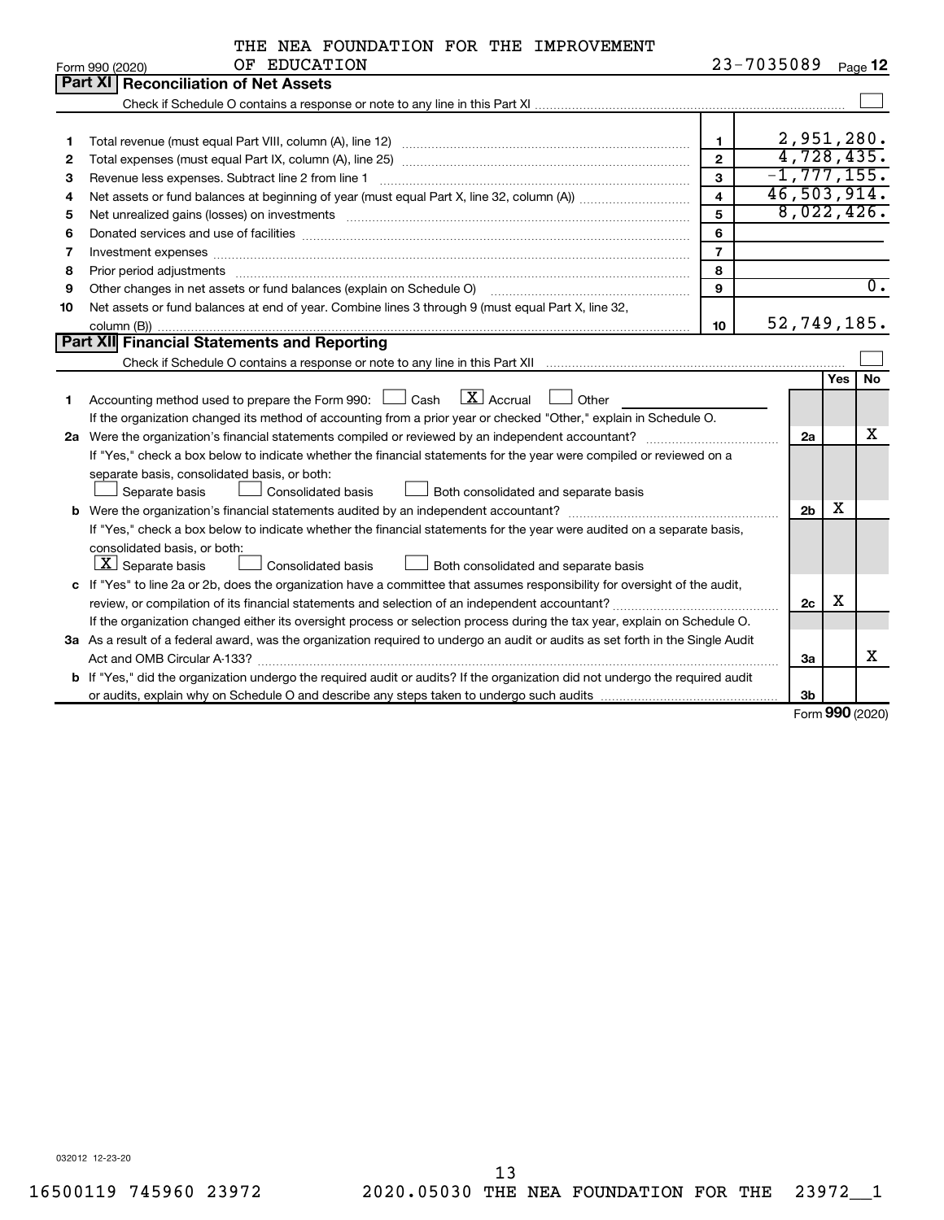THE NEA FOUNDATION FOR THE IMPROVEMENT OF EDUCATION

Form 990 (2020) 23-7035089 Page 12

## Part XI Reconciliation of Net Assets

Check if Schedule O contains a response or note to any line in this Part XI ☐

| | | | |
|---|---|---|---|
| 1 | Total revenue (must equal Part VIII, column (A), line 12) | 1 | 2,951,280. |
| 2 | Total expenses (must equal Part IX, column (A), line 25) | 2 | 4,728,435. |
| 3 | Revenue less expenses. Subtract line 2 from line 1 | 3 | -1,777,155. |
| 4 | Net assets or fund balances at beginning of year (must equal Part X, line 32, column (A)) | 4 | 46,503,914. |
| 5 | Net unrealized gains (losses) on investments | 5 | 8,022,426. |
| 6 | Donated services and use of facilities | 6 | |
| 7 | Investment expenses | 7 | |
| 8 | Prior period adjustments | 8 | |
| 9 | Other changes in net assets or fund balances (explain on Schedule O) | 9 | 0. |
| 10 | Net assets or fund balances at end of year. Combine lines 3 through 9 (must equal Part X, line 32, column (B)) | 10 | 52,749,185. |

## Part XII Financial Statements and Reporting

Check if Schedule O contains a response or note to any line in this Part XII ☐

| | | | Yes | No |
|---|---|---|---|---|
| 1 | Accounting method used to prepare the Form 990: ☐ Cash ☒ Accrual ☐ Other<br>If the organization changed its method of accounting from a prior year or checked "Other," explain in Schedule O. | | | |
| 2a | Were the organization's financial statements compiled or reviewed by an independent accountant? | 2a | | X |
| | If "Yes," check a box below to indicate whether the financial statements for the year were compiled or reviewed on a separate basis, consolidated basis, or both:<br>☐ Separate basis ☐ Consolidated basis ☐ Both consolidated and separate basis | | | |
| b | Were the organization's financial statements audited by an independent accountant? | 2b | X | |
| | If "Yes," check a box below to indicate whether the financial statements for the year were audited on a separate basis, consolidated basis, or both:<br>☒ Separate basis ☐ Consolidated basis ☐ Both consolidated and separate basis | | | |
| c | If "Yes" to line 2a or 2b, does the organization have a committee that assumes responsibility for oversight of the audit, review, or compilation of its financial statements and selection of an independent accountant? | 2c | X | |
| | If the organization changed either its oversight process or selection process during the tax year, explain on Schedule O. | | | |
| 3a | As a result of a federal award, was the organization required to undergo an audit or audits as set forth in the Single Audit Act and OMB Circular A-133? | 3a | | X |
| b | If "Yes," did the organization undergo the required audit or audits? If the organization did not undergo the required audit or audits, explain why on Schedule O and describe any steps taken to undergo such audits | 3b | | |

Form 990 (2020)

032012 12-23-20

16500119 745960 23972 2020.05030 THE NEA FOUNDATION FOR THE 23972__1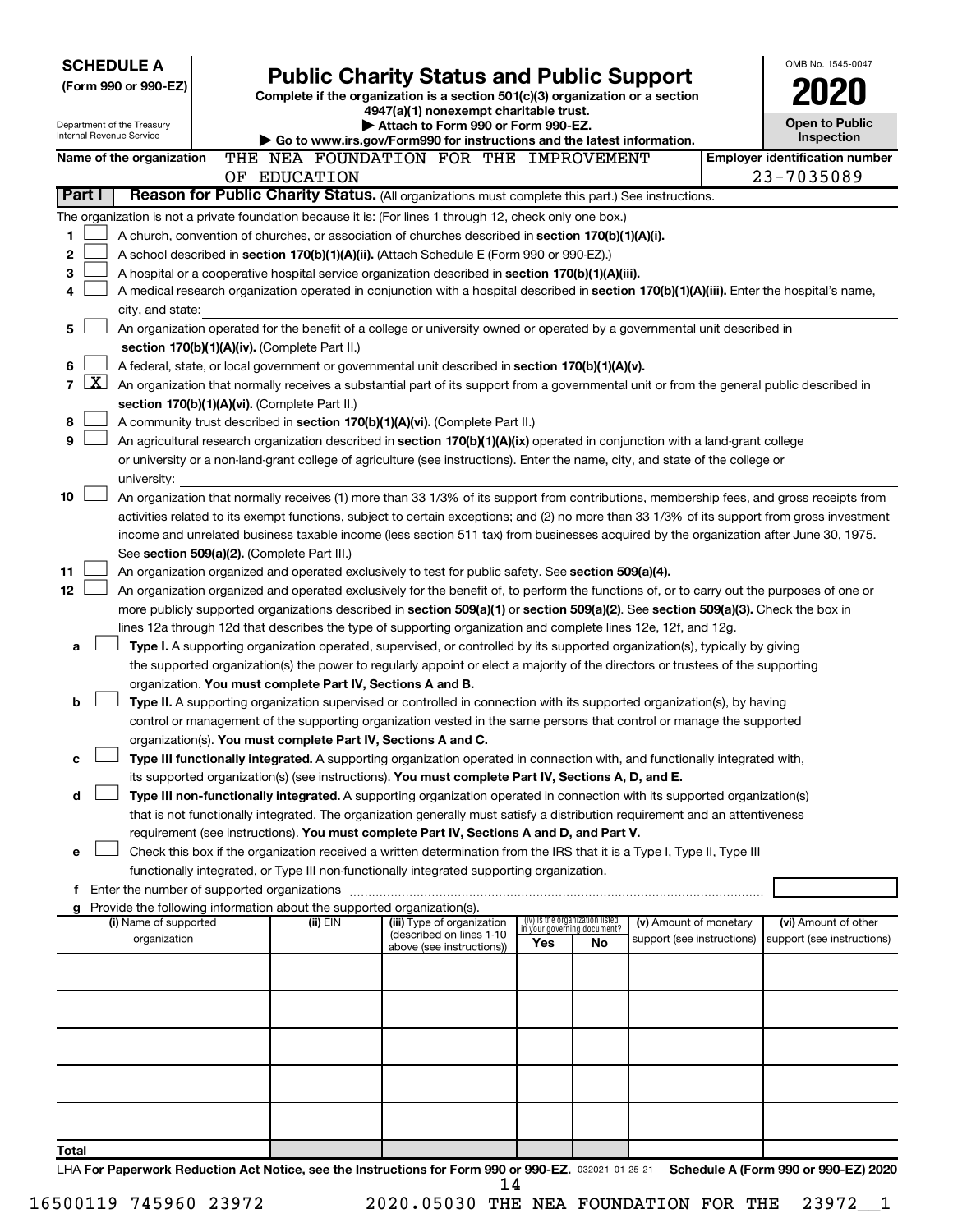**SCHEDULE A**
**(Form 990 or 990-EZ)**

Department of the Treasury
Internal Revenue Service

# Public Charity Status and Public Support

**Complete if the organization is a section 501(c)(3) organization or a section 4947(a)(1) nonexempt charitable trust.**
**▶ Attach to Form 990 or Form 990-EZ.**
**▶ Go to www.irs.gov/Form990 for instructions and the latest information.**

OMB No. 1545-0047
**2020**
**Open to Public Inspection**

**Name of the organization** THE NEA FOUNDATION FOR THE IMPROVEMENT OF EDUCATION
**Employer identification number** 23-7035089

**Part I** **Reason for Public Charity Status.** (All organizations must complete this part.) See instructions.

The organization is not a private foundation because it is: (For lines 1 through 12, check only one box.)

1 [ ] A church, convention of churches, or association of churches described in **section 170(b)(1)(A)(i).**

2 [ ] A school described in **section 170(b)(1)(A)(ii).** (Attach Schedule E (Form 990 or 990-EZ).)

3 [ ] A hospital or a cooperative hospital service organization described in **section 170(b)(1)(A)(iii).**

4 [ ] A medical research organization operated in conjunction with a hospital described in **section 170(b)(1)(A)(iii).** Enter the hospital's name, city, and state:

5 [ ] An organization operated for the benefit of a college or university owned or operated by a governmental unit described in **section 170(b)(1)(A)(iv).** (Complete Part II.)

6 [ ] A federal, state, or local government or governmental unit described in **section 170(b)(1)(A)(v).**

7 [X] An organization that normally receives a substantial part of its support from a governmental unit or from the general public described in **section 170(b)(1)(A)(vi).** (Complete Part II.)

8 [ ] A community trust described in **section 170(b)(1)(A)(vi).** (Complete Part II.)

9 [ ] An agricultural research organization described in **section 170(b)(1)(A)(ix)** operated in conjunction with a land-grant college or university or a non-land-grant college of agriculture (see instructions). Enter the name, city, and state of the college or university:

10 [ ] An organization that normally receives (1) more than 33 1/3% of its support from contributions, membership fees, and gross receipts from activities related to its exempt functions, subject to certain exceptions; and (2) no more than 33 1/3% of its support from gross investment income and unrelated business taxable income (less section 511 tax) from businesses acquired by the organization after June 30, 1975. See **section 509(a)(2).** (Complete Part III.)

11 [ ] An organization organized and operated exclusively to test for public safety. See **section 509(a)(4).**

12 [ ] An organization organized and operated exclusively for the benefit of, to perform the functions of, or to carry out the purposes of one or more publicly supported organizations described in **section 509(a)(1)** or **section 509(a)(2).** See **section 509(a)(3).** Check the box in lines 12a through 12d that describes the type of supporting organization and complete lines 12e, 12f, and 12g.

a [ ] **Type I.** A supporting organization operated, supervised, or controlled by its supported organization(s), typically by giving the supported organization(s) the power to regularly appoint or elect a majority of the directors or trustees of the supporting organization. **You must complete Part IV, Sections A and B.**

b [ ] **Type II.** A supporting organization supervised or controlled in connection with its supported organization(s), by having control or management of the supporting organization vested in the same persons that control or manage the supported organization(s). **You must complete Part IV, Sections A and C.**

c [ ] **Type III functionally integrated.** A supporting organization operated in connection with, and functionally integrated with, its supported organization(s) (see instructions). **You must complete Part IV, Sections A, D, and E.**

d [ ] **Type III non-functionally integrated.** A supporting organization operated in connection with its supported organization(s) that is not functionally integrated. The organization generally must satisfy a distribution requirement and an attentiveness requirement (see instructions). **You must complete Part IV, Sections A and D, and Part V.**

e [ ] Check this box if the organization received a written determination from the IRS that it is a Type I, Type II, Type III functionally integrated, or Type III non-functionally integrated supporting organization.

f Enter the number of supported organizations

g Provide the following information about the supported organization(s).

| (i) Name of supported organization | (ii) EIN | (iii) Type of organization (described on lines 1-10 above (see instructions)) | (iv) Is the organization listed in your governing document? Yes | No | (v) Amount of monetary support (see instructions) | (vi) Amount of other support (see instructions) |
|---|---|---|---|---|---|---|
| | | | | | | |
| | | | | | | |
| | | | | | | |
| | | | | | | |
| | | | | | | |
| **Total** | | | | | | |

LHA **For Paperwork Reduction Act Notice, see the Instructions for Form 990 or 990-EZ.** 032021 01-25-21 **Schedule A (Form 990 or 990-EZ) 2020**

16500119 745960 23972 2020.05030 THE NEA FOUNDATION FOR THE 23972__1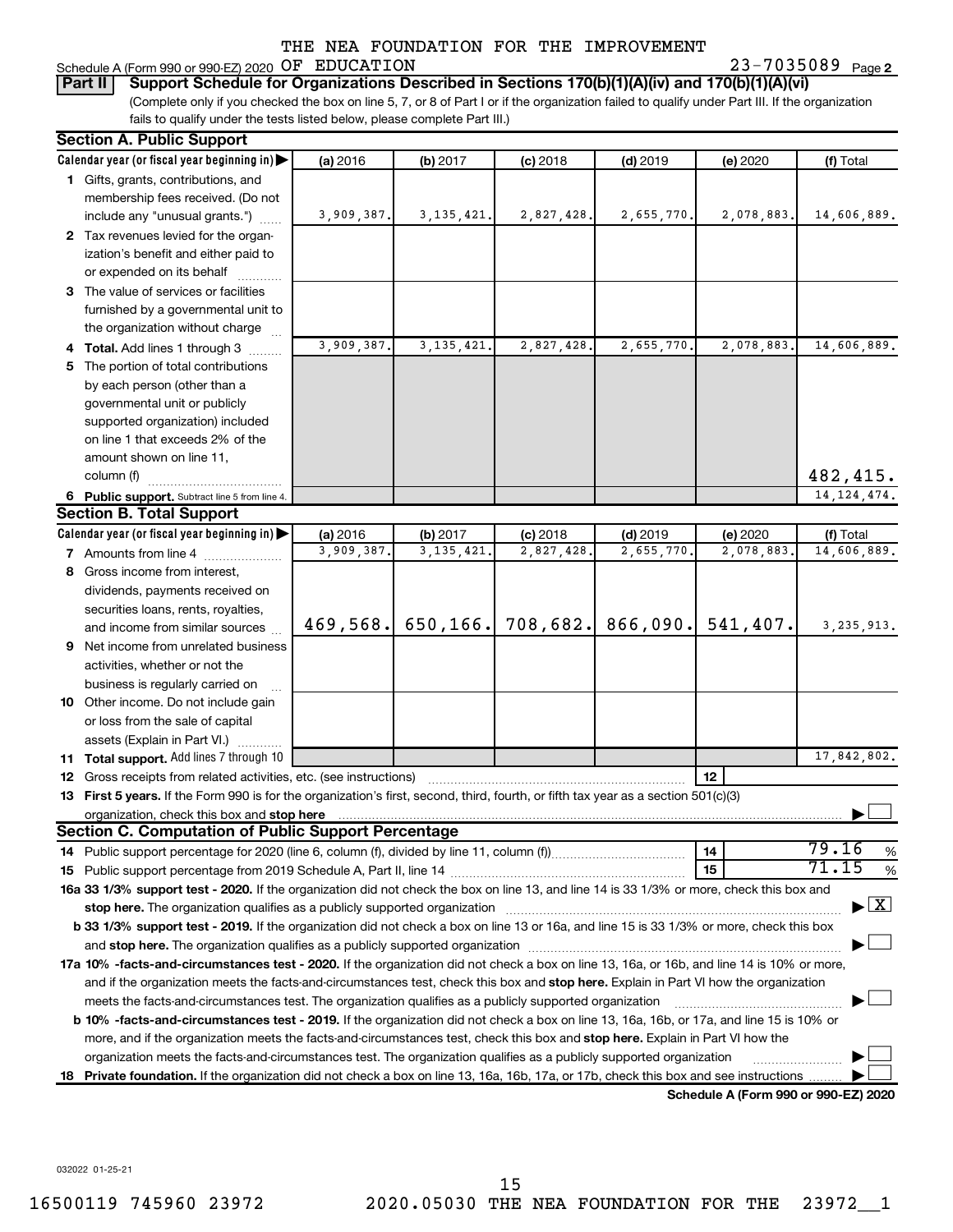THE NEA FOUNDATION FOR THE IMPROVEMENT

Schedule A (Form 990 or 990-EZ) 2020 OF EDUCATION 23-7035089 Page 2

**Part II** **Support Schedule for Organizations Described in Sections 170(b)(1)(A)(iv) and 170(b)(1)(A)(vi)**

(Complete only if you checked the box on line 5, 7, or 8 of Part I or if the organization failed to qualify under Part III. If the organization fails to qualify under the tests listed below, please complete Part III.)

**Section A. Public Support**

| Calendar year (or fiscal year beginning in) | (a) 2016 | (b) 2017 | (c) 2018 | (d) 2019 | (e) 2020 | (f) Total |
|---|---|---|---|---|---|---|
| 1 Gifts, grants, contributions, and membership fees received. (Do not include any "unusual grants.") | 3,909,387. | 3,135,421. | 2,827,428. | 2,655,770. | 2,078,883. | 14,606,889. |
| 2 Tax revenues levied for the organization's benefit and either paid to or expended on its behalf | | | | | | |
| 3 The value of services or facilities furnished by a governmental unit to the organization without charge | | | | | | |
| 4 **Total.** Add lines 1 through 3 | 3,909,387. | 3,135,421. | 2,827,428. | 2,655,770. | 2,078,883. | 14,606,889. |
| 5 The portion of total contributions by each person (other than a governmental unit or publicly supported organization) included on line 1 that exceeds 2% of the amount shown on line 11, column (f) | | | | | | 482,415. |
| 6 **Public support.** Subtract line 5 from line 4. | | | | | | 14,124,474. |

**Section B. Total Support**

| Calendar year (or fiscal year beginning in) | (a) 2016 | (b) 2017 | (c) 2018 | (d) 2019 | (e) 2020 | (f) Total |
|---|---|---|---|---|---|---|
| 7 Amounts from line 4 | 3,909,387. | 3,135,421. | 2,827,428. | 2,655,770. | 2,078,883. | 14,606,889. |
| 8 Gross income from interest, dividends, payments received on securities loans, rents, royalties, and income from similar sources | 469,568. | 650,166. | 708,682. | 866,090. | 541,407. | 3,235,913. |
| 9 Net income from unrelated business activities, whether or not the business is regularly carried on | | | | | | |
| 10 Other income. Do not include gain or loss from the sale of capital assets (Explain in Part VI.) | | | | | | |
| 11 **Total support.** Add lines 7 through 10 | | | | | | 17,842,802. |

12 Gross receipts from related activities, etc. (see instructions) | 12 |

13 **First 5 years.** If the Form 990 is for the organization's first, second, third, fourth, or fifth tax year as a section 501(c)(3) organization, check this box and **stop here** ☐

**Section C. Computation of Public Support Percentage**

14 Public support percentage for 2020 (line 6, column (f), divided by line 11, column (f)) | 14 | 79.16 %

15 Public support percentage from 2019 Schedule A, Part II, line 14 | 15 | 71.15 %

**16a 33 1/3% support test - 2020.** If the organization did not check the box on line 13, and line 14 is 33 1/3% or more, check this box and **stop here.** The organization qualifies as a publicly supported organization ☒

**b 33 1/3% support test - 2019.** If the organization did not check a box on line 13 or 16a, and line 15 is 33 1/3% or more, check this box and **stop here.** The organization qualifies as a publicly supported organization ☐

**17a 10% -facts-and-circumstances test - 2020.** If the organization did not check a box on line 13, 16a, or 16b, and line 14 is 10% or more, and if the organization meets the facts-and-circumstances test, check this box and **stop here.** Explain in Part VI how the organization meets the facts-and-circumstances test. The organization qualifies as a publicly supported organization ☐

**b 10% -facts-and-circumstances test - 2019.** If the organization did not check a box on line 13, 16a, 16b, or 17a, and line 15 is 10% or more, and if the organization meets the facts-and-circumstances test, check this box and **stop here.** Explain in Part VI how the organization meets the facts-and-circumstances test. The organization qualifies as a publicly supported organization ☐

**18 Private foundation.** If the organization did not check a box on line 13, 16a, 16b, 17a, or 17b, check this box and see instructions ☐

**Schedule A (Form 990 or 990-EZ) 2020**

032022 01-25-21

16500119 745960 23972 2020.05030 THE NEA FOUNDATION FOR THE 23972__1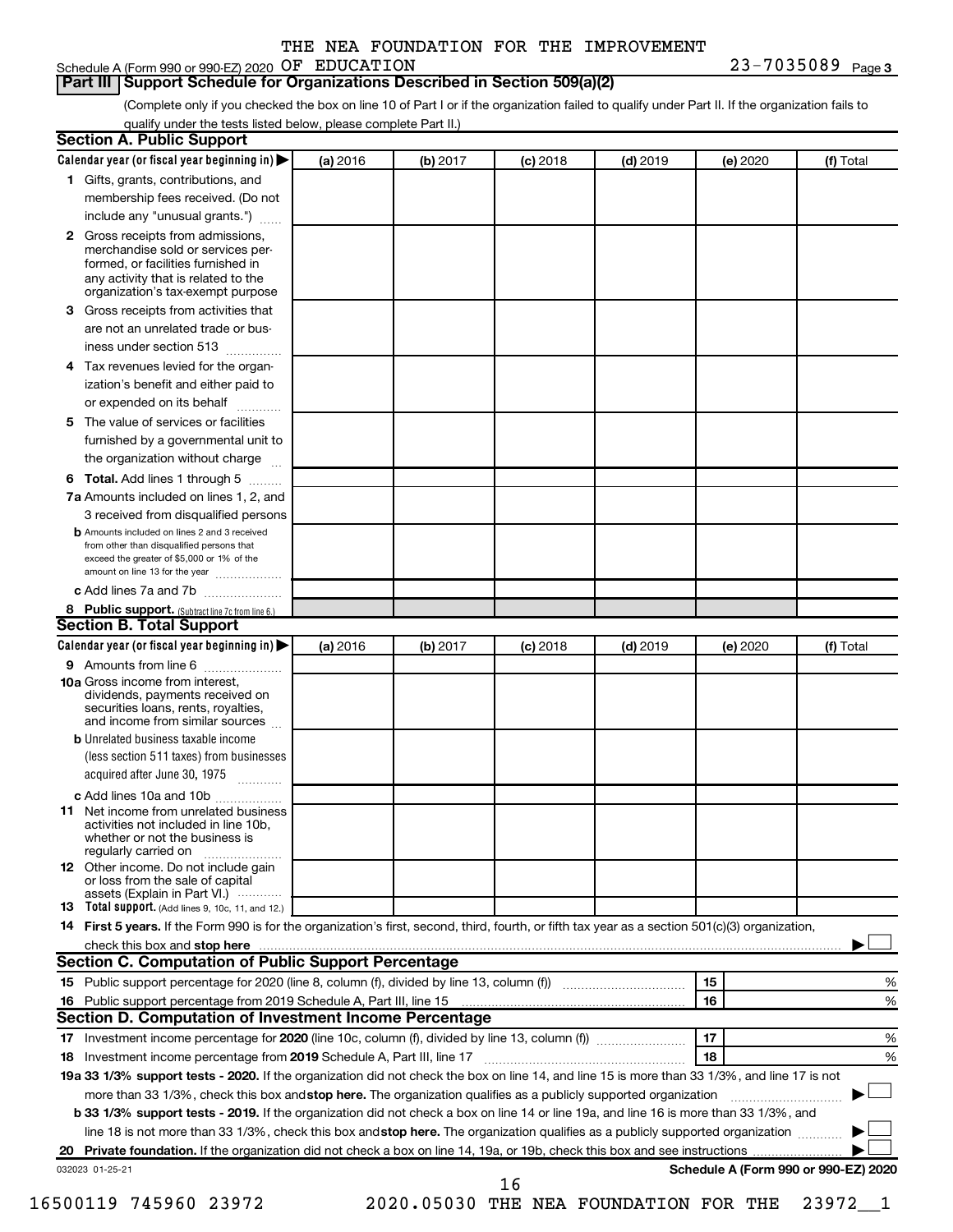THE NEA FOUNDATION FOR THE IMPROVEMENT OF EDUCATION

Schedule A (Form 990 or 990-EZ) 2020 — 23-7035089 Page 3

## Part III Support Schedule for Organizations Described in Section 509(a)(2)

(Complete only if you checked the box on line 10 of Part I or if the organization failed to qualify under Part II. If the organization fails to qualify under the tests listed below, please complete Part II.)

### Section A. Public Support

| Calendar year (or fiscal year beginning in) ▶ | (a) 2016 | (b) 2017 | (c) 2018 | (d) 2019 | (e) 2020 | (f) Total |
|---|---|---|---|---|---|---|
| 1 Gifts, grants, contributions, and membership fees received. (Do not include any "unusual grants.") | | | | | | |
| 2 Gross receipts from admissions, merchandise sold or services performed, or facilities furnished in any activity that is related to the organization's tax-exempt purpose | | | | | | |
| 3 Gross receipts from activities that are not an unrelated trade or business under section 513 | | | | | | |
| 4 Tax revenues levied for the organization's benefit and either paid to or expended on its behalf | | | | | | |
| 5 The value of services or facilities furnished by a governmental unit to the organization without charge | | | | | | |
| 6 **Total.** Add lines 1 through 5 | | | | | | |
| 7a Amounts included on lines 1, 2, and 3 received from disqualified persons | | | | | | |
| b Amounts included on lines 2 and 3 received from other than disqualified persons that exceed the greater of $5,000 or 1% of the amount on line 13 for the year | | | | | | |
| c Add lines 7a and 7b | | | | | | |
| 8 **Public support.** (Subtract line 7c from line 6.) | | | | | | |

### Section B. Total Support

| Calendar year (or fiscal year beginning in) ▶ | (a) 2016 | (b) 2017 | (c) 2018 | (d) 2019 | (e) 2020 | (f) Total |
|---|---|---|---|---|---|---|
| 9 Amounts from line 6 | | | | | | |
| 10a Gross income from interest, dividends, payments received on securities loans, rents, royalties, and income from similar sources | | | | | | |
| b Unrelated business taxable income (less section 511 taxes) from businesses acquired after June 30, 1975 | | | | | | |
| c Add lines 10a and 10b | | | | | | |
| 11 Net income from unrelated business activities not included in line 10b, whether or not the business is regularly carried on | | | | | | |
| 12 Other income. Do not include gain or loss from the sale of capital assets (Explain in Part VI.) | | | | | | |
| 13 **Total support.** (Add lines 9, 10c, 11, and 12.) | | | | | | |

14 **First 5 years.** If the Form 990 is for the organization's first, second, third, fourth, or fifth tax year as a section 501(c)(3) organization, check this box and **stop here** ▶ ☐

### Section C. Computation of Public Support Percentage

| | | | |
|---|---|---|---|
| 15 | Public support percentage for 2020 (line 8, column (f), divided by line 13, column (f)) | 15 | % |
| 16 | Public support percentage from 2019 Schedule A, Part III, line 15 | 16 | % |

### Section D. Computation of Investment Income Percentage

| | | | |
|---|---|---|---|
| 17 | Investment income percentage for **2020** (line 10c, column (f), divided by line 13, column (f)) | 17 | % |
| 18 | Investment income percentage from **2019** Schedule A, Part III, line 17 | 18 | % |

**19a 33 1/3% support tests - 2020.** If the organization did not check the box on line 14, and line 15 is more than 33 1/3%, and line 17 is not more than 33 1/3%, check this box and **stop here.** The organization qualifies as a publicly supported organization ▶ ☐

**b 33 1/3% support tests - 2019.** If the organization did not check a box on line 14 or line 19a, and line 16 is more than 33 1/3%, and line 18 is not more than 33 1/3%, check this box and **stop here.** The organization qualifies as a publicly supported organization ▶ ☐

**20 Private foundation.** If the organization did not check a box on line 14, 19a, or 19b, check this box and see instructions ▶ ☐

032023 01-25-21 **Schedule A (Form 990 or 990-EZ) 2020**

16500119 745960 23972 2020.05030 THE NEA FOUNDATION FOR THE 23972__1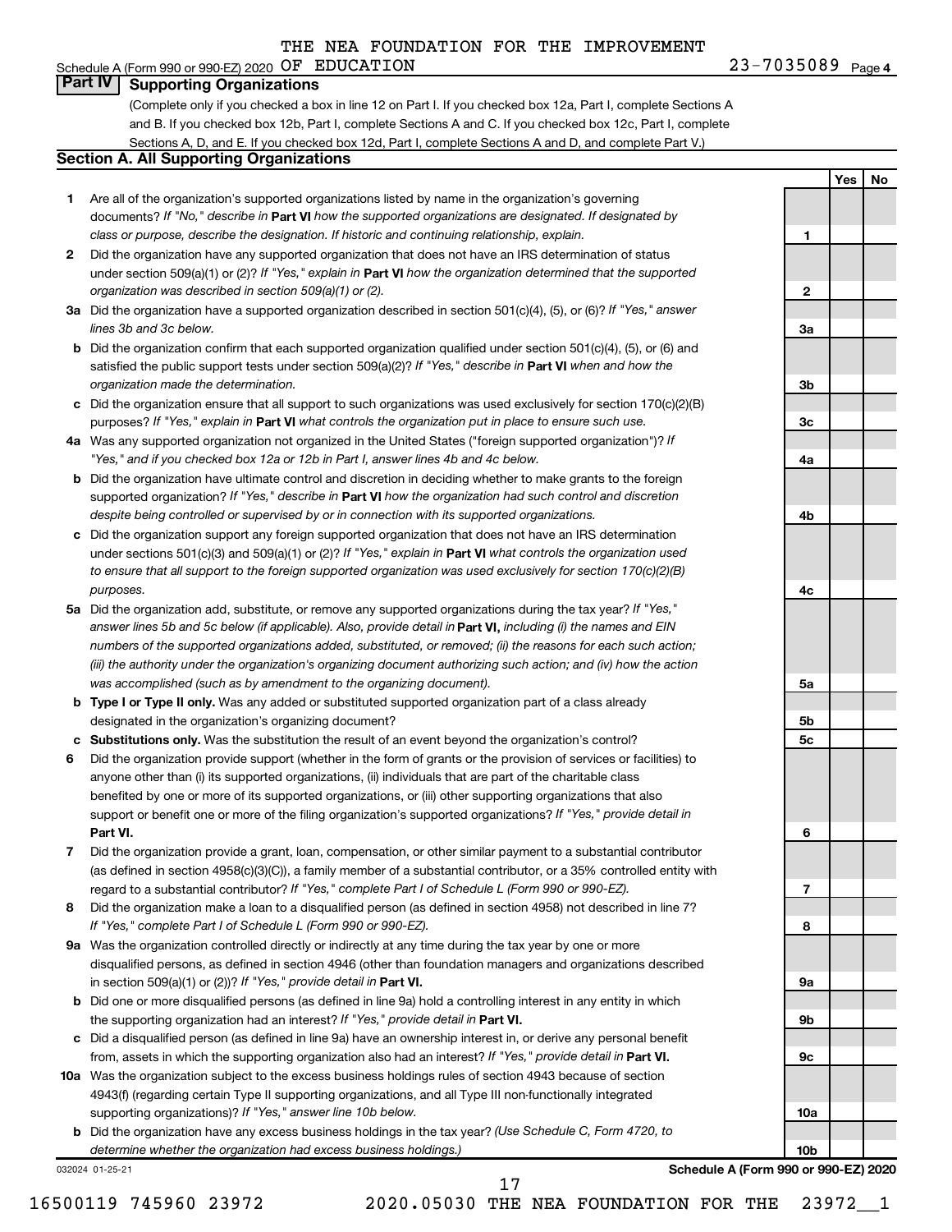THE NEA FOUNDATION FOR THE IMPROVEMENT

Schedule A (Form 990 or 990-EZ) 2020 OF EDUCATION 23-7035089 Page 4

## Part IV Supporting Organizations

(Complete only if you checked a box in line 12 on Part I. If you checked box 12a, Part I, complete Sections A and B. If you checked box 12b, Part I, complete Sections A and C. If you checked box 12c, Part I, complete Sections A, D, and E. If you checked box 12d, Part I, complete Sections A and D, and complete Part V.)

### Section A. All Supporting Organizations

| | | | Yes | No |
|---|---|---|---|---|
| **1** | Are all of the organization's supported organizations listed by name in the organization's governing documents? *If "No," describe in* **Part VI** *how the supported organizations are designated. If designated by class or purpose, describe the designation. If historic and continuing relationship, explain.* | 1 | | |
| **2** | Did the organization have any supported organization that does not have an IRS determination of status under section 509(a)(1) or (2)? *If "Yes," explain in* **Part VI** *how the organization determined that the supported organization was described in section 509(a)(1) or (2).* | 2 | | |
| **3a** | Did the organization have a supported organization described in section 501(c)(4), (5), or (6)? *If "Yes," answer lines 3b and 3c below.* | 3a | | |
| **b** | Did the organization confirm that each supported organization qualified under section 501(c)(4), (5), or (6) and satisfied the public support tests under section 509(a)(2)? *If "Yes," describe in* **Part VI** *when and how the organization made the determination.* | 3b | | |
| **c** | Did the organization ensure that all support to such organizations was used exclusively for section 170(c)(2)(B) purposes? *If "Yes," explain in* **Part VI** *what controls the organization put in place to ensure such use.* | 3c | | |
| **4a** | Was any supported organization not organized in the United States ("foreign supported organization")? *If "Yes," and if you checked box 12a or 12b in Part I, answer lines 4b and 4c below.* | 4a | | |
| **b** | Did the organization have ultimate control and discretion in deciding whether to make grants to the foreign supported organization? *If "Yes," describe in* **Part VI** *how the organization had such control and discretion despite being controlled or supervised by or in connection with its supported organizations.* | 4b | | |
| **c** | Did the organization support any foreign supported organization that does not have an IRS determination under sections 501(c)(3) and 509(a)(1) or (2)? *If "Yes," explain in* **Part VI** *what controls the organization used to ensure that all support to the foreign supported organization was used exclusively for section 170(c)(2)(B) purposes.* | 4c | | |
| **5a** | Did the organization add, substitute, or remove any supported organizations during the tax year? *If "Yes," answer lines 5b and 5c below (if applicable). Also, provide detail in* **Part VI,** *including (i) the names and EIN numbers of the supported organizations added, substituted, or removed; (ii) the reasons for each such action; (iii) the authority under the organization's organizing document authorizing such action; and (iv) how the action was accomplished (such as by amendment to the organizing document).* | 5a | | |
| **b** | **Type I or Type II only.** Was any added or substituted supported organization part of a class already designated in the organization's organizing document? | 5b | | |
| **c** | **Substitutions only.** Was the substitution the result of an event beyond the organization's control? | 5c | | |
| **6** | Did the organization provide support (whether in the form of grants or the provision of services or facilities) to anyone other than (i) its supported organizations, (ii) individuals that are part of the charitable class benefited by one or more of its supported organizations, or (iii) other supporting organizations that also support or benefit one or more of the filing organization's supported organizations? *If "Yes," provide detail in* **Part VI.** | 6 | | |
| **7** | Did the organization provide a grant, loan, compensation, or other similar payment to a substantial contributor (as defined in section 4958(c)(3)(C)), a family member of a substantial contributor, or a 35% controlled entity with regard to a substantial contributor? *If "Yes," complete Part I of Schedule L (Form 990 or 990-EZ).* | 7 | | |
| **8** | Did the organization make a loan to a disqualified person (as defined in section 4958) not described in line 7? *If "Yes," complete Part I of Schedule L (Form 990 or 990-EZ).* | 8 | | |
| **9a** | Was the organization controlled directly or indirectly at any time during the tax year by one or more disqualified persons, as defined in section 4946 (other than foundation managers and organizations described in section 509(a)(1) or (2))? *If "Yes," provide detail in* **Part VI.** | 9a | | |
| **b** | Did one or more disqualified persons (as defined in line 9a) hold a controlling interest in any entity in which the supporting organization had an interest? *If "Yes," provide detail in* **Part VI.** | 9b | | |
| **c** | Did a disqualified person (as defined in line 9a) have an ownership interest in, or derive any personal benefit from, assets in which the supporting organization also had an interest? *If "Yes," provide detail in* **Part VI.** | 9c | | |
| **10a** | Was the organization subject to the excess business holdings rules of section 4943 because of section 4943(f) (regarding certain Type II supporting organizations, and all Type III non-functionally integrated supporting organizations)? *If "Yes," answer line 10b below.* | 10a | | |
| **b** | Did the organization have any excess business holdings in the tax year? *(Use Schedule C, Form 4720, to determine whether the organization had excess business holdings.)* | 10b | | |

032024 01-25-21 **Schedule A (Form 990 or 990-EZ) 2020**

16500119 745960 23972 2020.05030 THE NEA FOUNDATION FOR THE 23972__1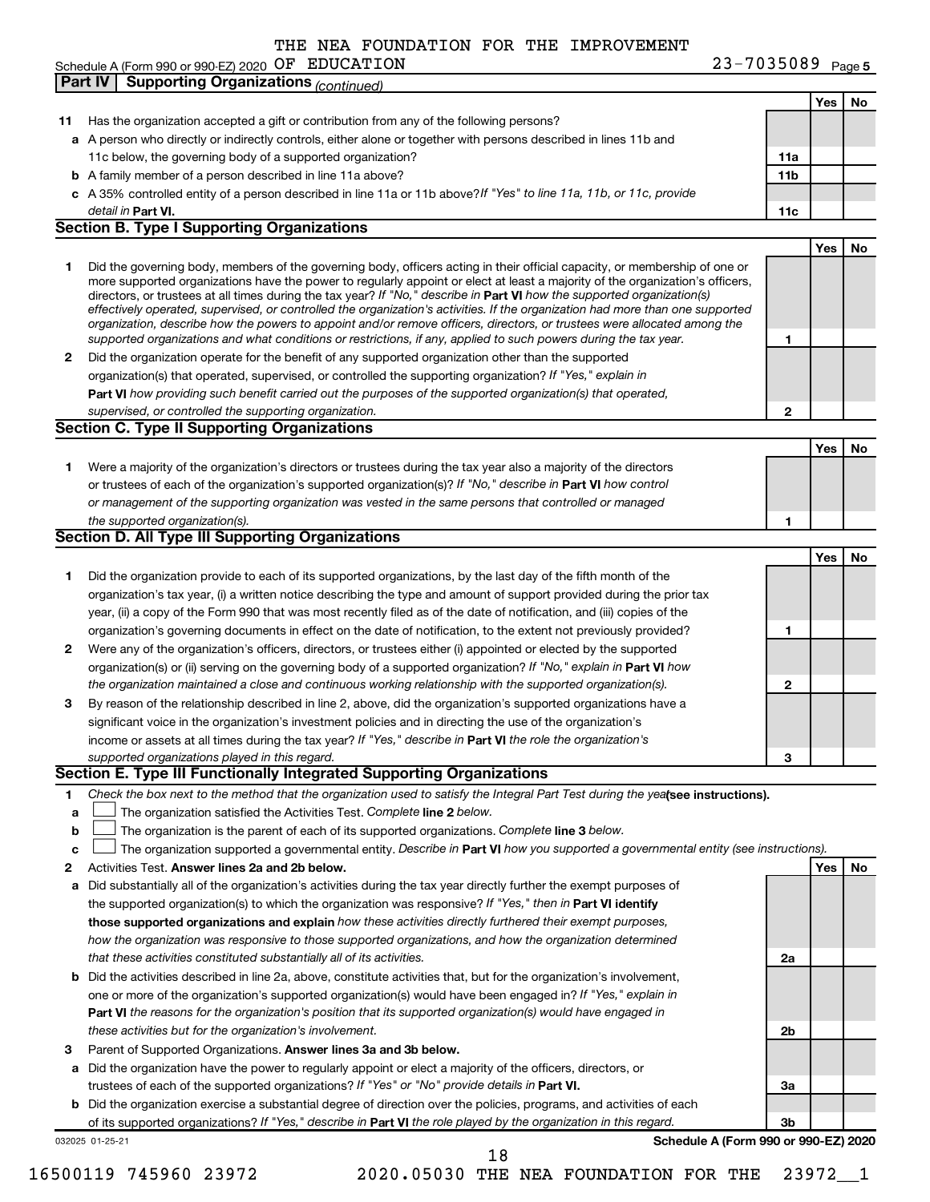THE NEA FOUNDATION FOR THE IMPROVEMENT OF EDUCATION 23-7035089

Schedule A (Form 990 or 990-EZ) 2020

## Part IV Supporting Organizations *(continued)*

| | | | Yes | No |
|---|---|---|---|---|
| **11** | Has the organization accepted a gift or contribution from any of the following persons? | | | |
| **a** | A person who directly or indirectly controls, either alone or together with persons described in lines 11b and 11c below, the governing body of a supported organization? | **11a** | | |
| **b** | A family member of a person described in line 11a above? | **11b** | | |
| **c** | A 35% controlled entity of a person described in line 11a or 11b above? *If "Yes" to line 11a, 11b, or 11c, provide detail in* **Part VI.** | **11c** | | |

### Section B. Type I Supporting Organizations

| | | | Yes | No |
|---|---|---|---|---|
| **1** | Did the governing body, members of the governing body, officers acting in their official capacity, or membership of one or more supported organizations have the power to regularly appoint or elect at least a majority of the organization's officers, directors, or trustees at all times during the tax year? *If "No," describe in* **Part VI** *how the supported organization(s) effectively operated, supervised, or controlled the organization's activities. If the organization had more than one supported organization, describe how the powers to appoint and/or remove officers, directors, or trustees were allocated among the supported organizations and what conditions or restrictions, if any, applied to such powers during the tax year.* | **1** | | |
| **2** | Did the organization operate for the benefit of any supported organization other than the supported organization(s) that operated, supervised, or controlled the supporting organization? *If "Yes," explain in* **Part VI** *how providing such benefit carried out the purposes of the supported organization(s) that operated, supervised, or controlled the supporting organization.* | **2** | | |

### Section C. Type II Supporting Organizations

| | | | Yes | No |
|---|---|---|---|---|
| **1** | Were a majority of the organization's directors or trustees during the tax year also a majority of the directors or trustees of each of the organization's supported organization(s)? *If "No," describe in* **Part VI** *how control or management of the supporting organization was vested in the same persons that controlled or managed the supported organization(s).* | **1** | | |

### Section D. All Type III Supporting Organizations

| | | | Yes | No |
|---|---|---|---|---|
| **1** | Did the organization provide to each of its supported organizations, by the last day of the fifth month of the organization's tax year, (i) a written notice describing the type and amount of support provided during the prior tax year, (ii) a copy of the Form 990 that was most recently filed as of the date of notification, and (iii) copies of the organization's governing documents in effect on the date of notification, to the extent not previously provided? | **1** | | |
| **2** | Were any of the organization's officers, directors, or trustees either (i) appointed or elected by the supported organization(s) or (ii) serving on the governing body of a supported organization? *If "No," explain in* **Part VI** *how the organization maintained a close and continuous working relationship with the supported organization(s).* | **2** | | |
| **3** | By reason of the relationship described in line 2, above, did the organization's supported organizations have a significant voice in the organization's investment policies and in directing the use of the organization's income or assets at all times during the tax year? *If "Yes," describe in* **Part VI** *the role the organization's supported organizations played in this regard.* | **3** | | |

### Section E. Type III Functionally Integrated Supporting Organizations

**1** *Check the box next to the method that the organization used to satisfy the Integral Part Test during the year* **(see instructions).**

- **a** ☐ The organization satisfied the Activities Test. *Complete* **line 2** *below.*
- **b** ☐ The organization is the parent of each of its supported organizations. *Complete* **line 3** *below.*
- **c** ☐ The organization supported a governmental entity. *Describe in* **Part VI** *how you supported a governmental entity (see instructions).*

| | | | Yes | No |
|---|---|---|---|---|
| **2** | Activities Test. **Answer lines 2a and 2b below.** | | | |
| **a** | Did substantially all of the organization's activities during the tax year directly further the exempt purposes of the supported organization(s) to which the organization was responsive? *If "Yes," then in* **Part VI identify those supported organizations and explain** *how these activities directly furthered their exempt purposes, how the organization was responsive to those supported organizations, and how the organization determined that these activities constituted substantially all of its activities.* | **2a** | | |
| **b** | Did the activities described in line 2a, above, constitute activities that, but for the organization's involvement, one or more of the organization's supported organization(s) would have been engaged in? *If "Yes," explain in* **Part VI** *the reasons for the organization's position that its supported organization(s) would have engaged in these activities but for the organization's involvement.* | **2b** | | |
| **3** | Parent of Supported Organizations. **Answer lines 3a and 3b below.** | | | |
| **a** | Did the organization have the power to regularly appoint or elect a majority of the officers, directors, or trustees of each of the supported organizations? *If "Yes" or "No" provide details in* **Part VI.** | **3a** | | |
| **b** | Did the organization exercise a substantial degree of direction over the policies, programs, and activities of each of its supported organizations? *If "Yes," describe in* **Part VI** *the role played by the organization in this regard.* | **3b** | | |

032025 01-25-21 **Schedule A (Form 990 or 990-EZ) 2020**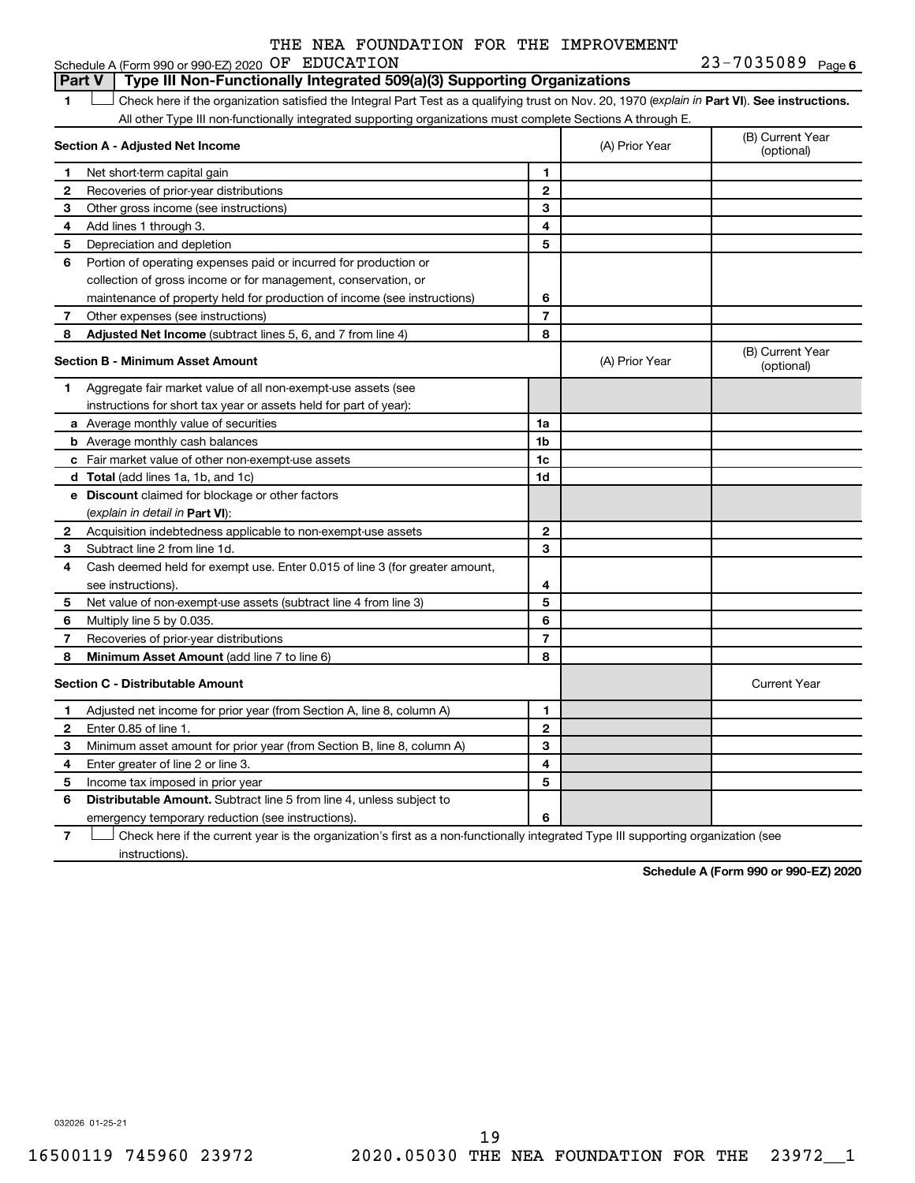THE NEA FOUNDATION FOR THE IMPROVEMENT

Schedule A (Form 990 or 990-EZ) 2020 OF EDUCATION 23-7035089 Page 6

## Part V Type III Non-Functionally Integrated 509(a)(3) Supporting Organizations

1 ☐ Check here if the organization satisfied the Integral Part Test as a qualifying trust on Nov. 20, 1970 (*explain in* **Part VI**). **See instructions.** All other Type III non-functionally integrated supporting organizations must complete Sections A through E.

| **Section A - Adjusted Net Income** | | | (A) Prior Year | (B) Current Year (optional) |
|---|---|---|---|---|
| 1 | Net short-term capital gain | 1 | | |
| 2 | Recoveries of prior-year distributions | 2 | | |
| 3 | Other gross income (see instructions) | 3 | | |
| 4 | Add lines 1 through 3. | 4 | | |
| 5 | Depreciation and depletion | 5 | | |
| 6 | Portion of operating expenses paid or incurred for production or collection of gross income or for management, conservation, or maintenance of property held for production of income (see instructions) | 6 | | |
| 7 | Other expenses (see instructions) | 7 | | |
| 8 | **Adjusted Net Income** (subtract lines 5, 6, and 7 from line 4) | 8 | | |

| **Section B - Minimum Asset Amount** | | | (A) Prior Year | (B) Current Year (optional) |
|---|---|---|---|---|
| 1 | Aggregate fair market value of all non-exempt-use assets (see instructions for short tax year or assets held for part of year): | | | |
| a | Average monthly value of securities | 1a | | |
| b | Average monthly cash balances | 1b | | |
| c | Fair market value of other non-exempt-use assets | 1c | | |
| d | **Total** (add lines 1a, 1b, and 1c) | 1d | | |
| e | **Discount** claimed for blockage or other factors (*explain in detail in* **Part VI**): | | | |
| 2 | Acquisition indebtedness applicable to non-exempt-use assets | 2 | | |
| 3 | Subtract line 2 from line 1d. | 3 | | |
| 4 | Cash deemed held for exempt use. Enter 0.015 of line 3 (for greater amount, see instructions). | 4 | | |
| 5 | Net value of non-exempt-use assets (subtract line 4 from line 3) | 5 | | |
| 6 | Multiply line 5 by 0.035. | 6 | | |
| 7 | Recoveries of prior-year distributions | 7 | | |
| 8 | **Minimum Asset Amount** (add line 7 to line 6) | 8 | | |

| **Section C - Distributable Amount** | | | | Current Year |
|---|---|---|---|---|
| 1 | Adjusted net income for prior year (from Section A, line 8, column A) | 1 | | |
| 2 | Enter 0.85 of line 1. | 2 | | |
| 3 | Minimum asset amount for prior year (from Section B, line 8, column A) | 3 | | |
| 4 | Enter greater of line 2 or line 3. | 4 | | |
| 5 | Income tax imposed in prior year | 5 | | |
| 6 | **Distributable Amount.** Subtract line 5 from line 4, unless subject to emergency temporary reduction (see instructions). | 6 | | |

7 ☐ Check here if the current year is the organization's first as a non-functionally integrated Type III supporting organization (see instructions).

**Schedule A (Form 990 or 990-EZ) 2020**

032026 01-25-21

16500119 745960 23972 2020.05030 THE NEA FOUNDATION FOR THE 23972__1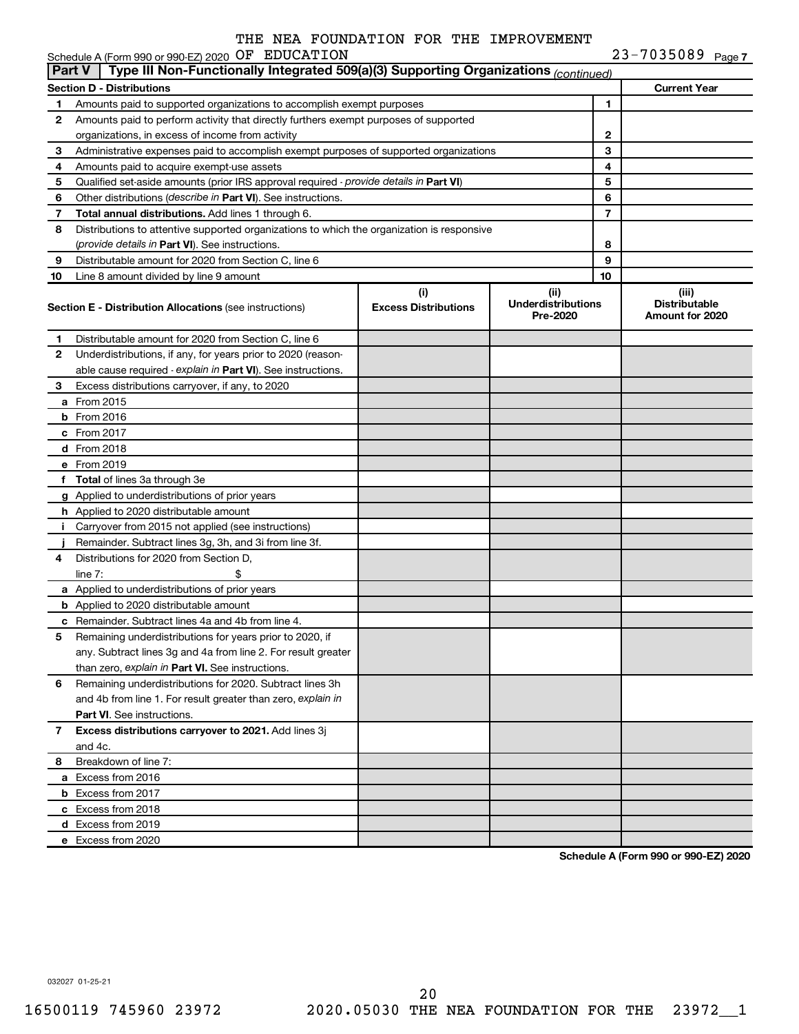THE NEA FOUNDATION FOR THE IMPROVEMENT

Schedule A (Form 990 or 990-EZ) 2020 OF EDUCATION 23-7035089 Page 7

**Part V | Type III Non-Functionally Integrated 509(a)(3) Supporting Organizations** *(continued)*

| **Section D - Distributions** | | | **Current Year** |
|---|---|---|---|
| 1 | Amounts paid to supported organizations to accomplish exempt purposes | 1 | |
| 2 | Amounts paid to perform activity that directly furthers exempt purposes of supported organizations, in excess of income from activity | 2 | |
| 3 | Administrative expenses paid to accomplish exempt purposes of supported organizations | 3 | |
| 4 | Amounts paid to acquire exempt-use assets | 4 | |
| 5 | Qualified set-aside amounts (prior IRS approval required - *provide details in* **Part VI**) | 5 | |
| 6 | Other distributions (*describe in* **Part VI**). See instructions. | 6 | |
| 7 | **Total annual distributions.** Add lines 1 through 6. | 7 | |
| 8 | Distributions to attentive supported organizations to which the organization is responsive (*provide details in* **Part VI**). See instructions. | 8 | |
| 9 | Distributable amount for 2020 from Section C, line 6 | 9 | |
| 10 | Line 8 amount divided by line 9 amount | 10 | |

| **Section E - Distribution Allocations** (see instructions) | **(i) Excess Distributions** | **(ii) Underdistributions Pre-2020** | **(iii) Distributable Amount for 2020** |
|---|---|---|---|
| **1** Distributable amount for 2020 from Section C, line 6 | | | |
| **2** Underdistributions, if any, for years prior to 2020 (reasonable cause required - *explain in* **Part VI**). See instructions. | | | |
| **3** Excess distributions carryover, if any, to 2020 | | | |
| **a** From 2015 | | | |
| **b** From 2016 | | | |
| **c** From 2017 | | | |
| **d** From 2018 | | | |
| **e** From 2019 | | | |
| **f** **Total** of lines 3a through 3e | | | |
| **g** Applied to underdistributions of prior years | | | |
| **h** Applied to 2020 distributable amount | | | |
| **i** Carryover from 2015 not applied (see instructions) | | | |
| **j** Remainder. Subtract lines 3g, 3h, and 3i from line 3f. | | | |
| **4** Distributions for 2020 from Section D, line 7: $ | | | |
| **a** Applied to underdistributions of prior years | | | |
| **b** Applied to 2020 distributable amount | | | |
| **c** Remainder. Subtract lines 4a and 4b from line 4. | | | |
| **5** Remaining underdistributions for years prior to 2020, if any. Subtract lines 3g and 4a from line 2. For result greater than zero, *explain in* **Part VI.** See instructions. | | | |
| **6** Remaining underdistributions for 2020. Subtract lines 3h and 4b from line 1. For result greater than zero, *explain in* **Part VI**. See instructions. | | | |
| **7** **Excess distributions carryover to 2021.** Add lines 3j and 4c. | | | |
| **8** Breakdown of line 7: | | | |
| **a** Excess from 2016 | | | |
| **b** Excess from 2017 | | | |
| **c** Excess from 2018 | | | |
| **d** Excess from 2019 | | | |
| **e** Excess from 2020 | | | |

**Schedule A (Form 990 or 990-EZ) 2020**

032027 01-25-21

16500119 745960 23972 2020.05030 THE NEA FOUNDATION FOR THE 23972__1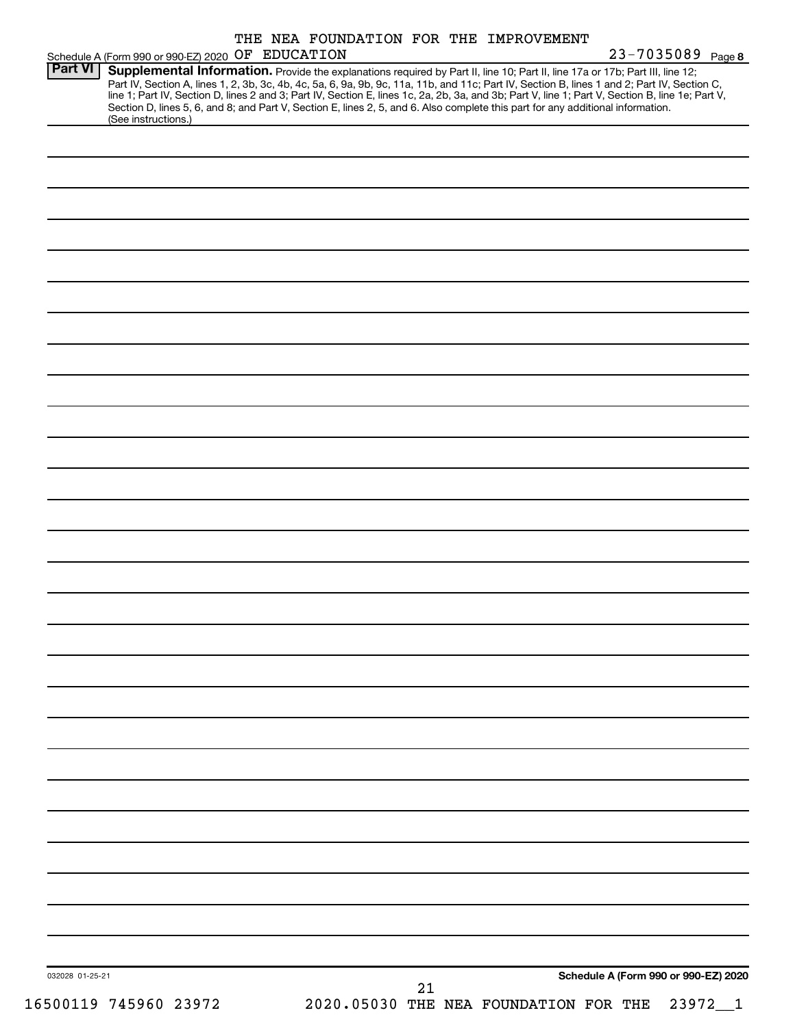THE NEA FOUNDATION FOR THE IMPROVEMENT OF EDUCATION 23-7035089

## Part VI Supplemental Information.

Provide the explanations required by Part II, line 10; Part II, line 17a or 17b; Part III, line 12; Part IV, Section A, lines 1, 2, 3b, 3c, 4b, 4c, 5a, 6, 9a, 9b, 9c, 11a, 11b, and 11c; Part IV, Section B, lines 1 and 2; Part IV, Section C, line 1; Part IV, Section D, lines 2 and 3; Part IV, Section E, lines 1c, 2a, 2b, 3a, and 3b; Part V, line 1; Part V, Section B, line 1e; Part V, Section D, lines 5, 6, and 8; and Part V, Section E, lines 2, 5, and 6. Also complete this part for any additional information. (See instructions.)

032028 01-25-21

Schedule A (Form 990 or 990-EZ) 2020

16500119 745960 23972 2020.05030 THE NEA FOUNDATION FOR THE 23972__1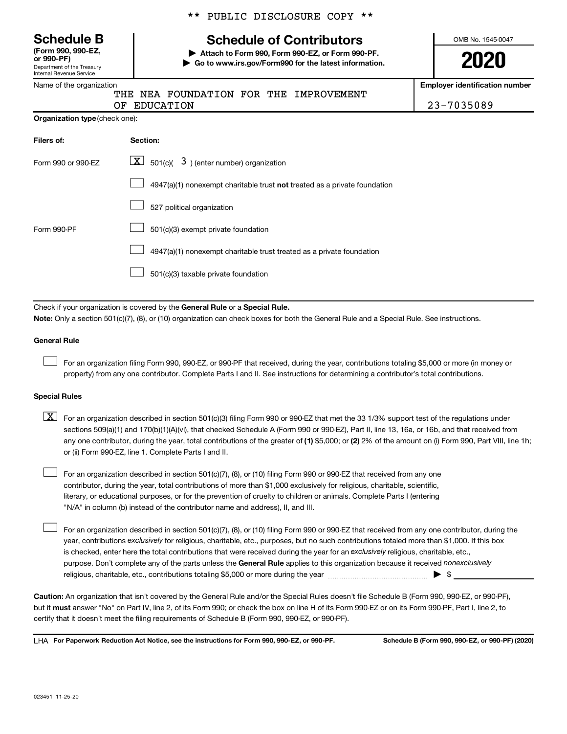\*\* PUBLIC DISCLOSURE COPY \*\*

# Schedule B

**(Form 990, 990-EZ, or 990-PF)**

Department of the Treasury
Internal Revenue Service

## Schedule of Contributors

▶ **Attach to Form 990, Form 990-EZ, or Form 990-PF.**

▶ **Go to www.irs.gov/Form990 for the latest information.**

OMB No. 1545-0047

**2020**

| Name of the organization | Employer identification number |
|---|---|
| THE NEA FOUNDATION FOR THE IMPROVEMENT OF EDUCATION | 23-7035089 |

**Organization type** (check one):

| Filers of: | Section: |
|---|---|
| Form 990 or 990-EZ | [X] 501(c)( 3 ) (enter number) organization |
| | [ ] 4947(a)(1) nonexempt charitable trust **not** treated as a private foundation |
| | [ ] 527 political organization |
| Form 990-PF | [ ] 501(c)(3) exempt private foundation |
| | [ ] 4947(a)(1) nonexempt charitable trust treated as a private foundation |
| | [ ] 501(c)(3) taxable private foundation |

Check if your organization is covered by the **General Rule** or a **Special Rule.**

**Note:** Only a section 501(c)(7), (8), or (10) organization can check boxes for both the General Rule and a Special Rule. See instructions.

**General Rule**

[ ] For an organization filing Form 990, 990-EZ, or 990-PF that received, during the year, contributions totaling $5,000 or more (in money or property) from any one contributor. Complete Parts I and II. See instructions for determining a contributor's total contributions.

**Special Rules**

[X] For an organization described in section 501(c)(3) filing Form 990 or 990-EZ that met the 33 1/3% support test of the regulations under sections 509(a)(1) and 170(b)(1)(A)(vi), that checked Schedule A (Form 990 or 990-EZ), Part II, line 13, 16a, or 16b, and that received from any one contributor, during the year, total contributions of the greater of **(1)** $5,000; or **(2)** 2% of the amount on (i) Form 990, Part VIII, line 1h; or (ii) Form 990-EZ, line 1. Complete Parts I and II.

[ ] For an organization described in section 501(c)(7), (8), or (10) filing Form 990 or 990-EZ that received from any one contributor, during the year, total contributions of more than $1,000 exclusively for religious, charitable, scientific, literary, or educational purposes, or for the prevention of cruelty to children or animals. Complete Parts I (entering "N/A" in column (b) instead of the contributor name and address), II, and III.

[ ] For an organization described in section 501(c)(7), (8), or (10) filing Form 990 or 990-EZ that received from any one contributor, during the year, contributions *exclusively* for religious, charitable, etc., purposes, but no such contributions totaled more than $1,000. If this box is checked, enter here the total contributions that were received during the year for an *exclusively* religious, charitable, etc., purpose. Don't complete any of the parts unless the **General Rule** applies to this organization because it received *nonexclusively* religious, charitable, etc., contributions totaling $5,000 or more during the year ▶ $ ________

**Caution:** An organization that isn't covered by the General Rule and/or the Special Rules doesn't file Schedule B (Form 990, 990-EZ, or 990-PF), but it **must** answer "No" on Part IV, line 2, of its Form 990; or check the box on line H of its Form 990-EZ or on its Form 990-PF, Part I, line 2, to certify that it doesn't meet the filing requirements of Schedule B (Form 990, 990-EZ, or 990-PF).

LHA **For Paperwork Reduction Act Notice, see the instructions for Form 990, 990-EZ, or 990-PF.** **Schedule B (Form 990, 990-EZ, or 990-PF) (2020)**

023451 11-25-20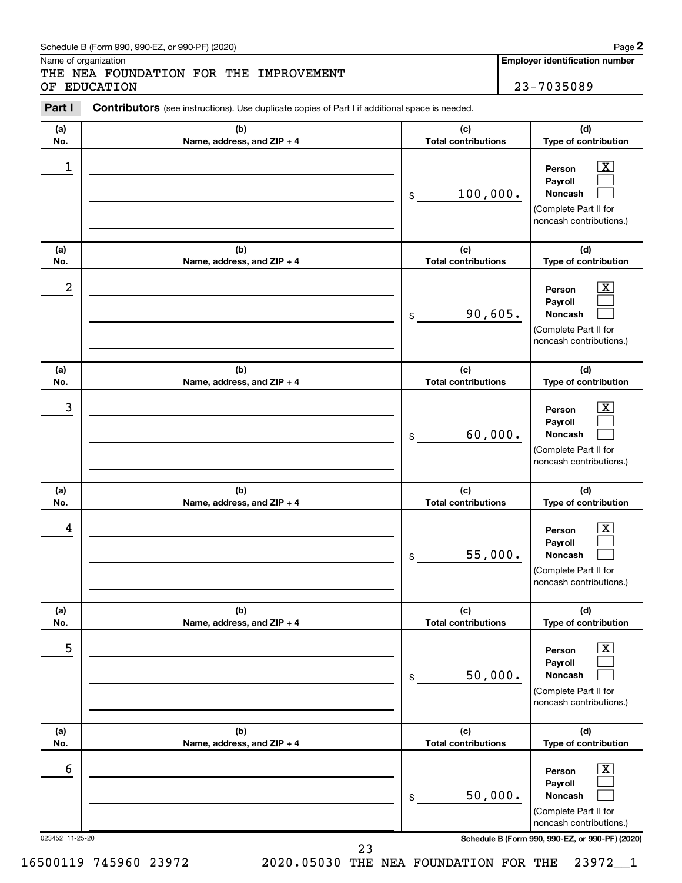Schedule B (Form 990, 990-EZ, or 990-PF) (2020)

Name of organization: THE NEA FOUNDATION FOR THE IMPROVEMENT OF EDUCATION

**Employer identification number:** 23-7035089

**Part I** **Contributors** (see instructions). Use duplicate copies of Part I if additional space is needed.

| (a) No. | (b) Name, address, and ZIP + 4 | (c) Total contributions | (d) Type of contribution |
|---|---|---|---|
| 1 | | $ 100,000. | Person [X] Payroll [ ] Noncash [ ] (Complete Part II for noncash contributions.) |
| 2 | | $ 90,605. | Person [X] Payroll [ ] Noncash [ ] (Complete Part II for noncash contributions.) |
| 3 | | $ 60,000. | Person [X] Payroll [ ] Noncash [ ] (Complete Part II for noncash contributions.) |
| 4 | | $ 55,000. | Person [X] Payroll [ ] Noncash [ ] (Complete Part II for noncash contributions.) |
| 5 | | $ 50,000. | Person [X] Payroll [ ] Noncash [ ] (Complete Part II for noncash contributions.) |
| 6 | | $ 50,000. | Person [X] Payroll [ ] Noncash [ ] (Complete Part II for noncash contributions.) |

023452 11-25-20

Schedule B (Form 990, 990-EZ, or 990-PF) (2020)

16500119 745960 23972 2020.05030 THE NEA FOUNDATION FOR THE 23972__1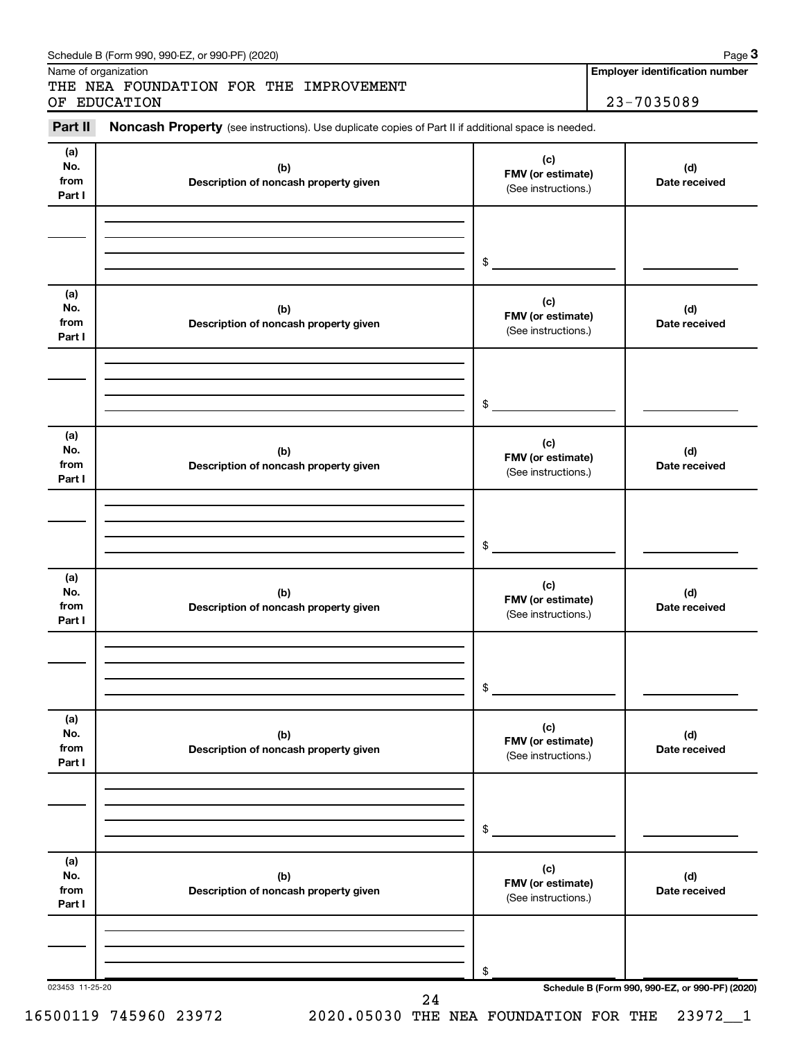Schedule B (Form 990, 990-EZ, or 990-PF) (2020)

Name of organization
THE NEA FOUNDATION FOR THE IMPROVEMENT OF EDUCATION

**Employer identification number**
23-7035089

**Part II** **Noncash Property** (see instructions). Use duplicate copies of Part II if additional space is needed.

| (a) No. from Part I | (b) Description of noncash property given | (c) FMV (or estimate) (See instructions.) | (d) Date received |
|---|---|---|---|
| | | $ | |

| (a) No. from Part I | (b) Description of noncash property given | (c) FMV (or estimate) (See instructions.) | (d) Date received |
|---|---|---|---|
| | | $ | |

| (a) No. from Part I | (b) Description of noncash property given | (c) FMV (or estimate) (See instructions.) | (d) Date received |
|---|---|---|---|
| | | $ | |

| (a) No. from Part I | (b) Description of noncash property given | (c) FMV (or estimate) (See instructions.) | (d) Date received |
|---|---|---|---|
| | | $ | |

| (a) No. from Part I | (b) Description of noncash property given | (c) FMV (or estimate) (See instructions.) | (d) Date received |
|---|---|---|---|
| | | $ | |

| (a) No. from Part I | (b) Description of noncash property given | (c) FMV (or estimate) (See instructions.) | (d) Date received |
|---|---|---|---|
| | | $ | |

023453 11-25-20

**Schedule B (Form 990, 990-EZ, or 990-PF) (2020)**

16500119 745960 23972 2020.05030 THE NEA FOUNDATION FOR THE 23972__1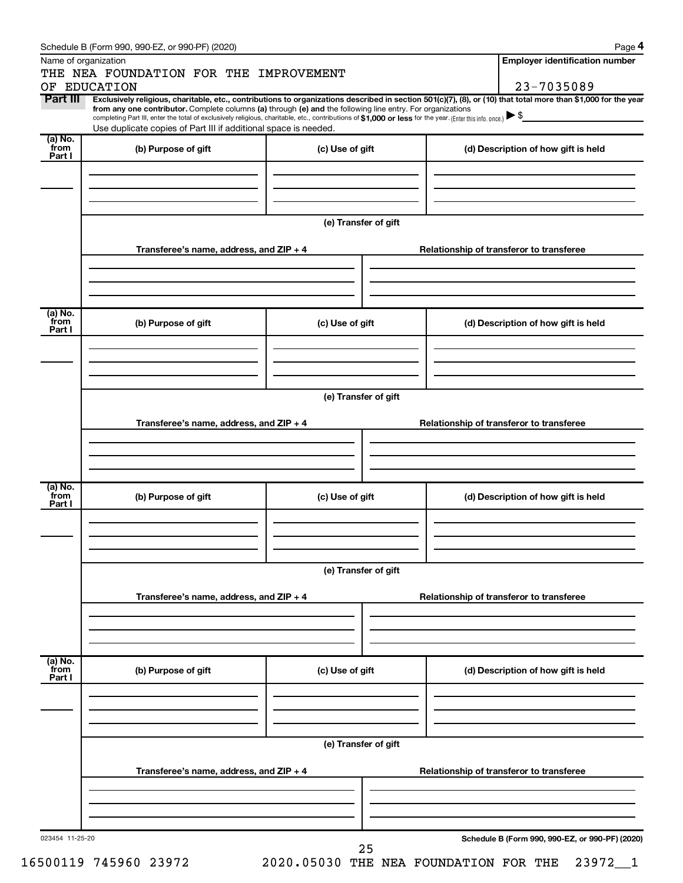Schedule B (Form 990, 990-EZ, or 990-PF) (2020)

Name of organization

THE NEA FOUNDATION FOR THE IMPROVEMENT OF EDUCATION

**Employer identification number**

23-7035089

**Part III** **Exclusively religious, charitable, etc., contributions to organizations described in section 501(c)(7), (8), or (10) that total more than $1,000 for the year from any one contributor.** Complete columns **(a)** through **(e)** and the following line entry. For organizations completing Part III, enter the total of exclusively religious, charitable, etc., contributions of **$1,000 or less** for the year. (Enter this info. once.) ▶ $

Use duplicate copies of Part III if additional space is needed.

| (a) No. from Part I | (b) Purpose of gift | (c) Use of gift | (d) Description of how gift is held |
|---|---|---|---|
| | | | |

(e) Transfer of gift

| Transferee's name, address, and ZIP + 4 | Relationship of transferor to transferee |
|---|---|
| | |

| (a) No. from Part I | (b) Purpose of gift | (c) Use of gift | (d) Description of how gift is held |
|---|---|---|---|
| | | | |

(e) Transfer of gift

| Transferee's name, address, and ZIP + 4 | Relationship of transferor to transferee |
|---|---|
| | |

| (a) No. from Part I | (b) Purpose of gift | (c) Use of gift | (d) Description of how gift is held |
|---|---|---|---|
| | | | |

(e) Transfer of gift

| Transferee's name, address, and ZIP + 4 | Relationship of transferor to transferee |
|---|---|
| | |

| (a) No. from Part I | (b) Purpose of gift | (c) Use of gift | (d) Description of how gift is held |
|---|---|---|---|
| | | | |

(e) Transfer of gift

| Transferee's name, address, and ZIP + 4 | Relationship of transferor to transferee |
|---|---|
| | |

023454 11-25-20

**Schedule B (Form 990, 990-EZ, or 990-PF) (2020)**

16500119 745960 23972 2020.05030 THE NEA FOUNDATION FOR THE 23972__1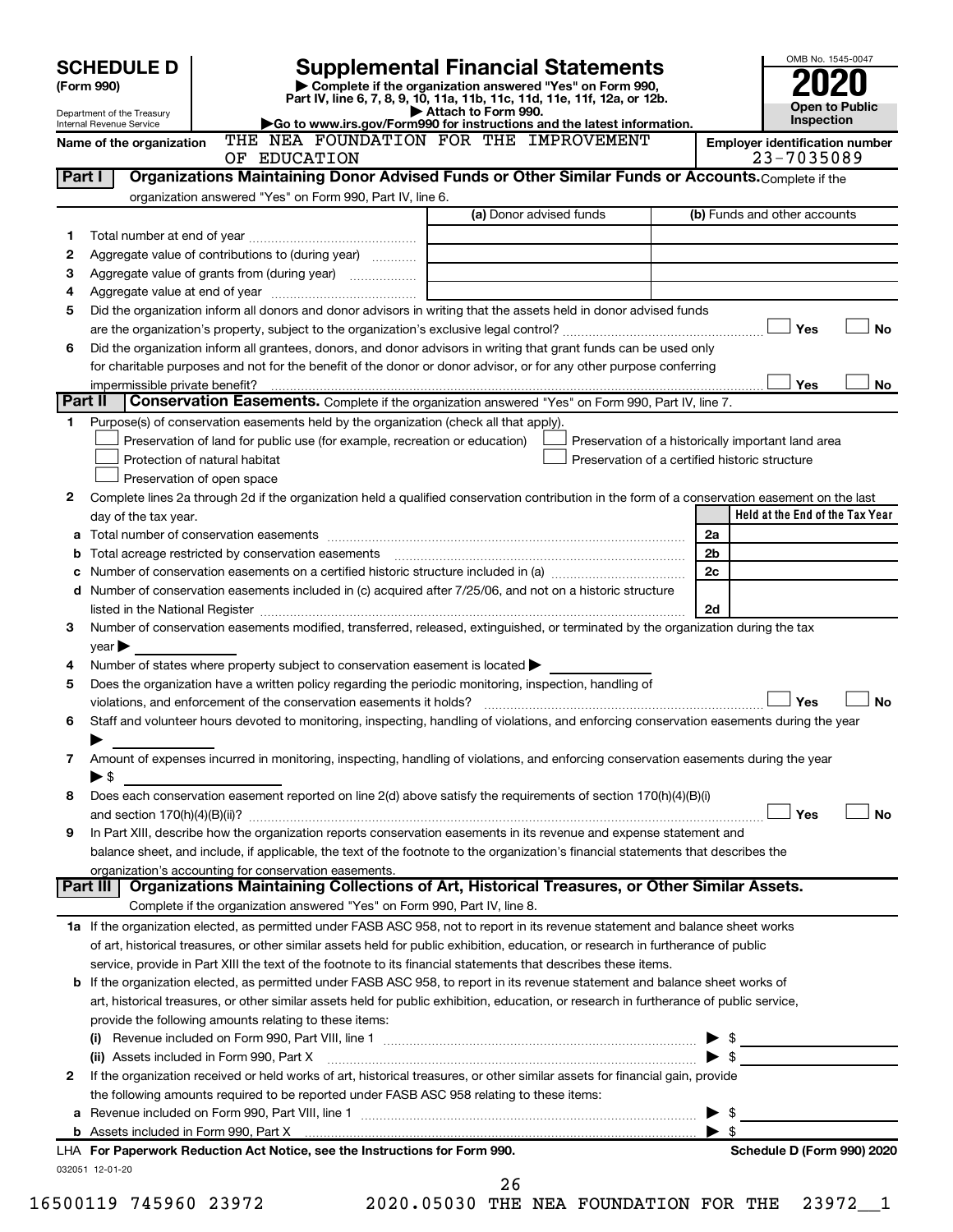# SCHEDULE D (Form 990)

Department of the Treasury
Internal Revenue Service

# Supplemental Financial Statements

▶ Complete if the organization answered "Yes" on Form 990, Part IV, line 6, 7, 8, 9, 10, 11a, 11b, 11c, 11d, 11e, 11f, 12a, or 12b.
▶ Attach to Form 990.
▶Go to www.irs.gov/Form990 for instructions and the latest information.

OMB No. 1545-0047

**2020**

**Open to Public Inspection**

Name of the organization: THE NEA FOUNDATION FOR THE IMPROVEMENT OF EDUCATION

Employer identification number: 23-7035089

## Part I | Organizations Maintaining Donor Advised Funds or Other Similar Funds or Accounts.

Complete if the organization answered "Yes" on Form 990, Part IV, line 6.

| | | (a) Donor advised funds | (b) Funds and other accounts |
|---|---|---|---|
| 1 | Total number at end of year | | |
| 2 | Aggregate value of contributions to (during year) | | |
| 3 | Aggregate value of grants from (during year) | | |
| 4 | Aggregate value at end of year | | |

5 Did the organization inform all donors and donor advisors in writing that the assets held in donor advised funds are the organization's property, subject to the organization's exclusive legal control? ☐ Yes ☐ No

6 Did the organization inform all grantees, donors, and donor advisors in writing that grant funds can be used only for charitable purposes and not for the benefit of the donor or donor advisor, or for any other purpose conferring impermissible private benefit? ☐ Yes ☐ No

## Part II | Conservation Easements.

Complete if the organization answered "Yes" on Form 990, Part IV, line 7.

1 Purpose(s) of conservation easements held by the organization (check all that apply).

- ☐ Preservation of land for public use (for example, recreation or education)
- ☐ Preservation of a historically important land area
- ☐ Protection of natural habitat
- ☐ Preservation of a certified historic structure
- ☐ Preservation of open space

2 Complete lines 2a through 2d if the organization held a qualified conservation contribution in the form of a conservation easement on the last day of the tax year.

| | | | Held at the End of the Tax Year |
|---|---|---|---|
| a | Total number of conservation easements | 2a | |
| b | Total acreage restricted by conservation easements | 2b | |
| c | Number of conservation easements on a certified historic structure included in (a) | 2c | |
| d | Number of conservation easements included in (c) acquired after 7/25/06, and not on a historic structure listed in the National Register | 2d | |

3 Number of conservation easements modified, transferred, released, extinguished, or terminated by the organization during the tax year ▶

4 Number of states where property subject to conservation easement is located ▶

5 Does the organization have a written policy regarding the periodic monitoring, inspection, handling of violations, and enforcement of the conservation easements it holds? ☐ Yes ☐ No

6 Staff and volunteer hours devoted to monitoring, inspecting, handling of violations, and enforcing conservation easements during the year ▶

7 Amount of expenses incurred in monitoring, inspecting, handling of violations, and enforcing conservation easements during the year ▶ $

8 Does each conservation easement reported on line 2(d) above satisfy the requirements of section 170(h)(4)(B)(i) and section 170(h)(4)(B)(ii)? ☐ Yes ☐ No

9 In Part XIII, describe how the organization reports conservation easements in its revenue and expense statement and balance sheet, and include, if applicable, the text of the footnote to the organization's financial statements that describes the organization's accounting for conservation easements.

## Part III | Organizations Maintaining Collections of Art, Historical Treasures, or Other Similar Assets.

Complete if the organization answered "Yes" on Form 990, Part IV, line 8.

1a If the organization elected, as permitted under FASB ASC 958, not to report in its revenue statement and balance sheet works of art, historical treasures, or other similar assets held for public exhibition, education, or research in furtherance of public service, provide in Part XIII the text of the footnote to its financial statements that describes these items.

b If the organization elected, as permitted under FASB ASC 958, to report in its revenue statement and balance sheet works of art, historical treasures, or other similar assets held for public exhibition, education, or research in furtherance of public service, provide the following amounts relating to these items:

(i) Revenue included on Form 990, Part VIII, line 1 ▶ $

(ii) Assets included in Form 990, Part X ▶ $

2 If the organization received or held works of art, historical treasures, or other similar assets for financial gain, provide the following amounts required to be reported under FASB ASC 958 relating to these items:

a Revenue included on Form 990, Part VIII, line 1 ▶ $

b Assets included in Form 990, Part X ▶ $

LHA For Paperwork Reduction Act Notice, see the Instructions for Form 990. Schedule D (Form 990) 2020

032051 12-01-20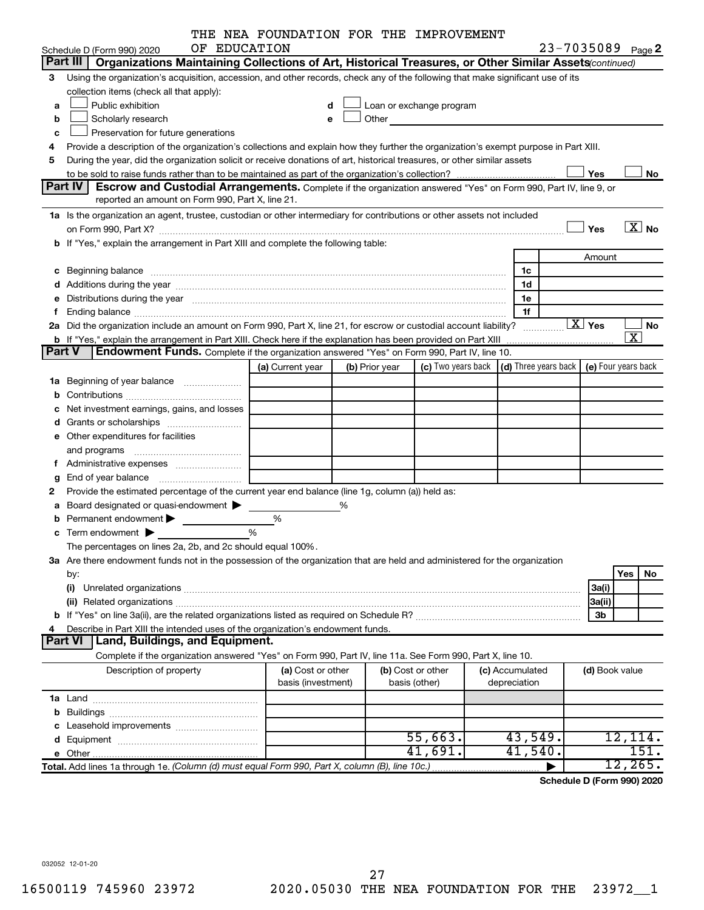Schedule D (Form 990) 2020 THE NEA FOUNDATION FOR THE IMPROVEMENT OF EDUCATION 23-7035089 Page **2**

## Part III Organizations Maintaining Collections of Art, Historical Treasures, or Other Similar Assets *(continued)*

**3** Using the organization's acquisition, accession, and other records, check any of the following that make significant use of its collection items (check all that apply):

- **a** ☐ Public exhibition
- **b** ☐ Scholarly research
- **c** ☐ Preservation for future generations
- **d** ☐ Loan or exchange program
- **e** ☐ Other

**4** Provide a description of the organization's collections and explain how they further the organization's exempt purpose in Part XIII.

**5** During the year, did the organization solicit or receive donations of art, historical treasures, or other similar assets to be sold to raise funds rather than to be maintained as part of the organization's collection? ☐ Yes ☐ No

## Part IV Escrow and Custodial Arrangements.

Complete if the organization answered "Yes" on Form 990, Part IV, line 9, or reported an amount on Form 990, Part X, line 21.

**1a** Is the organization an agent, trustee, custodian or other intermediary for contributions or other assets not included on Form 990, Part X? ☐ Yes ☒ No

**b** If "Yes," explain the arrangement in Part XIII and complete the following table:

| | | Amount |
|---|---|---|
| **c** Beginning balance | 1c | |
| **d** Additions during the year | 1d | |
| **e** Distributions during the year | 1e | |
| **f** Ending balance | 1f | |

**2a** Did the organization include an amount on Form 990, Part X, line 21, for escrow or custodial account liability? ☒ Yes ☐ No

**b** If "Yes," explain the arrangement in Part XIII. Check here if the explanation has been provided on Part XIII ☒

## Part V Endowment Funds.

Complete if the organization answered "Yes" on Form 990, Part IV, line 10.

| | (a) Current year | (b) Prior year | (c) Two years back | (d) Three years back | (e) Four years back |
|---|---|---|---|---|---|
| **1a** Beginning of year balance | | | | | |
| **b** Contributions | | | | | |
| **c** Net investment earnings, gains, and losses | | | | | |
| **d** Grants or scholarships | | | | | |
| **e** Other expenditures for facilities and programs | | | | | |
| **f** Administrative expenses | | | | | |
| **g** End of year balance | | | | | |

**2** Provide the estimated percentage of the current year end balance (line 1g, column (a)) held as:

- **a** Board designated or quasi-endowment ▶ %
- **b** Permanent endowment ▶ %
- **c** Term endowment ▶ %

The percentages on lines 2a, 2b, and 2c should equal 100%.

**3a** Are there endowment funds not in the possession of the organization that are held and administered for the organization by:

| | | Yes | No |
|---|---|---|---|
| **(i)** Unrelated organizations | 3a(i) | | |
| **(ii)** Related organizations | 3a(ii) | | |
| **b** If "Yes" on line 3a(ii), are the related organizations listed as required on Schedule R? | 3b | | |

**4** Describe in Part XIII the intended uses of the organization's endowment funds.

## Part VI Land, Buildings, and Equipment.

Complete if the organization answered "Yes" on Form 990, Part IV, line 11a. See Form 990, Part X, line 10.

| Description of property | (a) Cost or other basis (investment) | (b) Cost or other basis (other) | (c) Accumulated depreciation | (d) Book value |
|---|---|---|---|---|
| **1a** Land | | | | |
| **b** Buildings | | | | |
| **c** Leasehold improvements | | | | |
| **d** Equipment | | 55,663. | 43,549. | 12,114. |
| **e** Other | | 41,691. | 41,540. | 151. |
| **Total.** Add lines 1a through 1e. *(Column (d) must equal Form 990, Part X, column (B), line 10c.)* | | | ▶ | 12,265. |

**Schedule D (Form 990) 2020**

032052 12-01-20

16500119 745960 23972 2020.05030 THE NEA FOUNDATION FOR THE 23972__1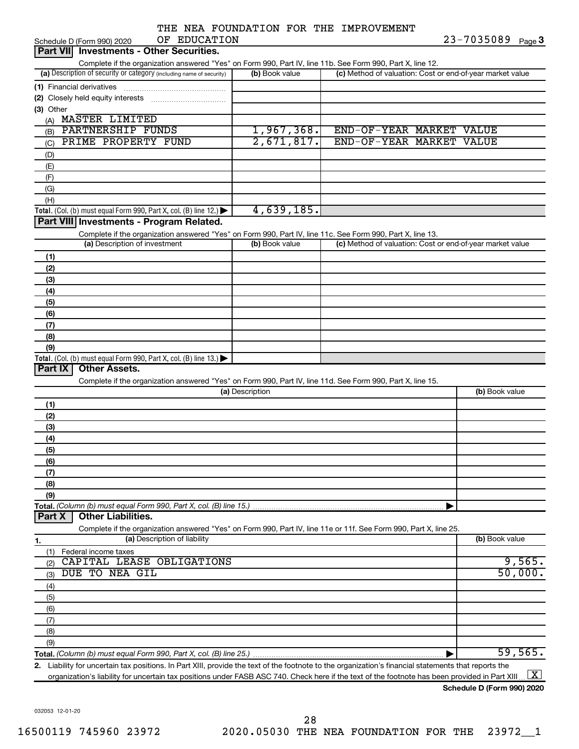THE NEA FOUNDATION FOR THE IMPROVEMENT OF EDUCATION

Schedule D (Form 990) 2020 — 23-7035089 Page 3

## Part VII Investments - Other Securities.

Complete if the organization answered "Yes" on Form 990, Part IV, line 11b. See Form 990, Part X, line 12.

| (a) Description of security or category (including name of security) | (b) Book value | (c) Method of valuation: Cost or end-of-year market value |
|---|---|---|
| (1) Financial derivatives | | |
| (2) Closely held equity interests | | |
| (3) Other | | |
| (A) MASTER LIMITED | | |
| (B) PARTNERSHIP FUNDS | 1,967,368. | END-OF-YEAR MARKET VALUE |
| (C) PRIME PROPERTY FUND | 2,671,817. | END-OF-YEAR MARKET VALUE |
| (D) | | |
| (E) | | |
| (F) | | |
| (G) | | |
| (H) | | |
| **Total.** (Col. (b) must equal Form 990, Part X, col. (B) line 12.) ▶ | 4,639,185. | |

## Part VIII Investments - Program Related.

Complete if the organization answered "Yes" on Form 990, Part IV, line 11c. See Form 990, Part X, line 13.

| (a) Description of investment | (b) Book value | (c) Method of valuation: Cost or end-of-year market value |
|---|---|---|
| (1) | | |
| (2) | | |
| (3) | | |
| (4) | | |
| (5) | | |
| (6) | | |
| (7) | | |
| (8) | | |
| (9) | | |
| **Total.** (Col. (b) must equal Form 990, Part X, col. (B) line 13.) ▶ | | |

## Part IX Other Assets.

Complete if the organization answered "Yes" on Form 990, Part IV, line 11d. See Form 990, Part X, line 15.

| (a) Description | (b) Book value |
|---|---|
| (1) | |
| (2) | |
| (3) | |
| (4) | |
| (5) | |
| (6) | |
| (7) | |
| (8) | |
| (9) | |
| **Total.** *(Column (b) must equal Form 990, Part X, col. (B) line 15.)* ▶ | |

## Part X Other Liabilities.

Complete if the organization answered "Yes" on Form 990, Part IV, line 11e or 11f. See Form 990, Part X, line 25.

| 1. (a) Description of liability | (b) Book value |
|---|---|
| (1) Federal income taxes | |
| (2) CAPITAL LEASE OBLIGATIONS | 9,565. |
| (3) DUE TO NEA GIL | 50,000. |
| (4) | |
| (5) | |
| (6) | |
| (7) | |
| (8) | |
| (9) | |
| **Total.** *(Column (b) must equal Form 990, Part X, col. (B) line 25.)* ▶ | 59,565. |

2. Liability for uncertain tax positions. In Part XIII, provide the text of the footnote to the organization's financial statements that reports the organization's liability for uncertain tax positions under FASB ASC 740. Check here if the text of the footnote has been provided in Part XIII ... [X]

**Schedule D (Form 990) 2020**

032053 12-01-20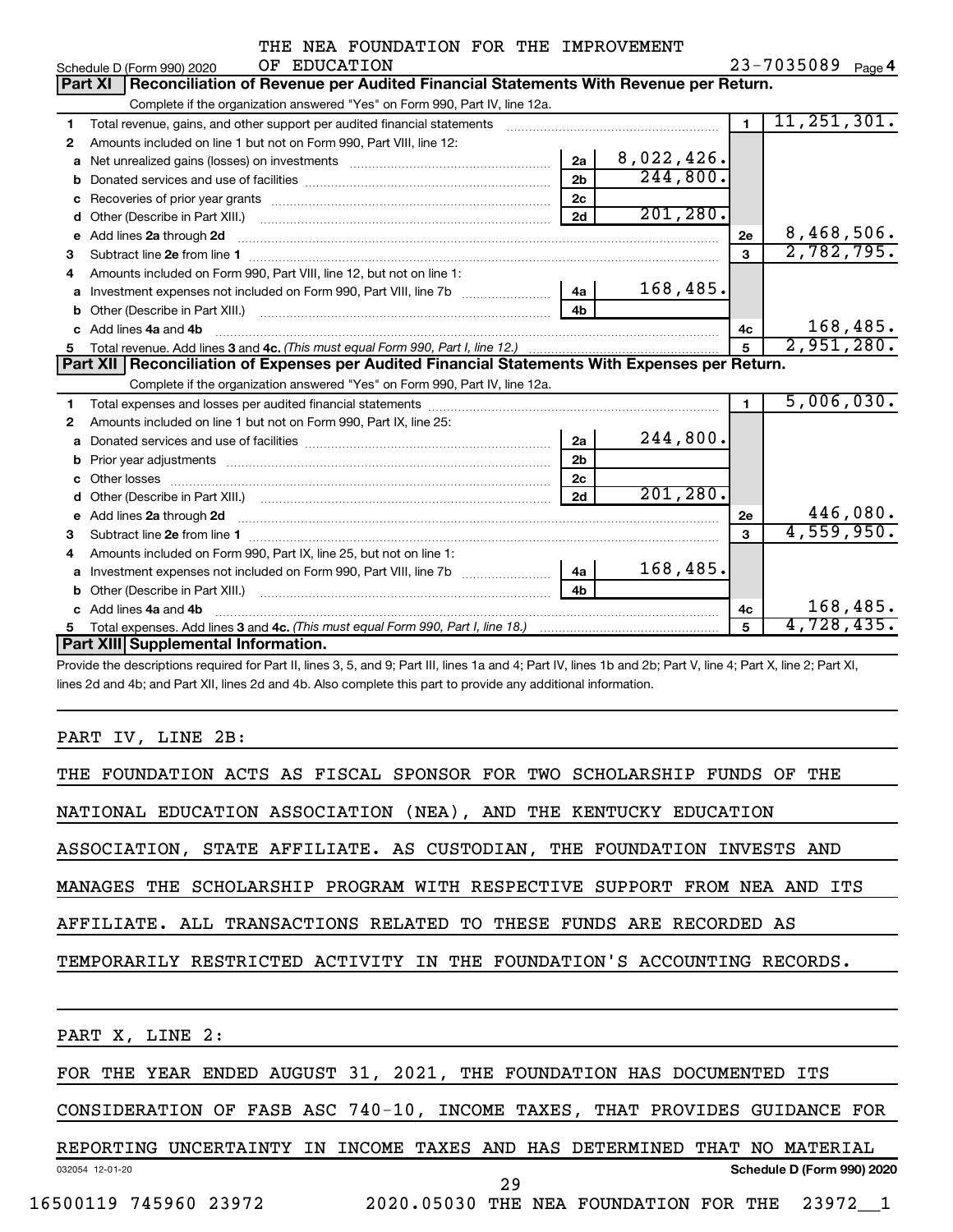THE NEA FOUNDATION FOR THE IMPROVEMENT OF EDUCATION

Schedule D (Form 990) 2020 — 23-7035089 Page 4

## Part XI Reconciliation of Revenue per Audited Financial Statements With Revenue per Return.

Complete if the organization answered "Yes" on Form 990, Part IV, line 12a.

| | | | | | |
|---|---|---|---|---|---|
| 1 | Total revenue, gains, and other support per audited financial statements | | | 1 | 11,251,301. |
| 2 | Amounts included on line 1 but not on Form 990, Part VIII, line 12: | | | | |
| a | Net unrealized gains (losses) on investments | 2a | 8,022,426. | | |
| b | Donated services and use of facilities | 2b | 244,800. | | |
| c | Recoveries of prior year grants | 2c | | | |
| d | Other (Describe in Part XIII.) | 2d | 201,280. | | |
| e | Add lines 2a through 2d | | | 2e | 8,468,506. |
| 3 | Subtract line 2e from line 1 | | | 3 | 2,782,795. |
| 4 | Amounts included on Form 990, Part VIII, line 12, but not on line 1: | | | | |
| a | Investment expenses not included on Form 990, Part VIII, line 7b | 4a | 168,485. | | |
| b | Other (Describe in Part XIII.) | 4b | | | |
| c | Add lines 4a and 4b | | | 4c | 168,485. |
| 5 | Total revenue. Add lines 3 and 4c. *(This must equal Form 990, Part I, line 12.)* | | | 5 | 2,951,280. |

## Part XII Reconciliation of Expenses per Audited Financial Statements With Expenses per Return.

Complete if the organization answered "Yes" on Form 990, Part IV, line 12a.

| | | | | | |
|---|---|---|---|---|---|
| 1 | Total expenses and losses per audited financial statements | | | 1 | 5,006,030. |
| 2 | Amounts included on line 1 but not on Form 990, Part IX, line 25: | | | | |
| a | Donated services and use of facilities | 2a | 244,800. | | |
| b | Prior year adjustments | 2b | | | |
| c | Other losses | 2c | | | |
| d | Other (Describe in Part XIII.) | 2d | 201,280. | | |
| e | Add lines 2a through 2d | | | 2e | 446,080. |
| 3 | Subtract line 2e from line 1 | | | 3 | 4,559,950. |
| 4 | Amounts included on Form 990, Part IX, line 25, but not on line 1: | | | | |
| a | Investment expenses not included on Form 990, Part VIII, line 7b | 4a | 168,485. | | |
| b | Other (Describe in Part XIII.) | 4b | | | |
| c | Add lines 4a and 4b | | | 4c | 168,485. |
| 5 | Total expenses. Add lines 3 and 4c. *(This must equal Form 990, Part I, line 18.)* | | | 5 | 4,728,435. |

## Part XIII Supplemental Information.

Provide the descriptions required for Part II, lines 3, 5, and 9; Part III, lines 1a and 4; Part IV, lines 1b and 2b; Part V, line 4; Part X, line 2; Part XI, lines 2d and 4b; and Part XII, lines 2d and 4b. Also complete this part to provide any additional information.

PART IV, LINE 2B:

THE FOUNDATION ACTS AS FISCAL SPONSOR FOR TWO SCHOLARSHIP FUNDS OF THE NATIONAL EDUCATION ASSOCIATION (NEA), AND THE KENTUCKY EDUCATION ASSOCIATION, STATE AFFILIATE. AS CUSTODIAN, THE FOUNDATION INVESTS AND MANAGES THE SCHOLARSHIP PROGRAM WITH RESPECTIVE SUPPORT FROM NEA AND ITS AFFILIATE. ALL TRANSACTIONS RELATED TO THESE FUNDS ARE RECORDED AS TEMPORARILY RESTRICTED ACTIVITY IN THE FOUNDATION'S ACCOUNTING RECORDS.

PART X, LINE 2:

FOR THE YEAR ENDED AUGUST 31, 2021, THE FOUNDATION HAS DOCUMENTED ITS CONSIDERATION OF FASB ASC 740-10, INCOME TAXES, THAT PROVIDES GUIDANCE FOR REPORTING UNCERTAINTY IN INCOME TAXES AND HAS DETERMINED THAT NO MATERIAL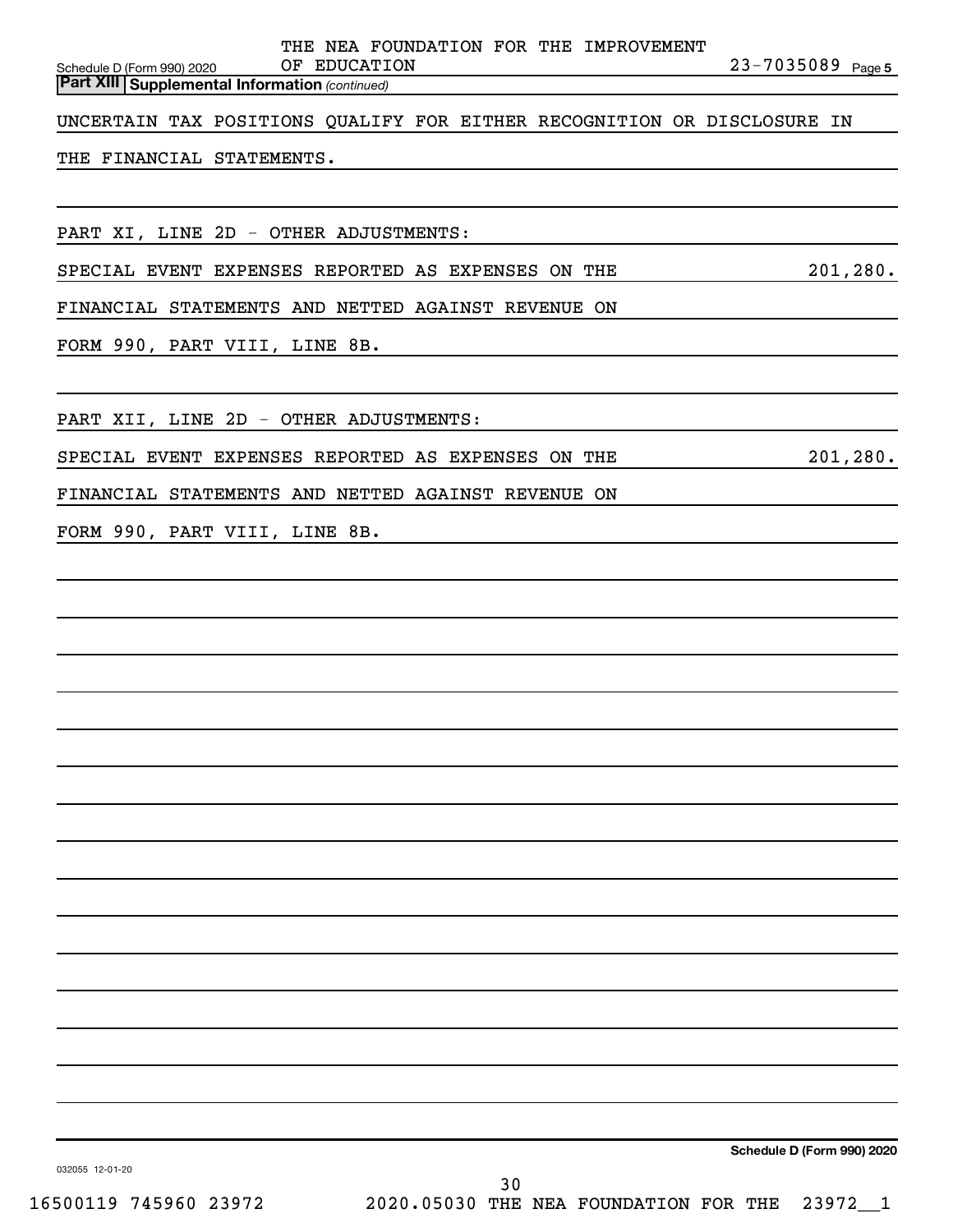**Part XIII** **Supplemental Information** *(continued)*

UNCERTAIN TAX POSITIONS QUALIFY FOR EITHER RECOGNITION OR DISCLOSURE IN THE FINANCIAL STATEMENTS.

PART XI, LINE 2D - OTHER ADJUSTMENTS:

SPECIAL EVENT EXPENSES REPORTED AS EXPENSES ON THE FINANCIAL STATEMENTS AND NETTED AGAINST REVENUE ON FORM 990, PART VIII, LINE 8B. 201,280.

PART XII, LINE 2D - OTHER ADJUSTMENTS:

SPECIAL EVENT EXPENSES REPORTED AS EXPENSES ON THE FINANCIAL STATEMENTS AND NETTED AGAINST REVENUE ON FORM 990, PART VIII, LINE 8B. 201,280.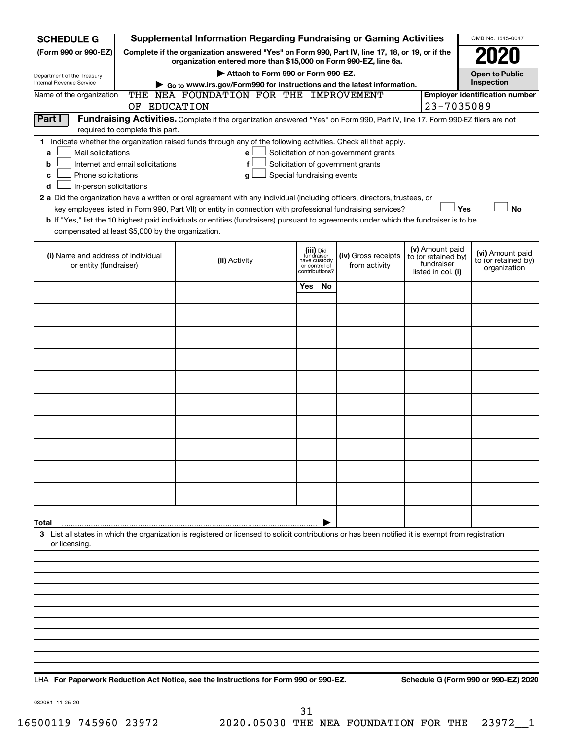**SCHEDULE G** (Form 990 or 990-EZ)

Department of the Treasury
Internal Revenue Service

# Supplemental Information Regarding Fundraising or Gaming Activities

**Complete if the organization answered "Yes" on Form 990, Part IV, line 17, 18, or 19, or if the organization entered more than $15,000 on Form 990-EZ, line 6a.**

**▶ Attach to Form 990 or Form 990-EZ.**

**▶ Go to www.irs.gov/Form990 for instructions and the latest information.**

OMB No. 1545-0047

**2020**

**Open to Public Inspection**

Name of the organization: THE NEA FOUNDATION FOR THE IMPROVEMENT OF EDUCATION

**Employer identification number**: 23-7035089

**Part I** **Fundraising Activities.** Complete if the organization answered "Yes" on Form 990, Part IV, line 17. Form 990-EZ filers are not required to complete this part.

**1** Indicate whether the organization raised funds through any of the following activities. Check all that apply.

- **a** ☐ Mail solicitations
- **b** ☐ Internet and email solicitations
- **c** ☐ Phone solicitations
- **d** ☐ In-person solicitations
- **e** ☐ Solicitation of non-government grants
- **f** ☐ Solicitation of government grants
- **g** ☐ Special fundraising events

**2 a** Did the organization have a written or oral agreement with any individual (including officers, directors, trustees, or key employees listed in Form 990, Part VII) or entity in connection with professional fundraising services? ☐ **Yes** ☐ **No**

**b** If "Yes," list the 10 highest paid individuals or entities (fundraisers) pursuant to agreements under which the fundraiser is to be compensated at least $5,000 by the organization.

| (i) Name and address of individual or entity (fundraiser) | (ii) Activity | (iii) Did fundraiser have custody or control of contributions? | | (iv) Gross receipts from activity | (v) Amount paid to (or retained by) fundraiser listed in col. (i) | (vi) Amount paid to (or retained by) organization |
|---|---|---|---|---|---|---|
| | | Yes | No | | | |
| | | | | | | |
| | | | | | | |
| | | | | | | |
| | | | | | | |
| | | | | | | |
| | | | | | | |
| | | | | | | |
| | | | | | | |
| | | | | | | |
| **Total** ▶ | | | | | | |

**3** List all states in which the organization is registered or licensed to solicit contributions or has been notified it is exempt from registration or licensing.

LHA **For Paperwork Reduction Act Notice, see the Instructions for Form 990 or 990-EZ.** **Schedule G (Form 990 or 990-EZ) 2020**

032081 11-25-20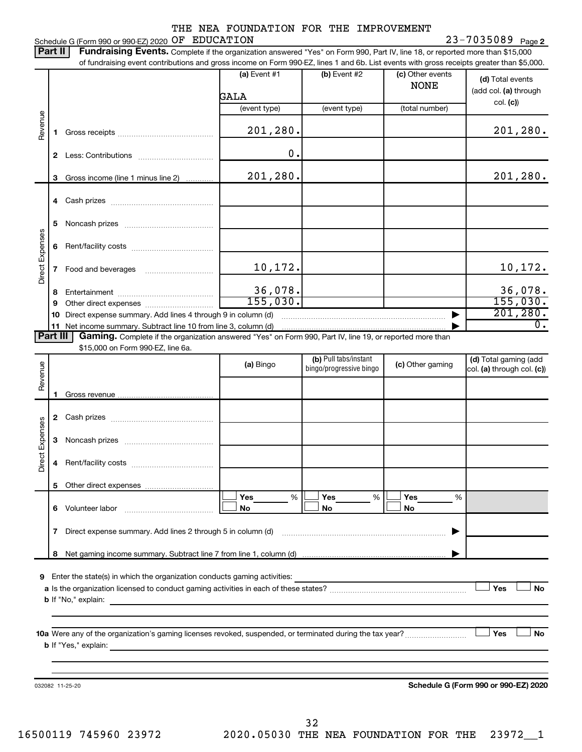THE NEA FOUNDATION FOR THE IMPROVEMENT

Schedule G (Form 990 or 990-EZ) 2020 OF EDUCATION 23-7035089 Page **2**

**Part II** **Fundraising Events.** Complete if the organization answered "Yes" on Form 990, Part IV, line 18, or reported more than $15,000 of fundraising event contributions and gross income on Form 990-EZ, lines 1 and 6b. List events with gross receipts greater than $5,000.

| | | (a) Event #1 | (b) Event #2 | (c) Other events | (d) Total events (add col. (a) through col. (c)) |
|---|---|---|---|---|---|
| | | GALA | | NONE | |
| | | (event type) | (event type) | (total number) | |
| Revenue | 1 Gross receipts | 201,280. | | | 201,280. |
| | 2 Less: Contributions | 0. | | | |
| | 3 Gross income (line 1 minus line 2) | 201,280. | | | 201,280. |
| Direct Expenses | 4 Cash prizes | | | | |
| | 5 Noncash prizes | | | | |
| | 6 Rent/facility costs | | | | |
| | 7 Food and beverages | 10,172. | | | 10,172. |
| | 8 Entertainment | 36,078. | | | 36,078. |
| | 9 Other direct expenses | 155,030. | | | 155,030. |
| | 10 Direct expense summary. Add lines 4 through 9 in column (d) | | | | 201,280. |
| | 11 Net income summary. Subtract line 10 from line 3, column (d) | | | | 0. |

**Part III** **Gaming.** Complete if the organization answered "Yes" on Form 990, Part IV, line 19, or reported more than $15,000 on Form 990-EZ, line 6a.

| | | (a) Bingo | (b) Pull tabs/instant bingo/progressive bingo | (c) Other gaming | (d) Total gaming (add col. (a) through col. (c)) |
|---|---|---|---|---|---|
| Revenue | 1 Gross revenue | | | | |
| Direct Expenses | 2 Cash prizes | | | | |
| | 3 Noncash prizes | | | | |
| | 4 Rent/facility costs | | | | |
| | 5 Other direct expenses | | | | |
| | 6 Volunteer labor | ☐ Yes ___ % ☐ No | ☐ Yes ___ % ☐ No | ☐ Yes ___ % ☐ No | |
| | 7 Direct expense summary. Add lines 2 through 5 in column (d) | | | | |
| | 8 Net gaming income summary. Subtract line 7 from line 1, column (d) | | | | |

**9** Enter the state(s) in which the organization conducts gaming activities:

**a** Is the organization licensed to conduct gaming activities in each of these states? ☐ Yes ☐ No

**b** If "No," explain:

**10a** Were any of the organization's gaming licenses revoked, suspended, or terminated during the tax year? ☐ Yes ☐ No

**b** If "Yes," explain:

032082 11-25-20 **Schedule G (Form 990 or 990-EZ) 2020**

16500119 745960 23972 2020.05030 THE NEA FOUNDATION FOR THE 23972__1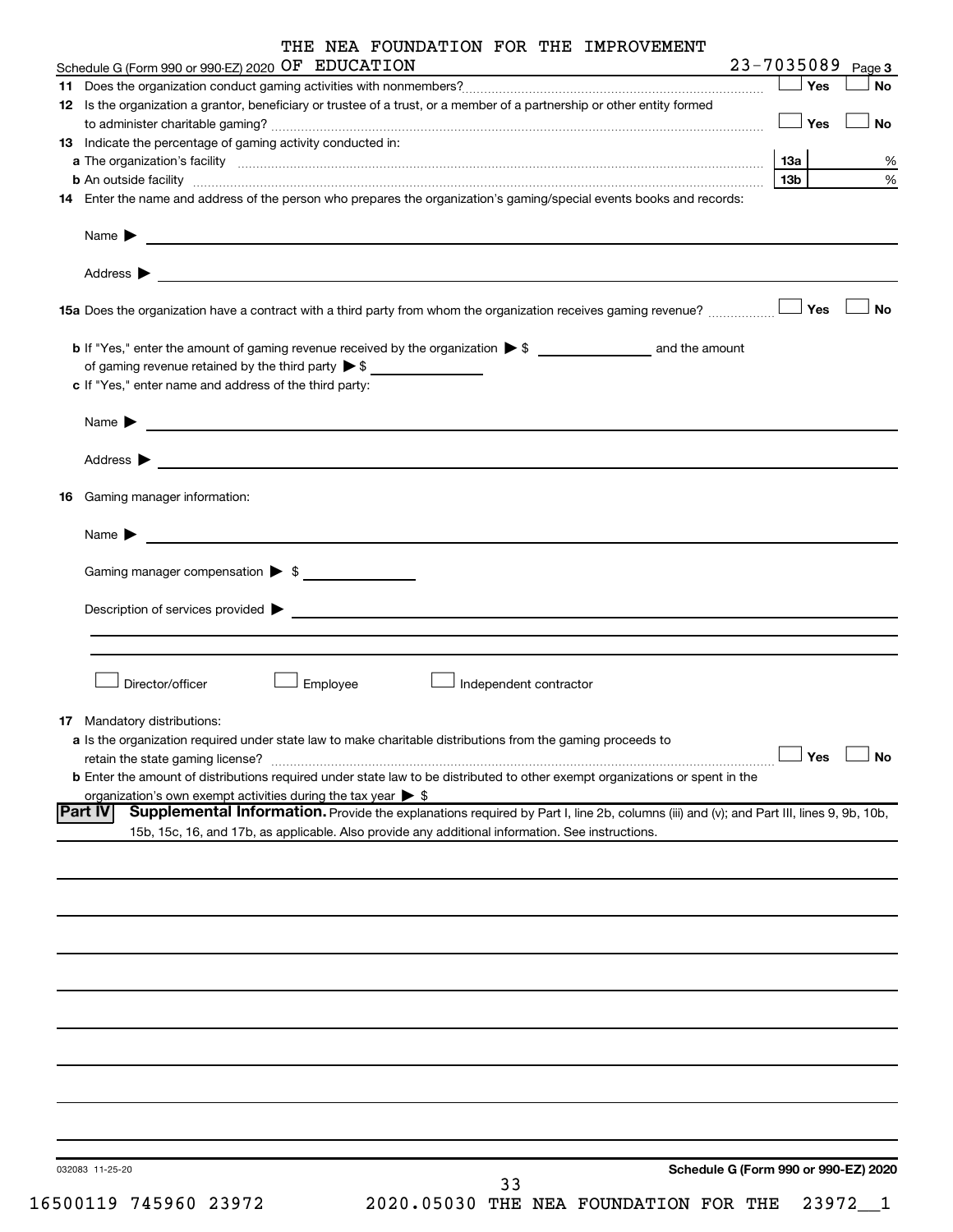THE NEA FOUNDATION FOR THE IMPROVEMENT

Schedule G (Form 990 or 990-EZ) 2020 OF EDUCATION 23-7035089 Page **3**

**11** Does the organization conduct gaming activities with nonmembers? ☐ Yes ☐ No

**12** Is the organization a grantor, beneficiary or trustee of a trust, or a member of a partnership or other entity formed to administer charitable gaming? ☐ Yes ☐ No

**13** Indicate the percentage of gaming activity conducted in:

**a** The organization's facility **13a** %

**b** An outside facility **13b** %

**14** Enter the name and address of the person who prepares the organization's gaming/special events books and records:

Name ▶

Address ▶

**15a** Does the organization have a contract with a third party from whom the organization receives gaming revenue? ☐ Yes ☐ No

**b** If "Yes," enter the amount of gaming revenue received by the organization ▶ $ ______ and the amount of gaming revenue retained by the third party ▶ $ ______

**c** If "Yes," enter name and address of the third party:

Name ▶

Address ▶

**16** Gaming manager information:

Name ▶

Gaming manager compensation ▶ $

Description of services provided ▶

☐ Director/officer ☐ Employee ☐ Independent contractor

**17** Mandatory distributions:

**a** Is the organization required under state law to make charitable distributions from the gaming proceeds to retain the state gaming license? ☐ Yes ☐ No

**b** Enter the amount of distributions required under state law to be distributed to other exempt organizations or spent in the organization's own exempt activities during the tax year ▶ $

**Part IV** **Supplemental Information.** Provide the explanations required by Part I, line 2b, columns (iii) and (v); and Part III, lines 9, 9b, 10b, 15b, 15c, 16, and 17b, as applicable. Also provide any additional information. See instructions.

032083 11-25-20 **Schedule G (Form 990 or 990-EZ) 2020**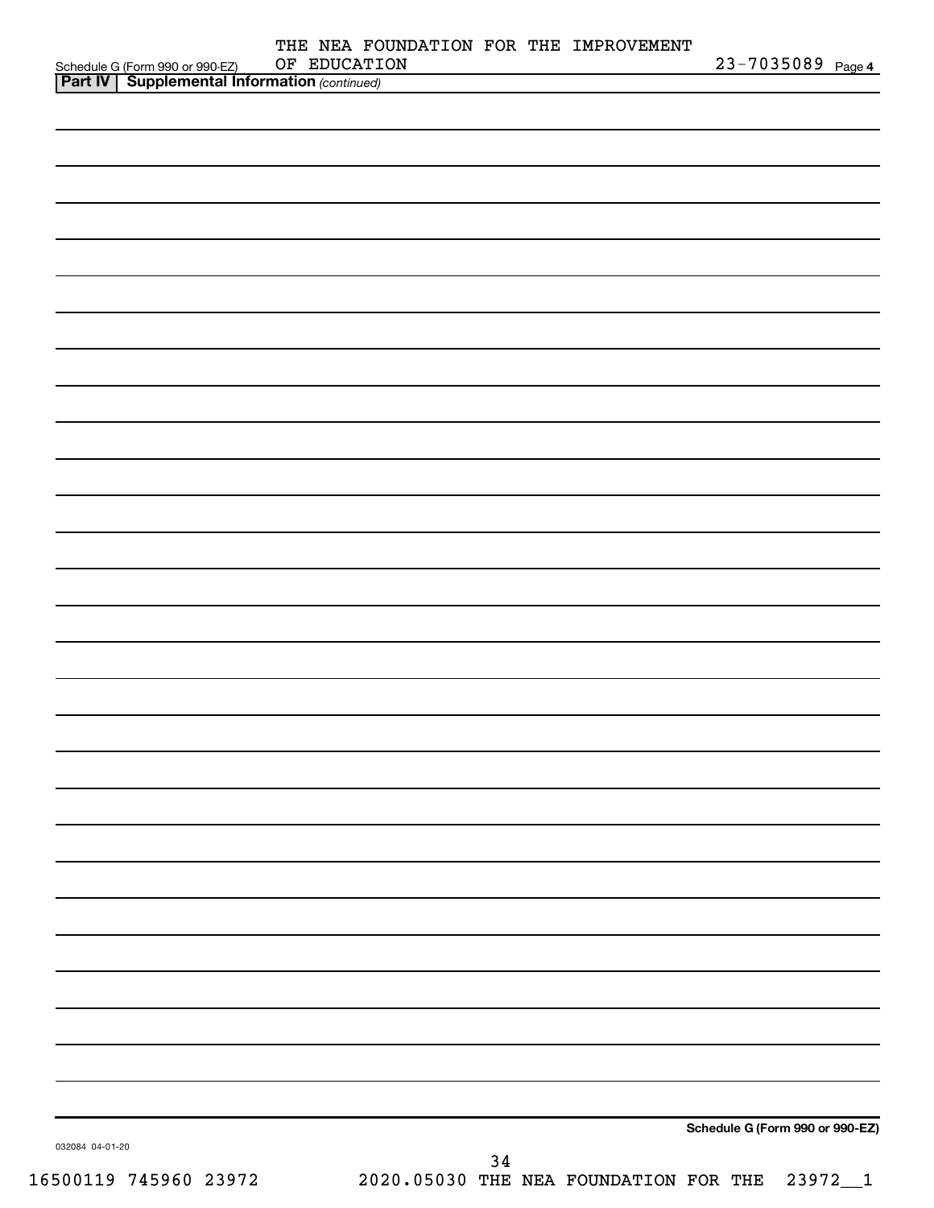Schedule G (Form 990 or 990-EZ) THE NEA FOUNDATION FOR THE IMPROVEMENT OF EDUCATION 23-7035089 Page 4

**Part IV | Supplemental Information** *(continued)*

**Schedule G (Form 990 or 990-EZ)**

032084 04-01-20

16500119 745960 23972 2020.05030 THE NEA FOUNDATION FOR THE 23972__1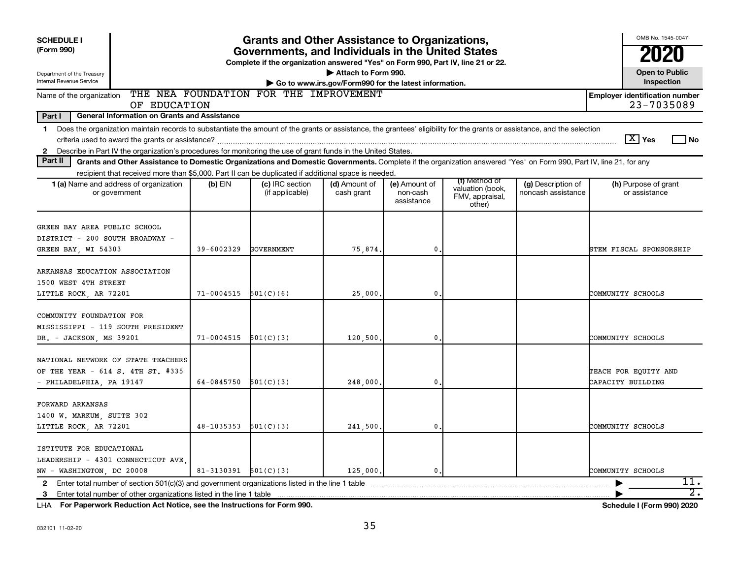**SCHEDULE I**
**(Form 990)**

Department of the Treasury
Internal Revenue Service

# Grants and Other Assistance to Organizations, Governments, and Individuals in the United States

**Complete if the organization answered "Yes" on Form 990, Part IV, line 21 or 22.**
▶ Attach to Form 990.
▶ Go to www.irs.gov/Form990 for the latest information.

OMB No. 1545-0047
**2020**
**Open to Public Inspection**

Name of the organization: THE NEA FOUNDATION FOR THE IMPROVEMENT OF EDUCATION

**Employer identification number** 23-7035089

**Part I — General Information on Grants and Assistance**

1 Does the organization maintain records to substantiate the amount of the grants or assistance, the grantees' eligibility for the grants or assistance, and the selection criteria used to award the grants or assistance? [X] Yes [ ] No

2 Describe in Part IV the organization's procedures for monitoring the use of grant funds in the United States.

**Part II — Grants and Other Assistance to Domestic Organizations and Domestic Governments.** Complete if the organization answered "Yes" on Form 990, Part IV, line 21, for any recipient that received more than $5,000. Part II can be duplicated if additional space is needed.

| 1 (a) Name and address of organization or government | (b) EIN | (c) IRC section (if applicable) | (d) Amount of cash grant | (e) Amount of non-cash assistance | (f) Method of valuation (book, FMV, appraisal, other) | (g) Description of noncash assistance | (h) Purpose of grant or assistance |
|---|---|---|---|---|---|---|---|
| GREEN BAY AREA PUBLIC SCHOOL DISTRICT - 200 SOUTH BROADWAY - GREEN BAY, WI 54303 | 39-6002329 | GOVERNMENT | 75,874. | 0. | | | STEM FISCAL SPONSORSHIP |
| ARKANSAS EDUCATION ASSOCIATION 1500 WEST 4TH STREET LITTLE ROCK, AR 72201 | 71-0004515 | 501(C)(6) | 25,000. | 0. | | | COMMUNITY SCHOOLS |
| COMMUNITY FOUNDATION FOR MISSISSIPPI - 119 SOUTH PRESIDENT DR. - JACKSON, MS 39201 | 71-0004515 | 501(C)(3) | 120,500. | 0. | | | COMMUNITY SCHOOLS |
| NATIONAL NETWORK OF STATE TEACHERS OF THE YEAR - 614 S. 4TH ST. #335 - PHILADELPHIA, PA 19147 | 64-0845750 | 501(C)(3) | 248,000. | 0. | | | TEACH FOR EQUITY AND CAPACITY BUILDING |
| FORWARD ARKANSAS 1400 W. MARKUM, SUITE 302 LITTLE ROCK, AR 72201 | 48-1035353 | 501(C)(3) | 241,500. | 0. | | | COMMUNITY SCHOOLS |
| ISTITUTE FOR EDUCATIONAL LEADERSHIP - 4301 CONNECTICUT AVE, NW - WASHINGTON, DC 20008 | 81-3130391 | 501(C)(3) | 125,000. | 0. | | | COMMUNITY SCHOOLS |

2 Enter total number of section 501(c)(3) and government organizations listed in the line 1 table ▶ 11.

3 Enter total number of other organizations listed in the line 1 table ▶ 2.

LHA **For Paperwork Reduction Act Notice, see the Instructions for Form 990.** **Schedule I (Form 990) 2020**

032101 11-02-20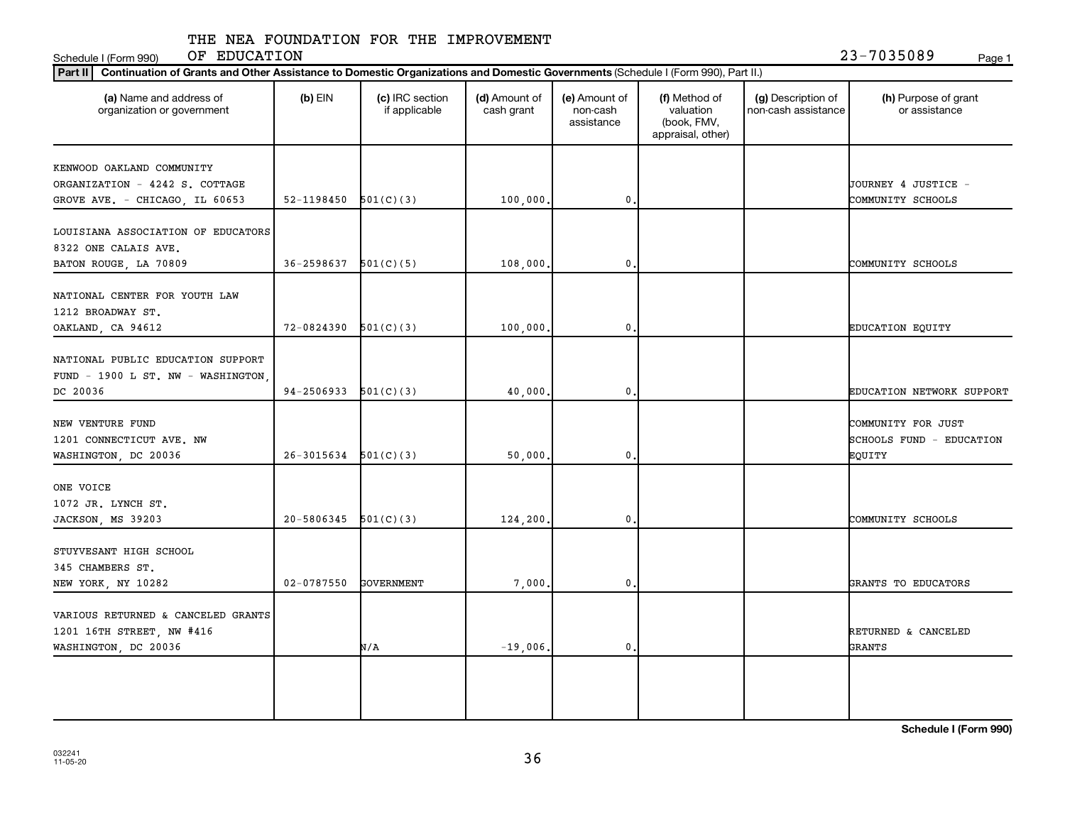THE NEA FOUNDATION FOR THE IMPROVEMENT OF EDUCATION

Schedule I (Form 990) 23-7035089

**Part II** **Continuation of Grants and Other Assistance to Domestic Organizations and Domestic Governments** (Schedule I (Form 990), Part II.)

| (a) Name and address of organization or government | (b) EIN | (c) IRC section if applicable | (d) Amount of cash grant | (e) Amount of non-cash assistance | (f) Method of valuation (book, FMV, appraisal, other) | (g) Description of non-cash assistance | (h) Purpose of grant or assistance |
|---|---|---|---|---|---|---|---|
| KENWOOD OAKLAND COMMUNITY ORGANIZATION - 4242 S. COTTAGE GROVE AVE. - CHICAGO, IL 60653 | 52-1198450 | 501(C)(3) | 100,000. | 0. | | | JOURNEY 4 JUSTICE - COMMUNITY SCHOOLS |
| LOUISIANA ASSOCIATION OF EDUCATORS 8322 ONE CALAIS AVE. BATON ROUGE, LA 70809 | 36-2598637 | 501(C)(5) | 108,000. | 0. | | | COMMUNITY SCHOOLS |
| NATIONAL CENTER FOR YOUTH LAW 1212 BROADWAY ST. OAKLAND, CA 94612 | 72-0824390 | 501(C)(3) | 100,000. | 0. | | | EDUCATION EQUITY |
| NATIONAL PUBLIC EDUCATION SUPPORT FUND - 1900 L ST. NW - WASHINGTON, DC 20036 | 94-2506933 | 501(C)(3) | 40,000. | 0. | | | EDUCATION NETWORK SUPPORT |
| NEW VENTURE FUND 1201 CONNECTICUT AVE. NW WASHINGTON, DC 20036 | 26-3015634 | 501(C)(3) | 50,000. | 0. | | | COMMUNITY FOR JUST SCHOOLS FUND - EDUCATION EQUITY |
| ONE VOICE 1072 JR. LYNCH ST. JACKSON, MS 39203 | 20-5806345 | 501(C)(3) | 124,200. | 0. | | | COMMUNITY SCHOOLS |
| STUYVESANT HIGH SCHOOL 345 CHAMBERS ST. NEW YORK, NY 10282 | 02-0787550 | GOVERNMENT | 7,000. | 0. | | | GRANTS TO EDUCATORS |
| VARIOUS RETURNED & CANCELED GRANTS 1201 16TH STREET, NW #416 WASHINGTON, DC 20036 | | N/A | -19,006. | 0. | | | RETURNED & CANCELED GRANTS |
| | | | | | | | |

**Schedule I (Form 990)**

032241 11-05-20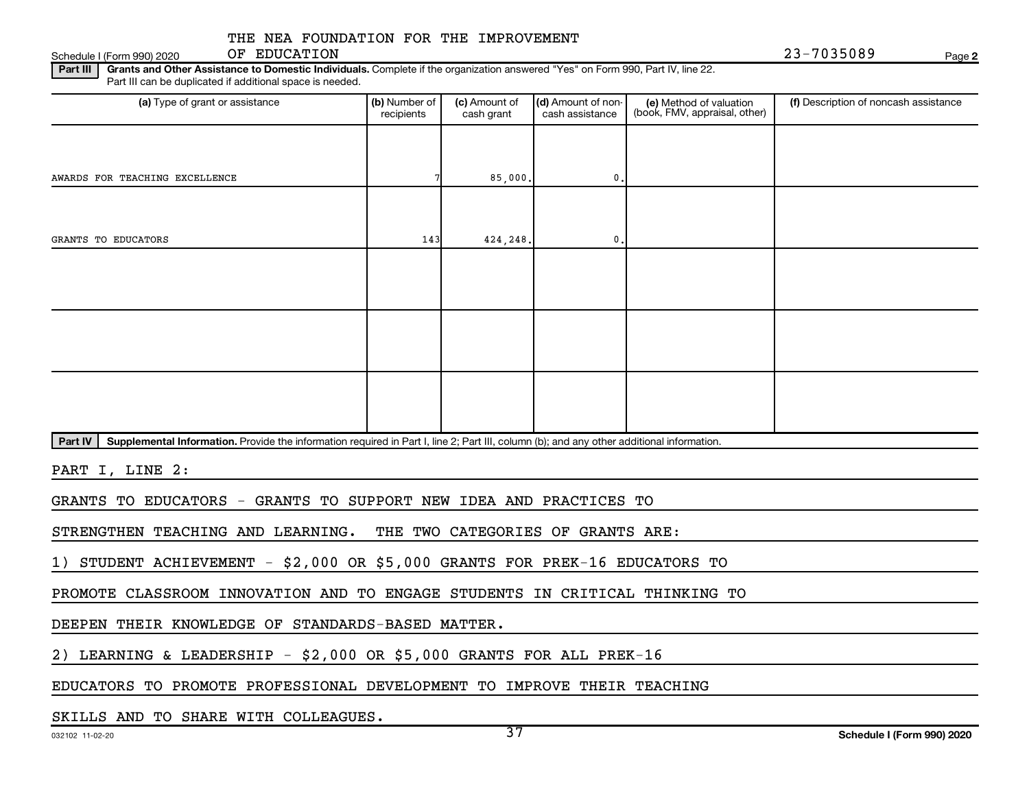THE NEA FOUNDATION FOR THE IMPROVEMENT OF EDUCATION

Schedule I (Form 990) 2020 — 23-7035089

**Part III** **Grants and Other Assistance to Domestic Individuals.** Complete if the organization answered "Yes" on Form 990, Part IV, line 22. Part III can be duplicated if additional space is needed.

| (a) Type of grant or assistance | (b) Number of recipients | (c) Amount of cash grant | (d) Amount of non-cash assistance | (e) Method of valuation (book, FMV, appraisal, other) | (f) Description of noncash assistance |
|---|---|---|---|---|---|
| AWARDS FOR TEACHING EXCELLENCE | 7 | 85,000. | 0. | | |
| GRANTS TO EDUCATORS | 143 | 424,248. | 0. | | |
| | | | | | |
| | | | | | |
| | | | | | |

**Part IV** **Supplemental Information.** Provide the information required in Part I, line 2; Part III, column (b); and any other additional information.

PART I, LINE 2:

GRANTS TO EDUCATORS - GRANTS TO SUPPORT NEW IDEA AND PRACTICES TO STRENGTHEN TEACHING AND LEARNING. THE TWO CATEGORIES OF GRANTS ARE:

1) STUDENT ACHIEVEMENT - $2,000 OR $5,000 GRANTS FOR PREK-16 EDUCATORS TO PROMOTE CLASSROOM INNOVATION AND TO ENGAGE STUDENTS IN CRITICAL THINKING TO DEEPEN THEIR KNOWLEDGE OF STANDARDS-BASED MATTER.

2) LEARNING & LEADERSHIP - $2,000 OR $5,000 GRANTS FOR ALL PREK-16 EDUCATORS TO PROMOTE PROFESSIONAL DEVELOPMENT TO IMPROVE THEIR TEACHING SKILLS AND TO SHARE WITH COLLEAGUES.

032102 11-02-20 — Schedule I (Form 990) 2020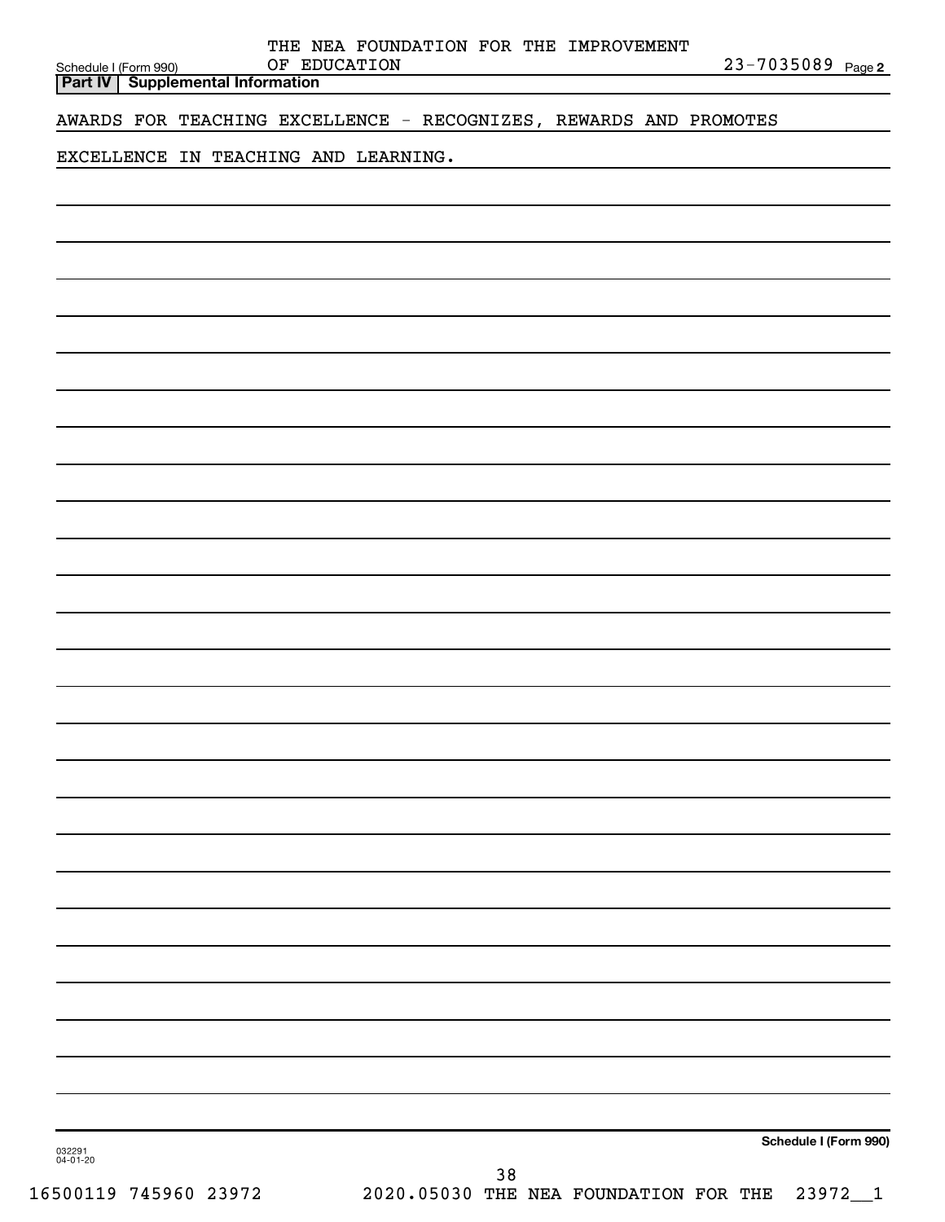## Part IV Supplemental Information

AWARDS FOR TEACHING EXCELLENCE - RECOGNIZES, REWARDS AND PROMOTES EXCELLENCE IN TEACHING AND LEARNING.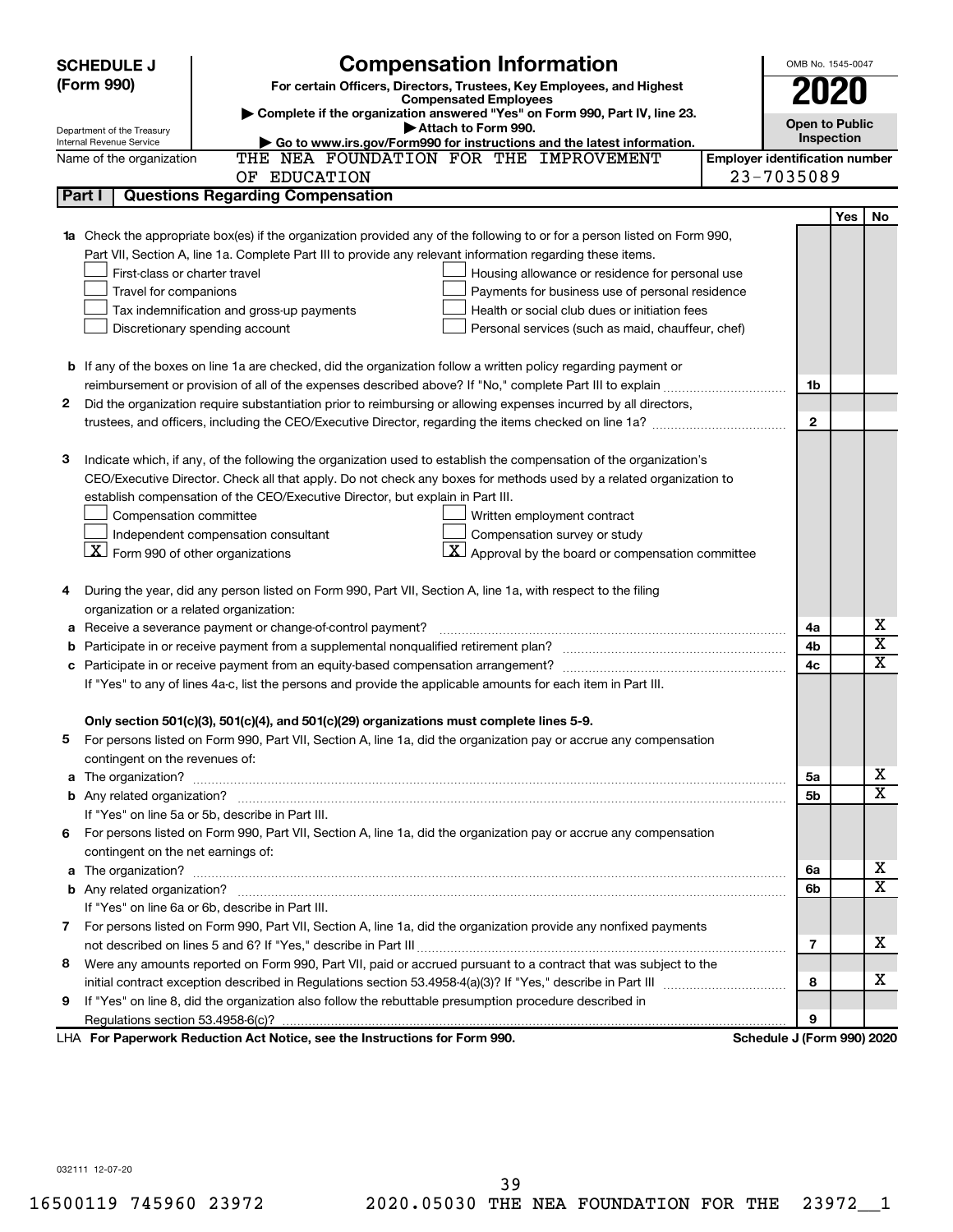**SCHEDULE J (Form 990)**

Department of the Treasury
Internal Revenue Service

# Compensation Information

**For certain Officers, Directors, Trustees, Key Employees, and Highest Compensated Employees**

▶ Complete if the organization answered "Yes" on Form 990, Part IV, line 23.
▶ Attach to Form 990.
▶ Go to www.irs.gov/Form990 for instructions and the latest information.

OMB No. 1545-0047

**2020**

**Open to Public Inspection**

Name of the organization: THE NEA FOUNDATION FOR THE IMPROVEMENT OF EDUCATION

Employer identification number: 23-7035089

## Part I Questions Regarding Compensation

| | | | Yes | No |
|---|---|---|---|---|
| **1a** | Check the appropriate box(es) if the organization provided any of the following to or for a person listed on Form 990, Part VII, Section A, line 1a. Complete Part III to provide any relevant information regarding these items.<br>☐ First-class or charter travel ☐ Housing allowance or residence for personal use<br>☐ Travel for companions ☐ Payments for business use of personal residence<br>☐ Tax indemnification and gross-up payments ☐ Health or social club dues or initiation fees<br>☐ Discretionary spending account ☐ Personal services (such as maid, chauffeur, chef) | | | |
| **b** | If any of the boxes on line 1a are checked, did the organization follow a written policy regarding payment or reimbursement or provision of all of the expenses described above? If "No," complete Part III to explain | 1b | | |
| **2** | Did the organization require substantiation prior to reimbursing or allowing expenses incurred by all directors, trustees, and officers, including the CEO/Executive Director, regarding the items checked on line 1a? | 2 | | |
| **3** | Indicate which, if any, of the following the organization used to establish the compensation of the organization's CEO/Executive Director. Check all that apply. Do not check any boxes for methods used by a related organization to establish compensation of the CEO/Executive Director, but explain in Part III.<br>☐ Compensation committee ☐ Written employment contract<br>☐ Independent compensation consultant ☐ Compensation survey or study<br>☒ Form 990 of other organizations ☒ Approval by the board or compensation committee | | | |
| **4** | During the year, did any person listed on Form 990, Part VII, Section A, line 1a, with respect to the filing organization or a related organization: | | | |
| **a** | Receive a severance payment or change-of-control payment? | 4a | | X |
| **b** | Participate in or receive payment from a supplemental nonqualified retirement plan? | 4b | | X |
| **c** | Participate in or receive payment from an equity-based compensation arrangement? | 4c | | X |
| | If "Yes" to any of lines 4a-c, list the persons and provide the applicable amounts for each item in Part III. | | | |
| | **Only section 501(c)(3), 501(c)(4), and 501(c)(29) organizations must complete lines 5-9.** | | | |
| **5** | For persons listed on Form 990, Part VII, Section A, line 1a, did the organization pay or accrue any compensation contingent on the revenues of: | | | |
| **a** | The organization? | 5a | | X |
| **b** | Any related organization? | 5b | | X |
| | If "Yes" on line 5a or 5b, describe in Part III. | | | |
| **6** | For persons listed on Form 990, Part VII, Section A, line 1a, did the organization pay or accrue any compensation contingent on the net earnings of: | | | |
| **a** | The organization? | 6a | | X |
| **b** | Any related organization? | 6b | | X |
| | If "Yes" on line 6a or 6b, describe in Part III. | | | |
| **7** | For persons listed on Form 990, Part VII, Section A, line 1a, did the organization provide any nonfixed payments not described on lines 5 and 6? If "Yes," describe in Part III | 7 | | X |
| **8** | Were any amounts reported on Form 990, Part VII, paid or accrued pursuant to a contract that was subject to the initial contract exception described in Regulations section 53.4958-4(a)(3)? If "Yes," describe in Part III | 8 | | X |
| **9** | If "Yes" on line 8, did the organization also follow the rebuttable presumption procedure described in Regulations section 53.4958-6(c)? | 9 | | |

LHA **For Paperwork Reduction Act Notice, see the Instructions for Form 990.** **Schedule J (Form 990) 2020**

032111 12-07-20

16500119 745960 23972 2020.05030 THE NEA FOUNDATION FOR THE 23972__1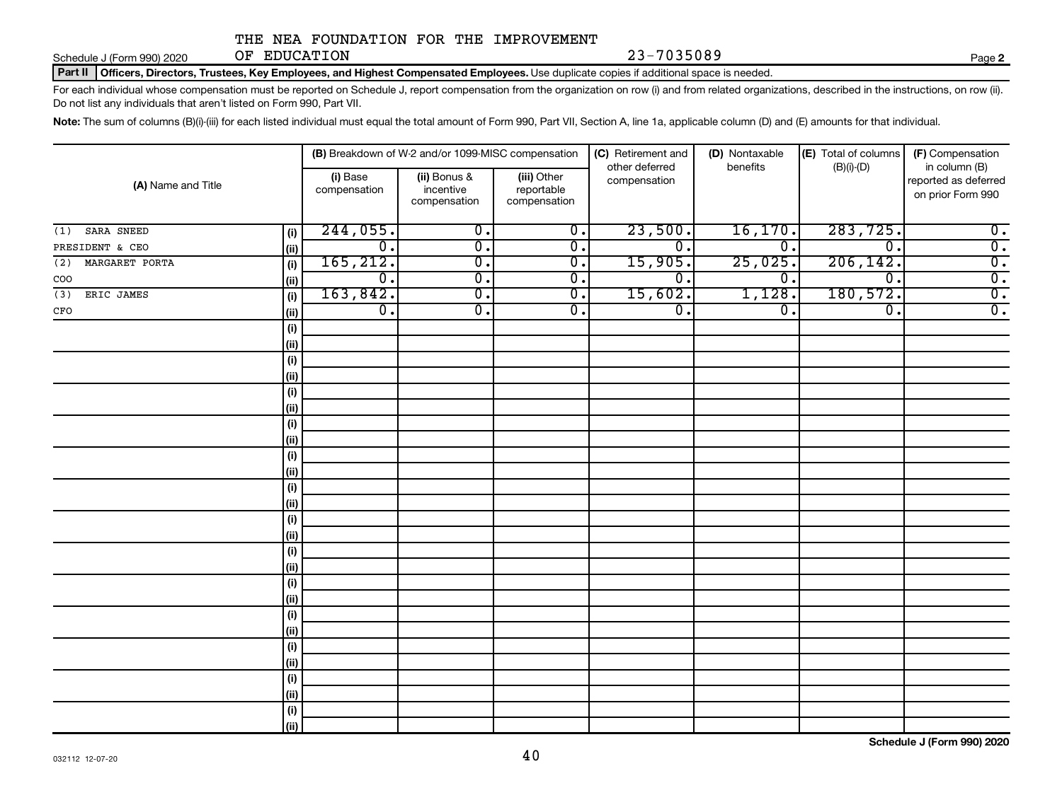THE NEA FOUNDATION FOR THE IMPROVEMENT OF EDUCATION 23-7035089

Schedule J (Form 990) 2020

**Part II | Officers, Directors, Trustees, Key Employees, and Highest Compensated Employees.** Use duplicate copies if additional space is needed.

For each individual whose compensation must be reported on Schedule J, report compensation from the organization on row (i) and from related organizations, described in the instructions, on row (ii). Do not list any individuals that aren't listed on Form 990, Part VII.

**Note:** The sum of columns (B)(i)-(iii) for each listed individual must equal the total amount of Form 990, Part VII, Section A, line 1a, applicable column (D) and (E) amounts for that individual.

| (A) Name and Title | | (B) Breakdown of W-2 and/or 1099-MISC compensation | | | (C) Retirement and other deferred compensation | (D) Nontaxable benefits | (E) Total of columns (B)(i)-(D) | (F) Compensation in column (B) reported as deferred on prior Form 990 |
|---|---|---|---|---|---|---|---|---|
| | | (i) Base compensation | (ii) Bonus & incentive compensation | (iii) Other reportable compensation | | | | |
| (1) SARA SNEED | (i) | 244,055. | 0. | 0. | 23,500. | 16,170. | 283,725. | 0. |
| PRESIDENT & CEO | (ii) | 0. | 0. | 0. | 0. | 0. | 0. | 0. |
| (2) MARGARET PORTA | (i) | 165,212. | 0. | 0. | 15,905. | 25,025. | 206,142. | 0. |
| COO | (ii) | 0. | 0. | 0. | 0. | 0. | 0. | 0. |
| (3) ERIC JAMES | (i) | 163,842. | 0. | 0. | 15,602. | 1,128. | 180,572. | 0. |
| CFO | (ii) | 0. | 0. | 0. | 0. | 0. | 0. | 0. |

Schedule J (Form 990) 2020

032112 12-07-20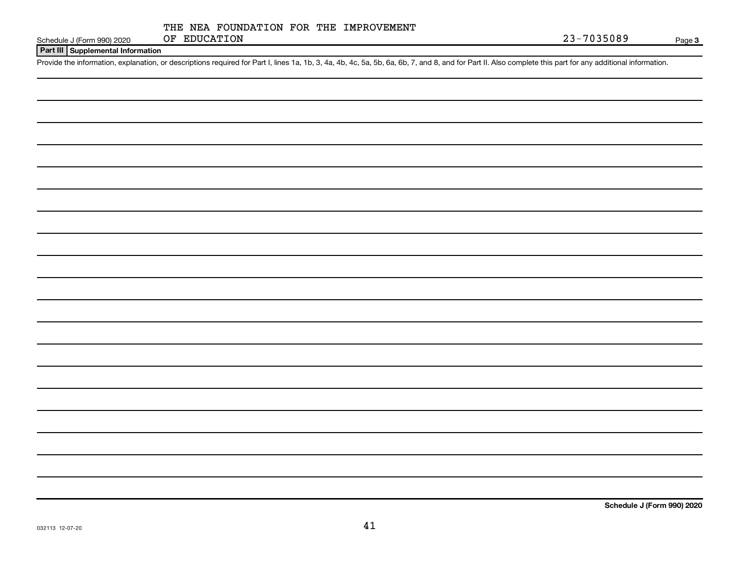Schedule J (Form 990) 2020 THE NEA FOUNDATION FOR THE IMPROVEMENT OF EDUCATION 23-7035089 Page **3**

**Part III | Supplemental Information**

Provide the information, explanation, or descriptions required for Part I, lines 1a, 1b, 3, 4a, 4b, 4c, 5a, 5b, 6a, 6b, 7, and 8, and for Part II. Also complete this part for any additional information.

**Schedule J (Form 990) 2020**

032113 12-07-20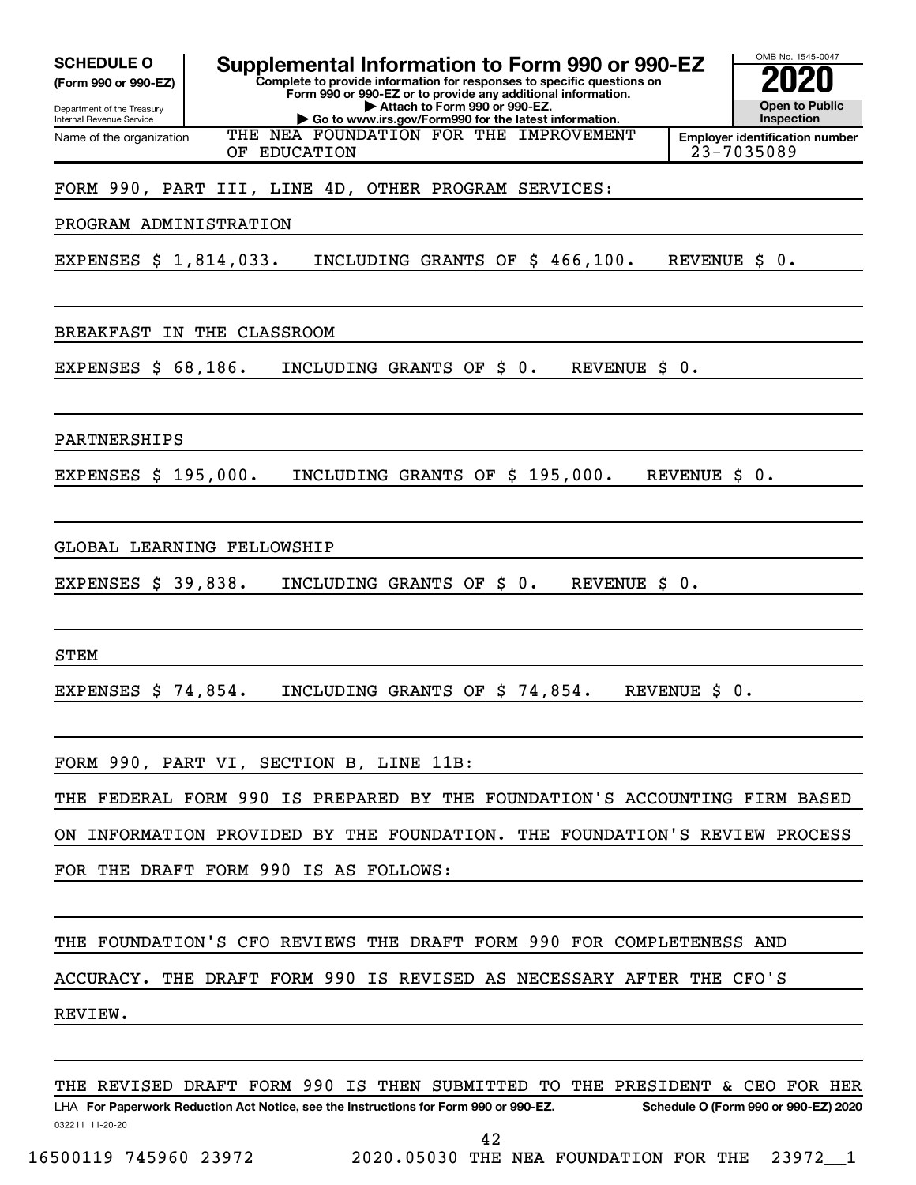**SCHEDULE O**
**(Form 990 or 990-EZ)**

Department of the Treasury
Internal Revenue Service

# Supplemental Information to Form 990 or 990-EZ

**Complete to provide information for responses to specific questions on Form 990 or 990-EZ or to provide any additional information.**
**▶ Attach to Form 990 or 990-EZ.**
**▶ Go to www.irs.gov/Form990 for the latest information.**

OMB No. 1545-0047

**2020**

**Open to Public Inspection**

Name of the organization: THE NEA FOUNDATION FOR THE IMPROVEMENT OF EDUCATION

**Employer identification number** 23-7035089

FORM 990, PART III, LINE 4D, OTHER PROGRAM SERVICES:

PROGRAM ADMINISTRATION

EXPENSES $ 1,814,033. INCLUDING GRANTS OF $ 466,100. REVENUE $ 0.

BREAKFAST IN THE CLASSROOM

EXPENSES $ 68,186. INCLUDING GRANTS OF $ 0. REVENUE $ 0.

PARTNERSHIPS

EXPENSES $ 195,000. INCLUDING GRANTS OF $ 195,000. REVENUE $ 0.

GLOBAL LEARNING FELLOWSHIP

EXPENSES $ 39,838. INCLUDING GRANTS OF $ 0. REVENUE $ 0.

STEM

EXPENSES $ 74,854. INCLUDING GRANTS OF $ 74,854. REVENUE $ 0.

FORM 990, PART VI, SECTION B, LINE 11B:

THE FEDERAL FORM 990 IS PREPARED BY THE FOUNDATION'S ACCOUNTING FIRM BASED ON INFORMATION PROVIDED BY THE FOUNDATION. THE FOUNDATION'S REVIEW PROCESS FOR THE DRAFT FORM 990 IS AS FOLLOWS:

THE FOUNDATION'S CFO REVIEWS THE DRAFT FORM 990 FOR COMPLETENESS AND ACCURACY. THE DRAFT FORM 990 IS REVISED AS NECESSARY AFTER THE CFO'S REVIEW.

THE REVISED DRAFT FORM 990 IS THEN SUBMITTED TO THE PRESIDENT & CEO FOR HER

LHA **For Paperwork Reduction Act Notice, see the Instructions for Form 990 or 990-EZ.** **Schedule O (Form 990 or 990-EZ) 2020**

032211 11-20-20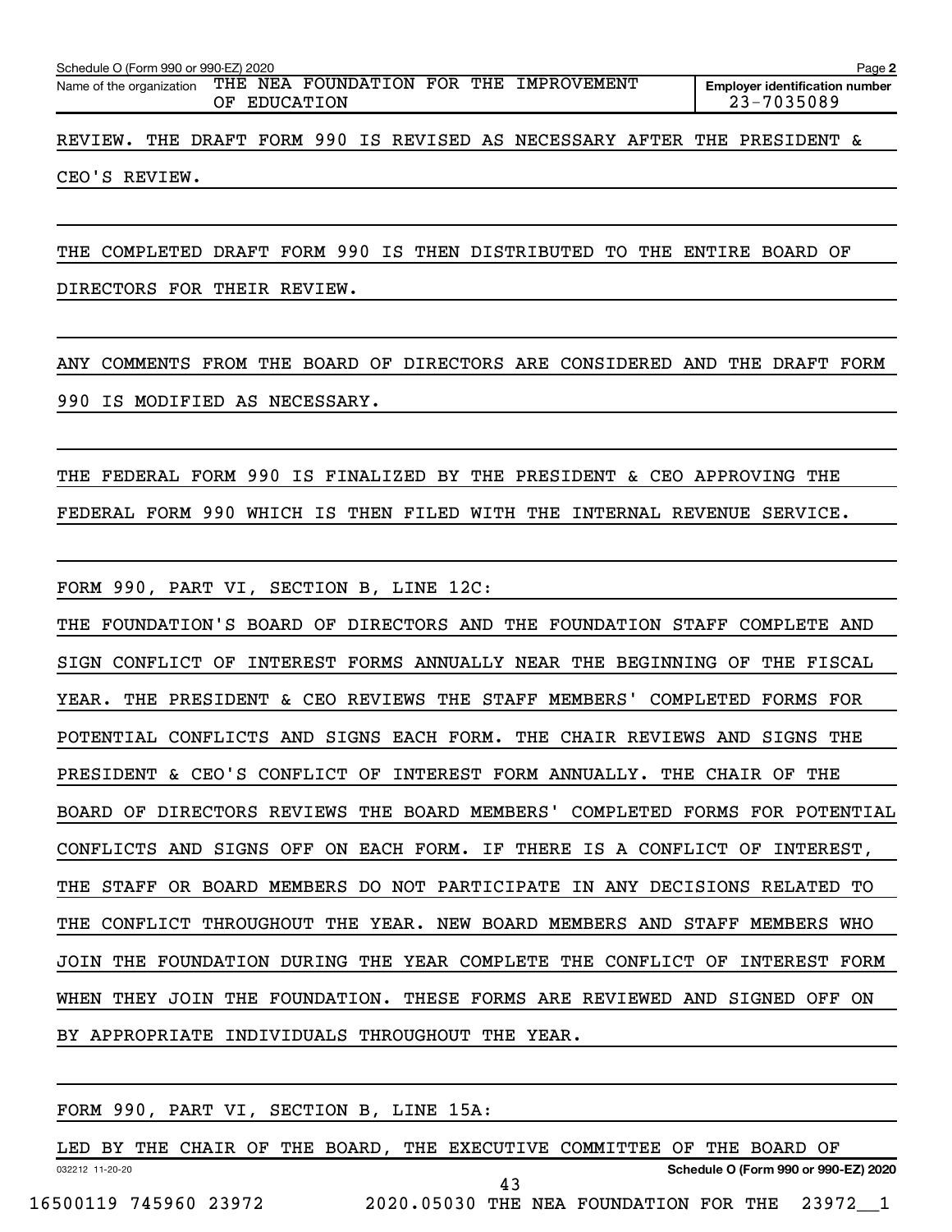Schedule O (Form 990 or 990-EZ) 2020

Name of the organization: THE NEA FOUNDATION FOR THE IMPROVEMENT OF EDUCATION

Employer identification number: 23-7035089

REVIEW. THE DRAFT FORM 990 IS REVISED AS NECESSARY AFTER THE PRESIDENT & CEO'S REVIEW.

THE COMPLETED DRAFT FORM 990 IS THEN DISTRIBUTED TO THE ENTIRE BOARD OF DIRECTORS FOR THEIR REVIEW.

ANY COMMENTS FROM THE BOARD OF DIRECTORS ARE CONSIDERED AND THE DRAFT FORM 990 IS MODIFIED AS NECESSARY.

THE FEDERAL FORM 990 IS FINALIZED BY THE PRESIDENT & CEO APPROVING THE FEDERAL FORM 990 WHICH IS THEN FILED WITH THE INTERNAL REVENUE SERVICE.

FORM 990, PART VI, SECTION B, LINE 12C:

THE FOUNDATION'S BOARD OF DIRECTORS AND THE FOUNDATION STAFF COMPLETE AND SIGN CONFLICT OF INTEREST FORMS ANNUALLY NEAR THE BEGINNING OF THE FISCAL YEAR. THE PRESIDENT & CEO REVIEWS THE STAFF MEMBERS' COMPLETED FORMS FOR POTENTIAL CONFLICTS AND SIGNS EACH FORM. THE CHAIR REVIEWS AND SIGNS THE PRESIDENT & CEO'S CONFLICT OF INTEREST FORM ANNUALLY. THE CHAIR OF THE BOARD OF DIRECTORS REVIEWS THE BOARD MEMBERS' COMPLETED FORMS FOR POTENTIAL CONFLICTS AND SIGNS OFF ON EACH FORM. IF THERE IS A CONFLICT OF INTEREST, THE STAFF OR BOARD MEMBERS DO NOT PARTICIPATE IN ANY DECISIONS RELATED TO THE CONFLICT THROUGHOUT THE YEAR. NEW BOARD MEMBERS AND STAFF MEMBERS WHO JOIN THE FOUNDATION DURING THE YEAR COMPLETE THE CONFLICT OF INTEREST FORM WHEN THEY JOIN THE FOUNDATION. THESE FORMS ARE REVIEWED AND SIGNED OFF ON BY APPROPRIATE INDIVIDUALS THROUGHOUT THE YEAR.

FORM 990, PART VI, SECTION B, LINE 15A:

LED BY THE CHAIR OF THE BOARD, THE EXECUTIVE COMMITTEE OF THE BOARD OF

Schedule O (Form 990 or 990-EZ) 2020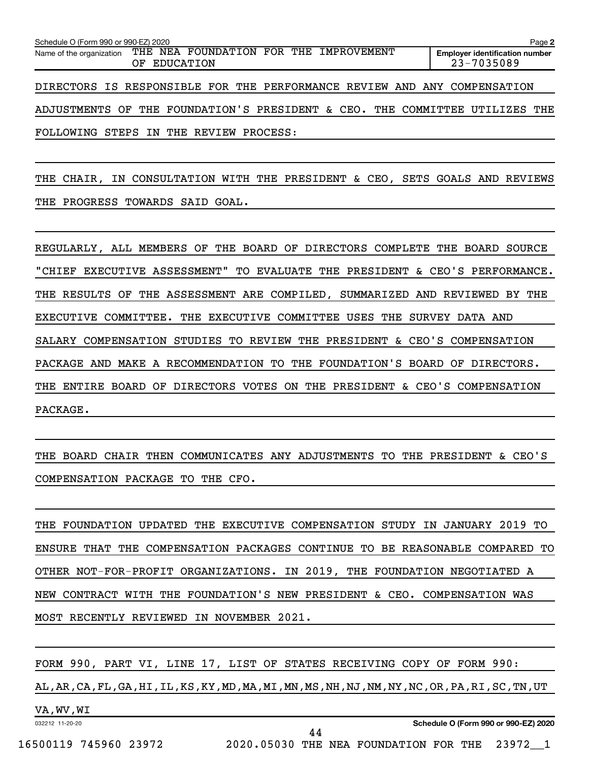Schedule O (Form 990 or 990-EZ) 2020 Page **2**

Name of the organization THE NEA FOUNDATION FOR THE IMPROVEMENT OF EDUCATION

**Employer identification number** 23-7035089

DIRECTORS IS RESPONSIBLE FOR THE PERFORMANCE REVIEW AND ANY COMPENSATION ADJUSTMENTS OF THE FOUNDATION'S PRESIDENT & CEO. THE COMMITTEE UTILIZES THE FOLLOWING STEPS IN THE REVIEW PROCESS:

THE CHAIR, IN CONSULTATION WITH THE PRESIDENT & CEO, SETS GOALS AND REVIEWS THE PROGRESS TOWARDS SAID GOAL.

REGULARLY, ALL MEMBERS OF THE BOARD OF DIRECTORS COMPLETE THE BOARD SOURCE "CHIEF EXECUTIVE ASSESSMENT" TO EVALUATE THE PRESIDENT & CEO'S PERFORMANCE. THE RESULTS OF THE ASSESSMENT ARE COMPILED, SUMMARIZED AND REVIEWED BY THE EXECUTIVE COMMITTEE. THE EXECUTIVE COMMITTEE USES THE SURVEY DATA AND SALARY COMPENSATION STUDIES TO REVIEW THE PRESIDENT & CEO'S COMPENSATION PACKAGE AND MAKE A RECOMMENDATION TO THE FOUNDATION'S BOARD OF DIRECTORS. THE ENTIRE BOARD OF DIRECTORS VOTES ON THE PRESIDENT & CEO'S COMPENSATION PACKAGE.

THE BOARD CHAIR THEN COMMUNICATES ANY ADJUSTMENTS TO THE PRESIDENT & CEO'S COMPENSATION PACKAGE TO THE CFO.

THE FOUNDATION UPDATED THE EXECUTIVE COMPENSATION STUDY IN JANUARY 2019 TO ENSURE THAT THE COMPENSATION PACKAGES CONTINUE TO BE REASONABLE COMPARED TO OTHER NOT-FOR-PROFIT ORGANIZATIONS. IN 2019, THE FOUNDATION NEGOTIATED A NEW CONTRACT WITH THE FOUNDATION'S NEW PRESIDENT & CEO. COMPENSATION WAS MOST RECENTLY REVIEWED IN NOVEMBER 2021.

FORM 990, PART VI, LINE 17, LIST OF STATES RECEIVING COPY OF FORM 990:
AL,AR,CA,FL,GA,HI,IL,KS,KY,MD,MA,MI,MN,MS,NH,NJ,NM,NY,NC,OR,PA,RI,SC,TN,UT VA,WV,WI

032212 11-20-20 **Schedule O (Form 990 or 990-EZ) 2020**

16500119 745960 23972 2020.05030 THE NEA FOUNDATION FOR THE 23972__1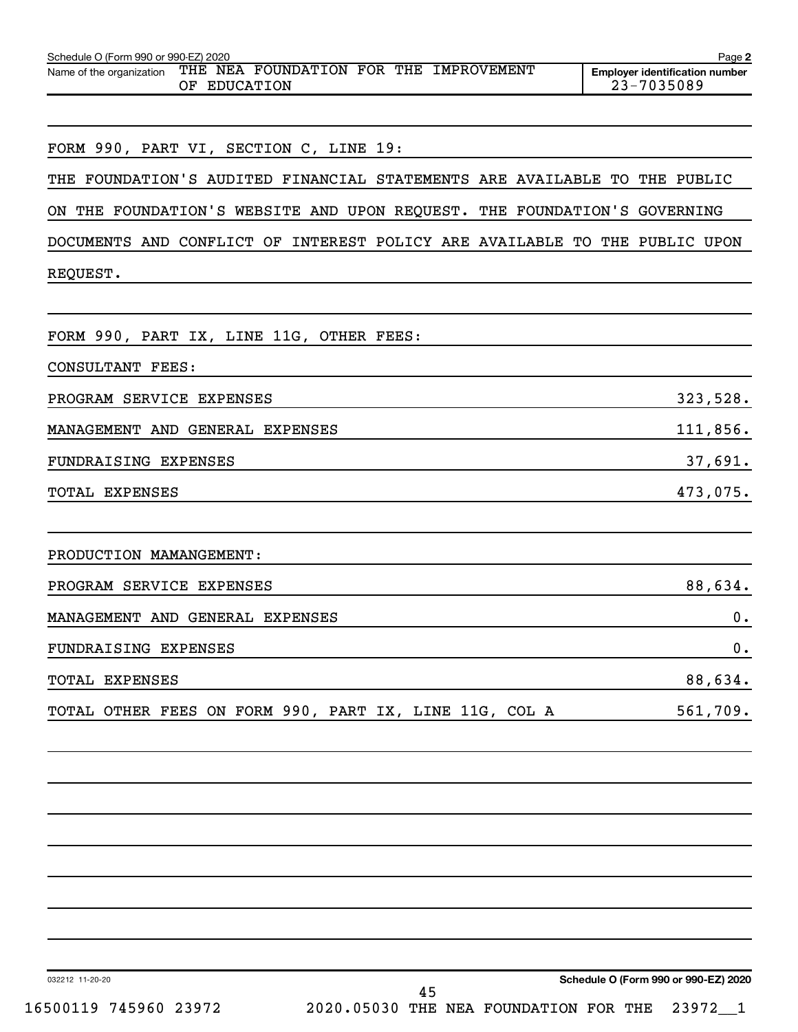Schedule O (Form 990 or 990-EZ) 2020

Name of the organization: THE NEA FOUNDATION FOR THE IMPROVEMENT OF EDUCATION

**Employer identification number** 23-7035089

FORM 990, PART VI, SECTION C, LINE 19:

THE FOUNDATION'S AUDITED FINANCIAL STATEMENTS ARE AVAILABLE TO THE PUBLIC ON THE FOUNDATION'S WEBSITE AND UPON REQUEST. THE FOUNDATION'S GOVERNING DOCUMENTS AND CONFLICT OF INTEREST POLICY ARE AVAILABLE TO THE PUBLIC UPON REQUEST.

FORM 990, PART IX, LINE 11G, OTHER FEES:

| | |
|---|---|
| CONSULTANT FEES: | |
| PROGRAM SERVICE EXPENSES | 323,528. |
| MANAGEMENT AND GENERAL EXPENSES | 111,856. |
| FUNDRAISING EXPENSES | 37,691. |
| TOTAL EXPENSES | 473,075. |
| | |
| PRODUCTION MAMANGEMENT: | |
| PROGRAM SERVICE EXPENSES | 88,634. |
| MANAGEMENT AND GENERAL EXPENSES | 0. |
| FUNDRAISING EXPENSES | 0. |
| TOTAL EXPENSES | 88,634. |
| TOTAL OTHER FEES ON FORM 990, PART IX, LINE 11G, COL A | 561,709. |

032212 11-20-20

**Schedule O (Form 990 or 990-EZ) 2020**